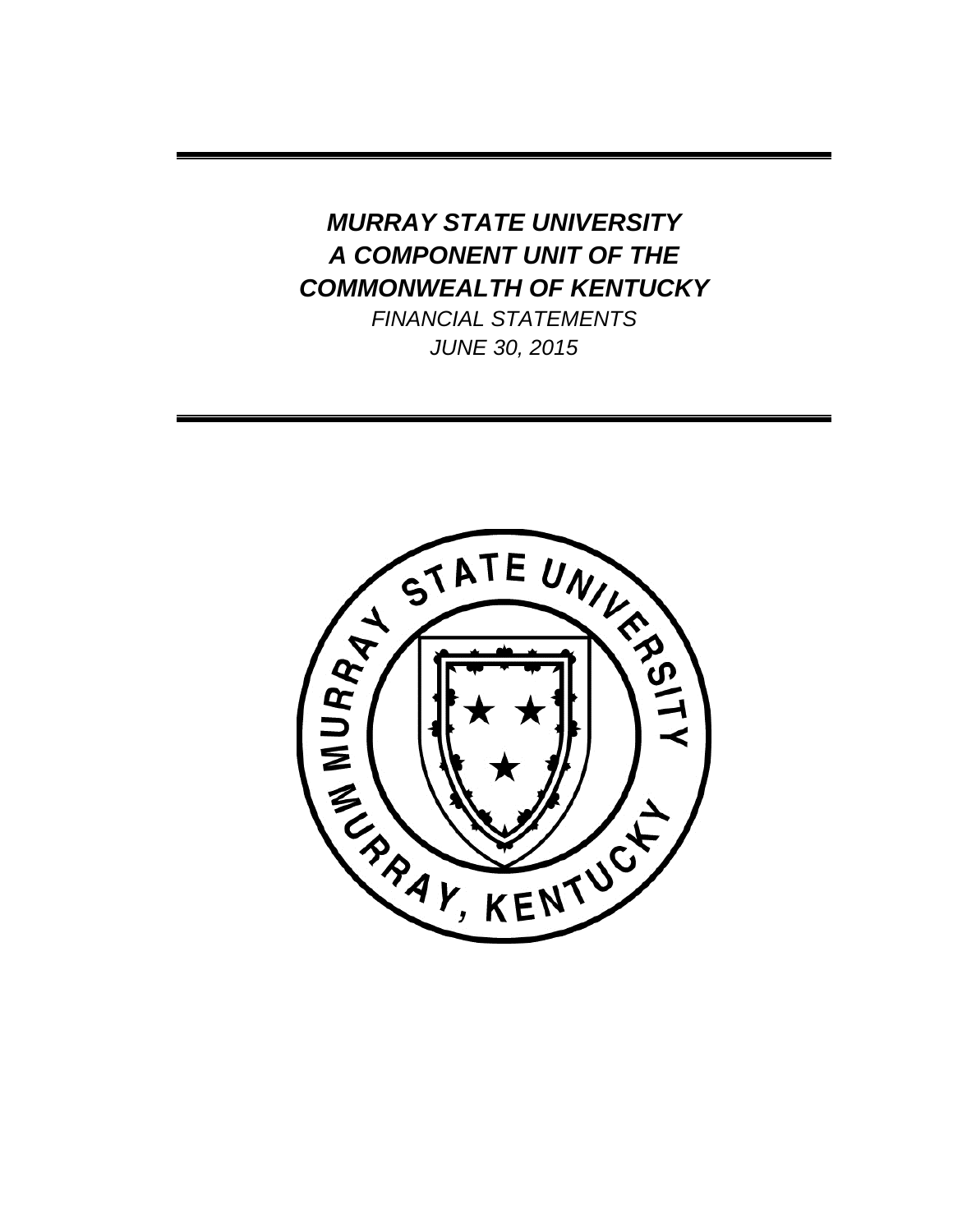# *MURRAY STATE UNIVERSITY*
# *A COMPONENT UNIT OF THE*
# *COMMONWEALTH OF KENTUCKY*

*FINANCIAL STATEMENTS*

*JUNE 30, 2015*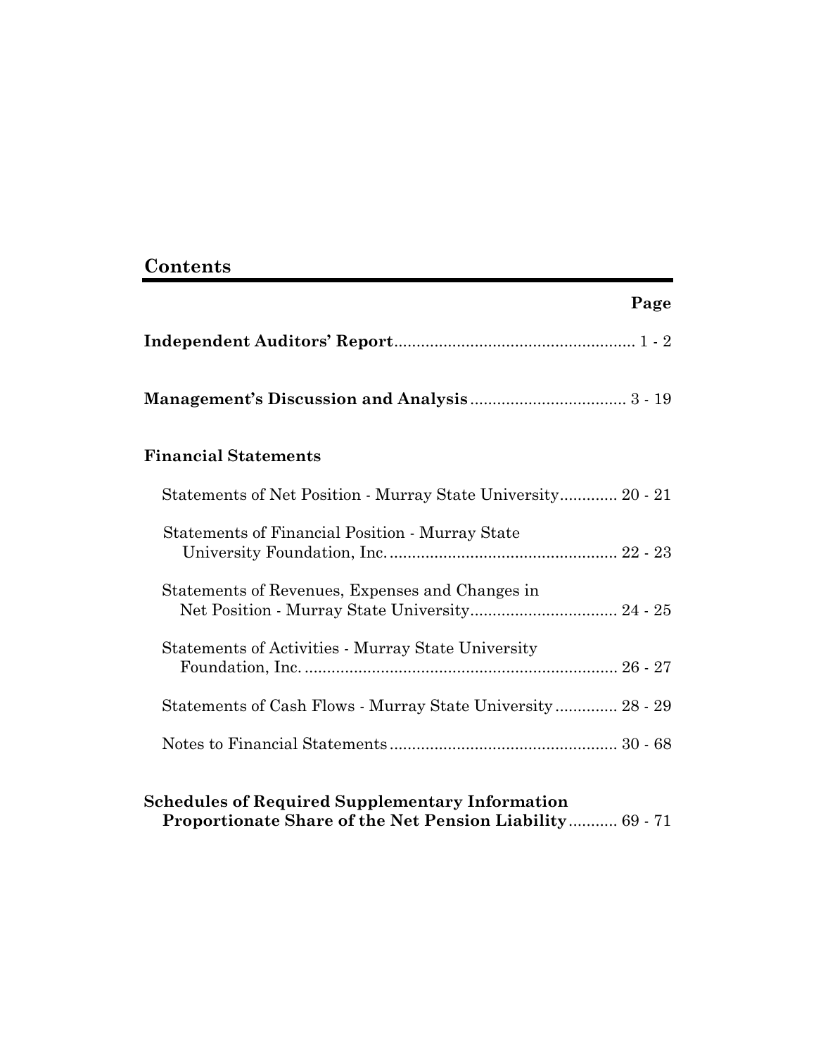# Contents

| | Page |
|---|---|
| **Independent Auditors' Report** | 1 - 2 |
| **Management's Discussion and Analysis** | 3 - 19 |
| **Financial Statements** | |
| Statements of Net Position - Murray State University | 20 - 21 |
| Statements of Financial Position - Murray State University Foundation, Inc. | 22 - 23 |
| Statements of Revenues, Expenses and Changes in Net Position - Murray State University | 24 - 25 |
| Statements of Activities - Murray State University Foundation, Inc. | 26 - 27 |
| Statements of Cash Flows - Murray State University | 28 - 29 |
| Notes to Financial Statements | 30 - 68 |
| **Schedules of Required Supplementary Information Proportionate Share of the Net Pension Liability** | 69 - 71 |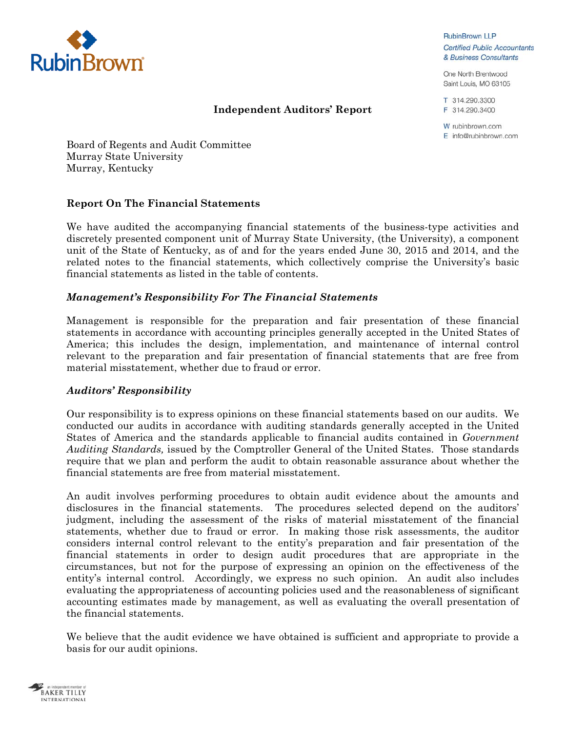RubinBrown LLP
*Certified Public Accountants & Business Consultants*

One North Brentwood
Saint Louis, MO 63105

T 314.290.3300
F 314.290.3400

W rubinbrown.com
E info@rubinbrown.com

## Independent Auditors' Report

Board of Regents and Audit Committee
Murray State University
Murray, Kentucky

### Report On The Financial Statements

We have audited the accompanying financial statements of the business-type activities and discretely presented component unit of Murray State University, (the University), a component unit of the State of Kentucky, as of and for the years ended June 30, 2015 and 2014, and the related notes to the financial statements, which collectively comprise the University's basic financial statements as listed in the table of contents.

#### *Management's Responsibility For The Financial Statements*

Management is responsible for the preparation and fair presentation of these financial statements in accordance with accounting principles generally accepted in the United States of America; this includes the design, implementation, and maintenance of internal control relevant to the preparation and fair presentation of financial statements that are free from material misstatement, whether due to fraud or error.

#### *Auditors' Responsibility*

Our responsibility is to express opinions on these financial statements based on our audits. We conducted our audits in accordance with auditing standards generally accepted in the United States of America and the standards applicable to financial audits contained in *Government Auditing Standards,* issued by the Comptroller General of the United States. Those standards require that we plan and perform the audit to obtain reasonable assurance about whether the financial statements are free from material misstatement.

An audit involves performing procedures to obtain audit evidence about the amounts and disclosures in the financial statements. The procedures selected depend on the auditors' judgment, including the assessment of the risks of material misstatement of the financial statements, whether due to fraud or error. In making those risk assessments, the auditor considers internal control relevant to the entity's preparation and fair presentation of the financial statements in order to design audit procedures that are appropriate in the circumstances, but not for the purpose of expressing an opinion on the effectiveness of the entity's internal control. Accordingly, we express no such opinion. An audit also includes evaluating the appropriateness of accounting policies used and the reasonableness of significant accounting estimates made by management, as well as evaluating the overall presentation of the financial statements.

We believe that the audit evidence we have obtained is sufficient and appropriate to provide a basis for our audit opinions.

an independent member of BAKER TILLY INTERNATIONAL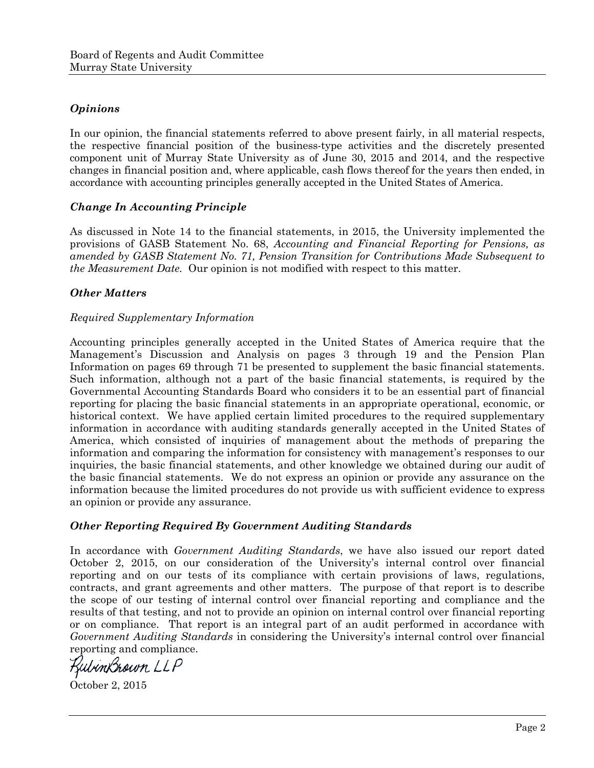Board of Regents and Audit Committee
Murray State University

### *Opinions*

In our opinion, the financial statements referred to above present fairly, in all material respects, the respective financial position of the business-type activities and the discretely presented component unit of Murray State University as of June 30, 2015 and 2014, and the respective changes in financial position and, where applicable, cash flows thereof for the years then ended, in accordance with accounting principles generally accepted in the United States of America.

### *Change In Accounting Principle*

As discussed in Note 14 to the financial statements, in 2015, the University implemented the provisions of GASB Statement No. 68, *Accounting and Financial Reporting for Pensions, as amended by GASB Statement No. 71, Pension Transition for Contributions Made Subsequent to the Measurement Date.* Our opinion is not modified with respect to this matter.

### *Other Matters*

*Required Supplementary Information*

Accounting principles generally accepted in the United States of America require that the Management's Discussion and Analysis on pages 3 through 19 and the Pension Plan Information on pages 69 through 71 be presented to supplement the basic financial statements. Such information, although not a part of the basic financial statements, is required by the Governmental Accounting Standards Board who considers it to be an essential part of financial reporting for placing the basic financial statements in an appropriate operational, economic, or historical context. We have applied certain limited procedures to the required supplementary information in accordance with auditing standards generally accepted in the United States of America, which consisted of inquiries of management about the methods of preparing the information and comparing the information for consistency with management's responses to our inquiries, the basic financial statements, and other knowledge we obtained during our audit of the basic financial statements. We do not express an opinion or provide any assurance on the information because the limited procedures do not provide us with sufficient evidence to express an opinion or provide any assurance.

### *Other Reporting Required By Government Auditing Standards*

In accordance with *Government Auditing Standards*, we have also issued our report dated October 2, 2015, on our consideration of the University's internal control over financial reporting and on our tests of its compliance with certain provisions of laws, regulations, contracts, and grant agreements and other matters. The purpose of that report is to describe the scope of our testing of internal control over financial reporting and compliance and the results of that testing, and not to provide an opinion on internal control over financial reporting or on compliance. That report is an integral part of an audit performed in accordance with *Government Auditing Standards* in considering the University's internal control over financial reporting and compliance.

RubinBrown LLP

October 2, 2015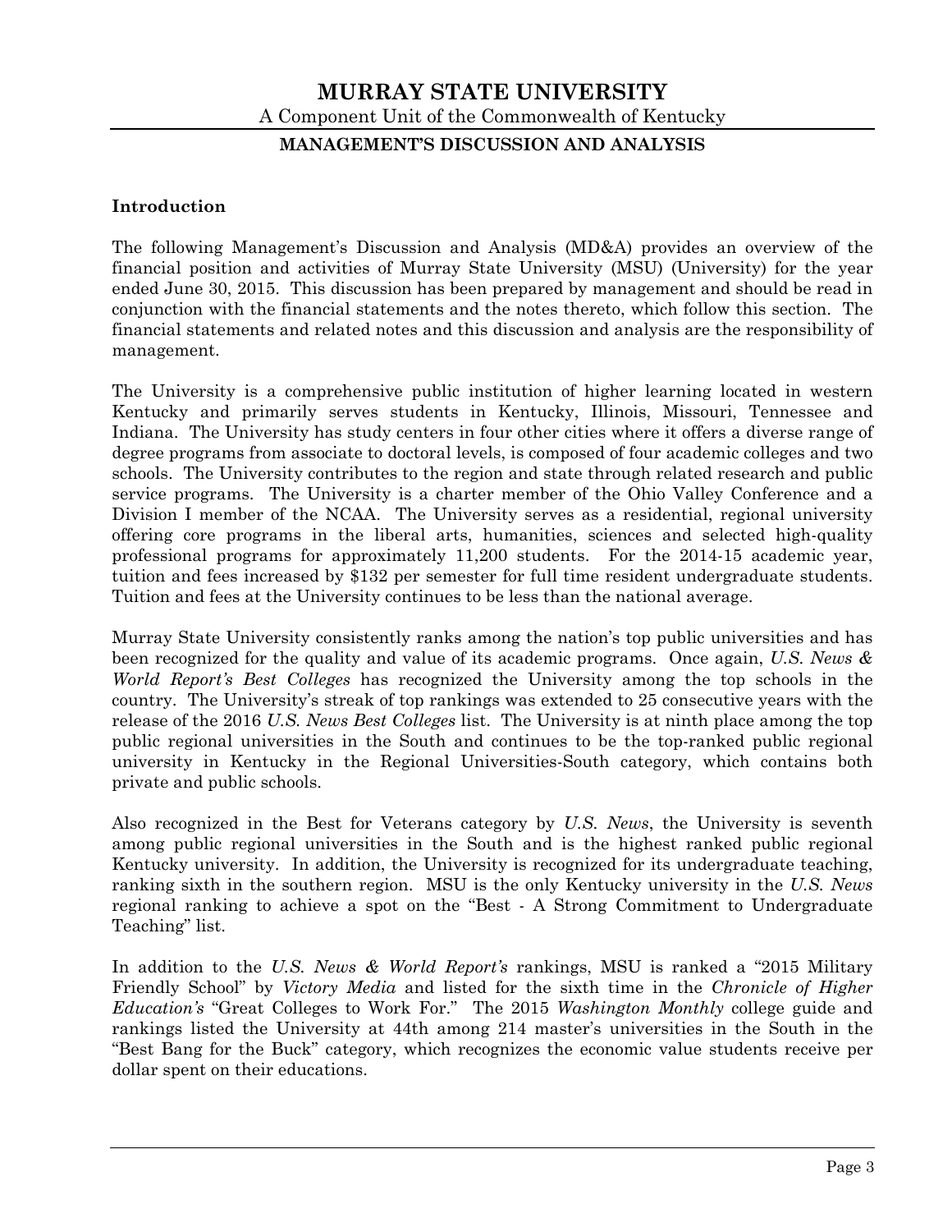# MURRAY STATE UNIVERSITY

A Component Unit of the Commonwealth of Kentucky

## MANAGEMENT'S DISCUSSION AND ANALYSIS

### Introduction

The following Management's Discussion and Analysis (MD&A) provides an overview of the financial position and activities of Murray State University (MSU) (University) for the year ended June 30, 2015. This discussion has been prepared by management and should be read in conjunction with the financial statements and the notes thereto, which follow this section. The financial statements and related notes and this discussion and analysis are the responsibility of management.

The University is a comprehensive public institution of higher learning located in western Kentucky and primarily serves students in Kentucky, Illinois, Missouri, Tennessee and Indiana. The University has study centers in four other cities where it offers a diverse range of degree programs from associate to doctoral levels, is composed of four academic colleges and two schools. The University contributes to the region and state through related research and public service programs. The University is a charter member of the Ohio Valley Conference and a Division I member of the NCAA. The University serves as a residential, regional university offering core programs in the liberal arts, humanities, sciences and selected high-quality professional programs for approximately 11,200 students. For the 2014-15 academic year, tuition and fees increased by $132 per semester for full time resident undergraduate students. Tuition and fees at the University continues to be less than the national average.

Murray State University consistently ranks among the nation's top public universities and has been recognized for the quality and value of its academic programs. Once again, *U.S. News & World Report's Best Colleges* has recognized the University among the top schools in the country. The University's streak of top rankings was extended to 25 consecutive years with the release of the 2016 *U.S. News Best Colleges* list. The University is at ninth place among the top public regional universities in the South and continues to be the top-ranked public regional university in Kentucky in the Regional Universities-South category, which contains both private and public schools.

Also recognized in the Best for Veterans category by *U.S. News*, the University is seventh among public regional universities in the South and is the highest ranked public regional Kentucky university. In addition, the University is recognized for its undergraduate teaching, ranking sixth in the southern region. MSU is the only Kentucky university in the *U.S. News* regional ranking to achieve a spot on the "Best - A Strong Commitment to Undergraduate Teaching" list.

In addition to the *U.S. News & World Report's* rankings, MSU is ranked a "2015 Military Friendly School" by *Victory Media* and listed for the sixth time in the *Chronicle of Higher Education's* "Great Colleges to Work For." The 2015 *Washington Monthly* college guide and rankings listed the University at 44th among 214 master's universities in the South in the "Best Bang for the Buck" category, which recognizes the economic value students receive per dollar spent on their educations.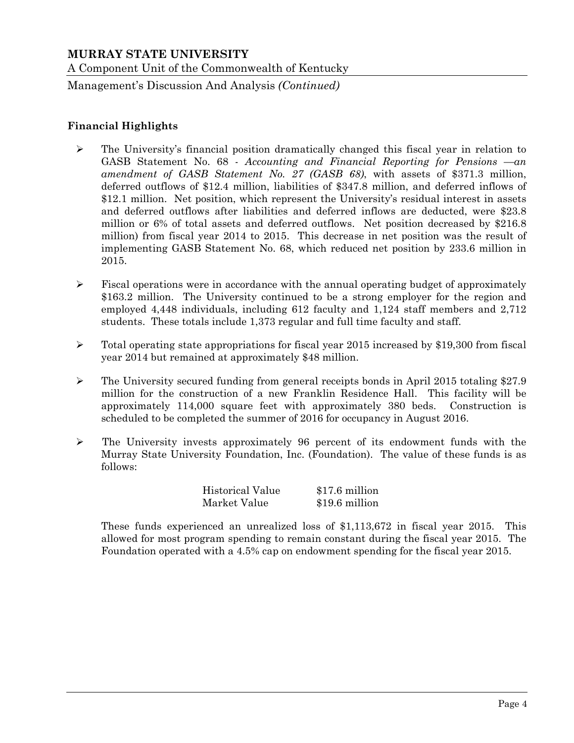**Financial Highlights**

- The University's financial position dramatically changed this fiscal year in relation to GASB Statement No. 68 - *Accounting and Financial Reporting for Pensions —an amendment of GASB Statement No. 27 (GASB 68)*, with assets of $371.3 million, deferred outflows of $12.4 million, liabilities of $347.8 million, and deferred inflows of $12.1 million. Net position, which represent the University's residual interest in assets and deferred outflows after liabilities and deferred inflows are deducted, were $23.8 million or 6% of total assets and deferred outflows. Net position decreased by $216.8 million) from fiscal year 2014 to 2015. This decrease in net position was the result of implementing GASB Statement No. 68, which reduced net position by 233.6 million in 2015.

- Fiscal operations were in accordance with the annual operating budget of approximately $163.2 million. The University continued to be a strong employer for the region and employed 4,448 individuals, including 612 faculty and 1,124 staff members and 2,712 students. These totals include 1,373 regular and full time faculty and staff.

- Total operating state appropriations for fiscal year 2015 increased by $19,300 from fiscal year 2014 but remained at approximately $48 million.

- The University secured funding from general receipts bonds in April 2015 totaling $27.9 million for the construction of a new Franklin Residence Hall. This facility will be approximately 114,000 square feet with approximately 380 beds. Construction is scheduled to be completed the summer of 2016 for occupancy in August 2016.

- The University invests approximately 96 percent of its endowment funds with the Murray State University Foundation, Inc. (Foundation). The value of these funds is as follows:

  | | |
  |---|---|
  | Historical Value | $17.6 million |
  | Market Value | $19.6 million |

  These funds experienced an unrealized loss of $1,113,672 in fiscal year 2015. This allowed for most program spending to remain constant during the fiscal year 2015. The Foundation operated with a 4.5% cap on endowment spending for the fiscal year 2015.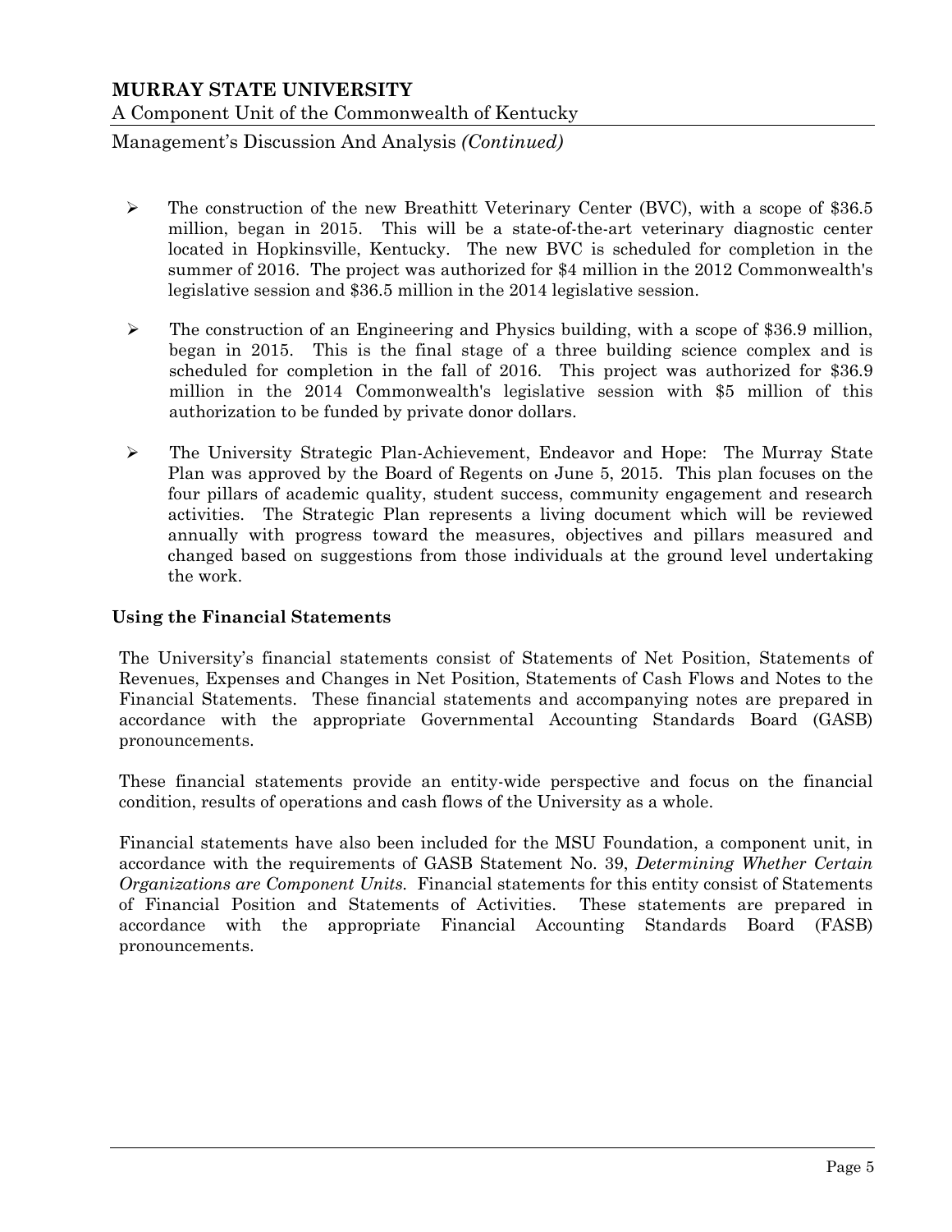- The construction of the new Breathitt Veterinary Center (BVC), with a scope of $36.5 million, began in 2015. This will be a state-of-the-art veterinary diagnostic center located in Hopkinsville, Kentucky. The new BVC is scheduled for completion in the summer of 2016. The project was authorized for $4 million in the 2012 Commonwealth's legislative session and $36.5 million in the 2014 legislative session.

- The construction of an Engineering and Physics building, with a scope of $36.9 million, began in 2015. This is the final stage of a three building science complex and is scheduled for completion in the fall of 2016. This project was authorized for $36.9 million in the 2014 Commonwealth's legislative session with $5 million of this authorization to be funded by private donor dollars.

- The University Strategic Plan-Achievement, Endeavor and Hope: The Murray State Plan was approved by the Board of Regents on June 5, 2015. This plan focuses on the four pillars of academic quality, student success, community engagement and research activities. The Strategic Plan represents a living document which will be reviewed annually with progress toward the measures, objectives and pillars measured and changed based on suggestions from those individuals at the ground level undertaking the work.

**Using the Financial Statements**

The University's financial statements consist of Statements of Net Position, Statements of Revenues, Expenses and Changes in Net Position, Statements of Cash Flows and Notes to the Financial Statements. These financial statements and accompanying notes are prepared in accordance with the appropriate Governmental Accounting Standards Board (GASB) pronouncements.

These financial statements provide an entity-wide perspective and focus on the financial condition, results of operations and cash flows of the University as a whole.

Financial statements have also been included for the MSU Foundation, a component unit, in accordance with the requirements of GASB Statement No. 39, *Determining Whether Certain Organizations are Component Units.* Financial statements for this entity consist of Statements of Financial Position and Statements of Activities. These statements are prepared in accordance with the appropriate Financial Accounting Standards Board (FASB) pronouncements.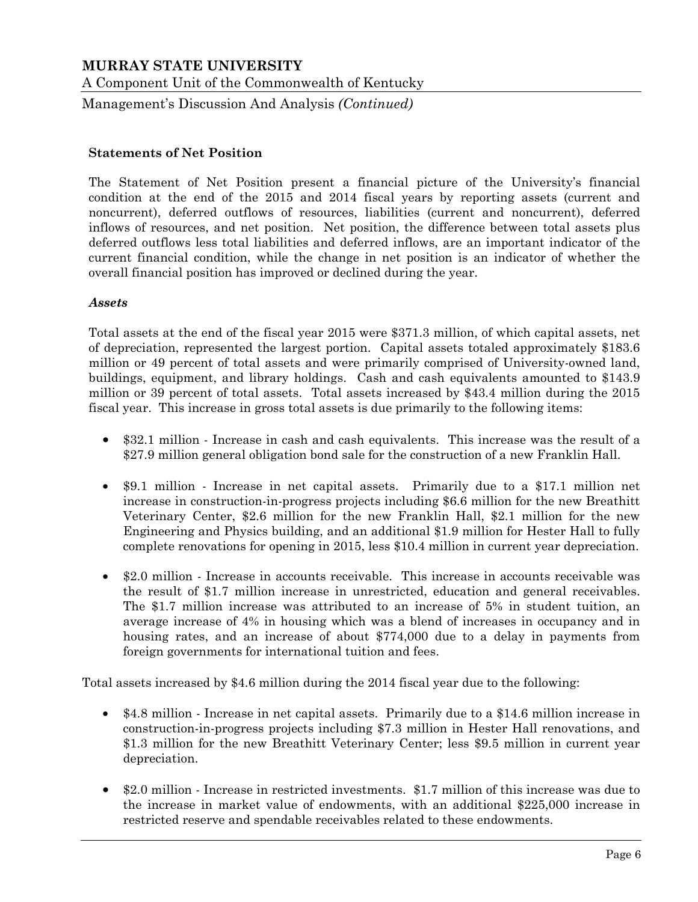### Statements of Net Position

The Statement of Net Position present a financial picture of the University's financial condition at the end of the 2015 and 2014 fiscal years by reporting assets (current and noncurrent), deferred outflows of resources, liabilities (current and noncurrent), deferred inflows of resources, and net position. Net position, the difference between total assets plus deferred outflows less total liabilities and deferred inflows, are an important indicator of the current financial condition, while the change in net position is an indicator of whether the overall financial position has improved or declined during the year.

***Assets***

Total assets at the end of the fiscal year 2015 were $371.3 million, of which capital assets, net of depreciation, represented the largest portion. Capital assets totaled approximately $183.6 million or 49 percent of total assets and were primarily comprised of University-owned land, buildings, equipment, and library holdings. Cash and cash equivalents amounted to $143.9 million or 39 percent of total assets. Total assets increased by $43.4 million during the 2015 fiscal year. This increase in gross total assets is due primarily to the following items:

- $32.1 million - Increase in cash and cash equivalents. This increase was the result of a $27.9 million general obligation bond sale for the construction of a new Franklin Hall.

- $9.1 million - Increase in net capital assets. Primarily due to a $17.1 million net increase in construction-in-progress projects including $6.6 million for the new Breathitt Veterinary Center, $2.6 million for the new Franklin Hall, $2.1 million for the new Engineering and Physics building, and an additional $1.9 million for Hester Hall to fully complete renovations for opening in 2015, less $10.4 million in current year depreciation.

- $2.0 million - Increase in accounts receivable. This increase in accounts receivable was the result of $1.7 million increase in unrestricted, education and general receivables. The $1.7 million increase was attributed to an increase of 5% in student tuition, an average increase of 4% in housing which was a blend of increases in occupancy and in housing rates, and an increase of about $774,000 due to a delay in payments from foreign governments for international tuition and fees.

Total assets increased by $4.6 million during the 2014 fiscal year due to the following:

- $4.8 million - Increase in net capital assets. Primarily due to a $14.6 million increase in construction-in-progress projects including $7.3 million in Hester Hall renovations, and $1.3 million for the new Breathitt Veterinary Center; less $9.5 million in current year depreciation.

- $2.0 million - Increase in restricted investments. $1.7 million of this increase was due to the increase in market value of endowments, with an additional $225,000 increase in restricted reserve and spendable receivables related to these endowments.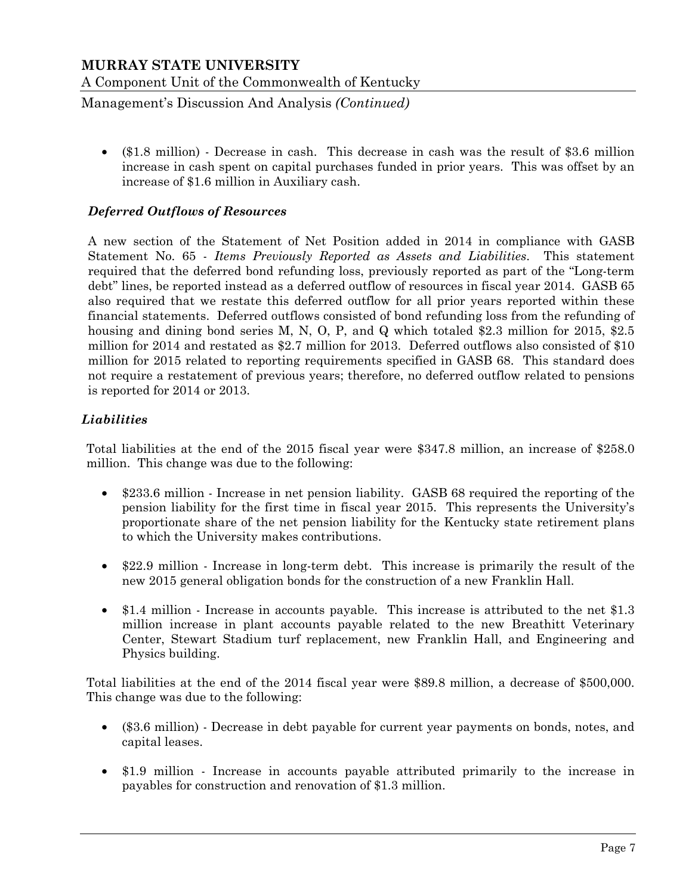- ($1.8 million) - Decrease in cash. This decrease in cash was the result of $3.6 million increase in cash spent on capital purchases funded in prior years. This was offset by an increase of $1.6 million in Auxiliary cash.

### *Deferred Outflows of Resources*

A new section of the Statement of Net Position added in 2014 in compliance with GASB Statement No. 65 - *Items Previously Reported as Assets and Liabilities*. This statement required that the deferred bond refunding loss, previously reported as part of the "Long-term debt" lines, be reported instead as a deferred outflow of resources in fiscal year 2014. GASB 65 also required that we restate this deferred outflow for all prior years reported within these financial statements. Deferred outflows consisted of bond refunding loss from the refunding of housing and dining bond series M, N, O, P, and Q which totaled $2.3 million for 2015, $2.5 million for 2014 and restated as $2.7 million for 2013. Deferred outflows also consisted of $10 million for 2015 related to reporting requirements specified in GASB 68. This standard does not require a restatement of previous years; therefore, no deferred outflow related to pensions is reported for 2014 or 2013.

### *Liabilities*

Total liabilities at the end of the 2015 fiscal year were $347.8 million, an increase of $258.0 million. This change was due to the following:

- $233.6 million - Increase in net pension liability. GASB 68 required the reporting of the pension liability for the first time in fiscal year 2015. This represents the University's proportionate share of the net pension liability for the Kentucky state retirement plans to which the University makes contributions.

- $22.9 million - Increase in long-term debt. This increase is primarily the result of the new 2015 general obligation bonds for the construction of a new Franklin Hall.

- $1.4 million - Increase in accounts payable. This increase is attributed to the net $1.3 million increase in plant accounts payable related to the new Breathitt Veterinary Center, Stewart Stadium turf replacement, new Franklin Hall, and Engineering and Physics building.

Total liabilities at the end of the 2014 fiscal year were $89.8 million, a decrease of $500,000. This change was due to the following:

- ($3.6 million) - Decrease in debt payable for current year payments on bonds, notes, and capital leases.

- $1.9 million - Increase in accounts payable attributed primarily to the increase in payables for construction and renovation of $1.3 million.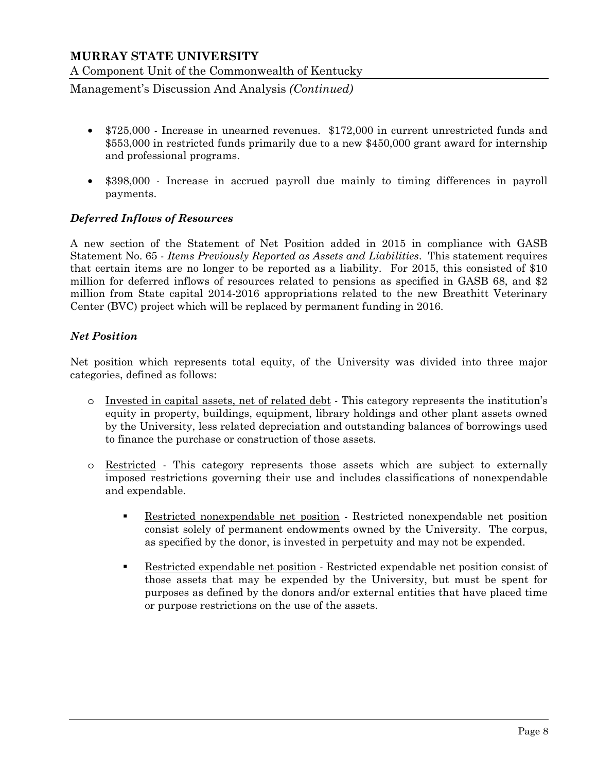- $725,000 - Increase in unearned revenues. $172,000 in current unrestricted funds and $553,000 in restricted funds primarily due to a new $450,000 grant award for internship and professional programs.

- $398,000 - Increase in accrued payroll due mainly to timing differences in payroll payments.

### *Deferred Inflows of Resources*

A new section of the Statement of Net Position added in 2015 in compliance with GASB Statement No. 65 - *Items Previously Reported as Assets and Liabilities*. This statement requires that certain items are no longer to be reported as a liability. For 2015, this consisted of $10 million for deferred inflows of resources related to pensions as specified in GASB 68, and $2 million from State capital 2014-2016 appropriations related to the new Breathitt Veterinary Center (BVC) project which will be replaced by permanent funding in 2016.

### *Net Position*

Net position which represents total equity, of the University was divided into three major categories, defined as follows:

- Invested in capital assets, net of related debt - This category represents the institution's equity in property, buildings, equipment, library holdings and other plant assets owned by the University, less related depreciation and outstanding balances of borrowings used to finance the purchase or construction of those assets.

- Restricted - This category represents those assets which are subject to externally imposed restrictions governing their use and includes classifications of nonexpendable and expendable.

  - Restricted nonexpendable net position - Restricted nonexpendable net position consist solely of permanent endowments owned by the University. The corpus, as specified by the donor, is invested in perpetuity and may not be expended.

  - Restricted expendable net position - Restricted expendable net position consist of those assets that may be expended by the University, but must be spent for purposes as defined by the donors and/or external entities that have placed time or purpose restrictions on the use of the assets.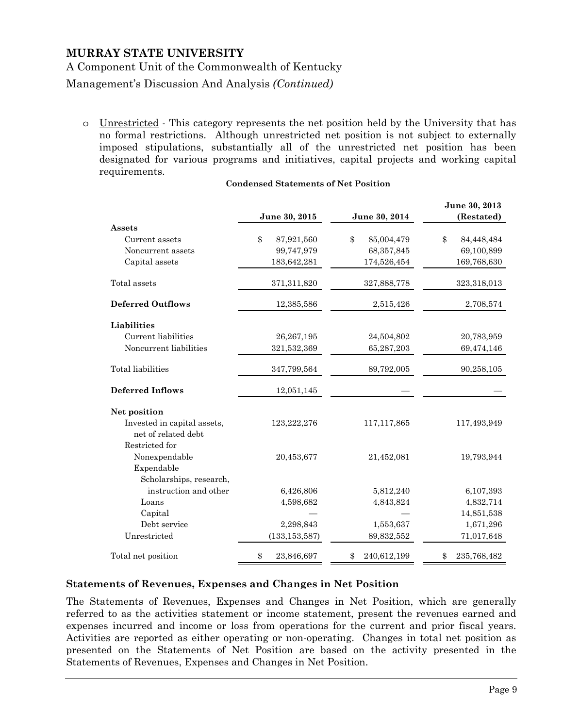- Unrestricted - This category represents the net position held by the University that has no formal restrictions. Although unrestricted net position is not subject to externally imposed stipulations, substantially all of the unrestricted net position has been designated for various programs and initiatives, capital projects and working capital requirements.

**Condensed Statements of Net Position**

| | June 30, 2015 | June 30, 2014 | June 30, 2013 (Restated) |
|---|---|---|---|
| **Assets** | | | |
| Current assets | $ 87,921,560 | $ 85,004,479 | $ 84,448,484 |
| Noncurrent assets | 99,747,979 | 68,357,845 | 69,100,899 |
| Capital assets | 183,642,281 | 174,526,454 | 169,768,630 |
| Total assets | 371,311,820 | 327,888,778 | 323,318,013 |
| **Deferred Outflows** | 12,385,586 | 2,515,426 | 2,708,574 |
| **Liabilities** | | | |
| Current liabilities | 26,267,195 | 24,504,802 | 20,783,959 |
| Noncurrent liabilities | 321,532,369 | 65,287,203 | 69,474,146 |
| Total liabilities | 347,799,564 | 89,792,005 | 90,258,105 |
| **Deferred Inflows** | 12,051,145 | — | — |
| **Net position** | | | |
| Invested in capital assets, net of related debt | 123,222,276 | 117,117,865 | 117,493,949 |
| Restricted for | | | |
| Nonexpendable | 20,453,677 | 21,452,081 | 19,793,944 |
| Expendable | | | |
| Scholarships, research, instruction and other | 6,426,806 | 5,812,240 | 6,107,393 |
| Loans | 4,598,682 | 4,843,824 | 4,832,714 |
| Capital | — | — | 14,851,538 |
| Debt service | 2,298,843 | 1,553,637 | 1,671,296 |
| Unrestricted | (133,153,587) | 89,832,552 | 71,017,648 |
| Total net position | $ 23,846,697 | $ 240,612,199 | $ 235,768,482 |

### Statements of Revenues, Expenses and Changes in Net Position

The Statements of Revenues, Expenses and Changes in Net Position, which are generally referred to as the activities statement or income statement, present the revenues earned and expenses incurred and income or loss from operations for the current and prior fiscal years. Activities are reported as either operating or non-operating. Changes in total net position as presented on the Statements of Net Position are based on the activity presented in the Statements of Revenues, Expenses and Changes in Net Position.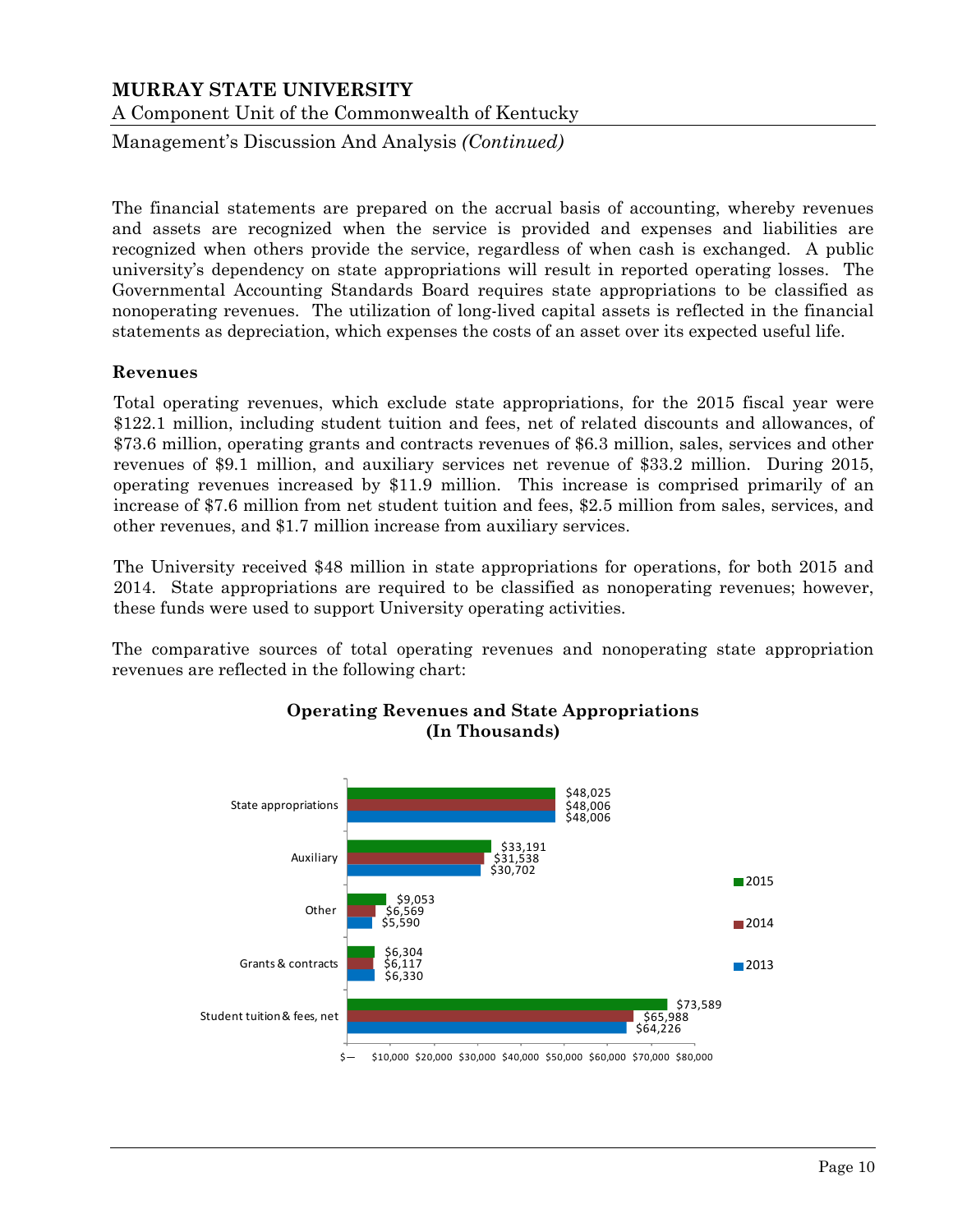The financial statements are prepared on the accrual basis of accounting, whereby revenues and assets are recognized when the service is provided and expenses and liabilities are recognized when others provide the service, regardless of when cash is exchanged. A public university's dependency on state appropriations will result in reported operating losses. The Governmental Accounting Standards Board requires state appropriations to be classified as nonoperating revenues. The utilization of long-lived capital assets is reflected in the financial statements as depreciation, which expenses the costs of an asset over its expected useful life.

### Revenues

Total operating revenues, which exclude state appropriations, for the 2015 fiscal year were $122.1 million, including student tuition and fees, net of related discounts and allowances, of $73.6 million, operating grants and contracts revenues of $6.3 million, sales, services and other revenues of $9.1 million, and auxiliary services net revenue of $33.2 million. During 2015, operating revenues increased by $11.9 million. This increase is comprised primarily of an increase of $7.6 million from net student tuition and fees, $2.5 million from sales, services, and other revenues, and $1.7 million increase from auxiliary services.

The University received $48 million in state appropriations for operations, for both 2015 and 2014. State appropriations are required to be classified as nonoperating revenues; however, these funds were used to support University operating activities.

The comparative sources of total operating revenues and nonoperating state appropriation revenues are reflected in the following chart:

**Operating Revenues and State Appropriations (In Thousands)**

| | 2015 | 2014 | 2013 |
|---|---|---|---|
| State appropriations | $48,025 | $48,006 | $48,006 |
| Auxiliary | $33,191 | $31,538 | $30,702 |
| Other | $9,053 | $6,569 | $5,590 |
| Grants & contracts | $6,304 | $6,117 | $6,330 |
| Student tuition & fees, net | $73,589 | $65,988 | $64,226 |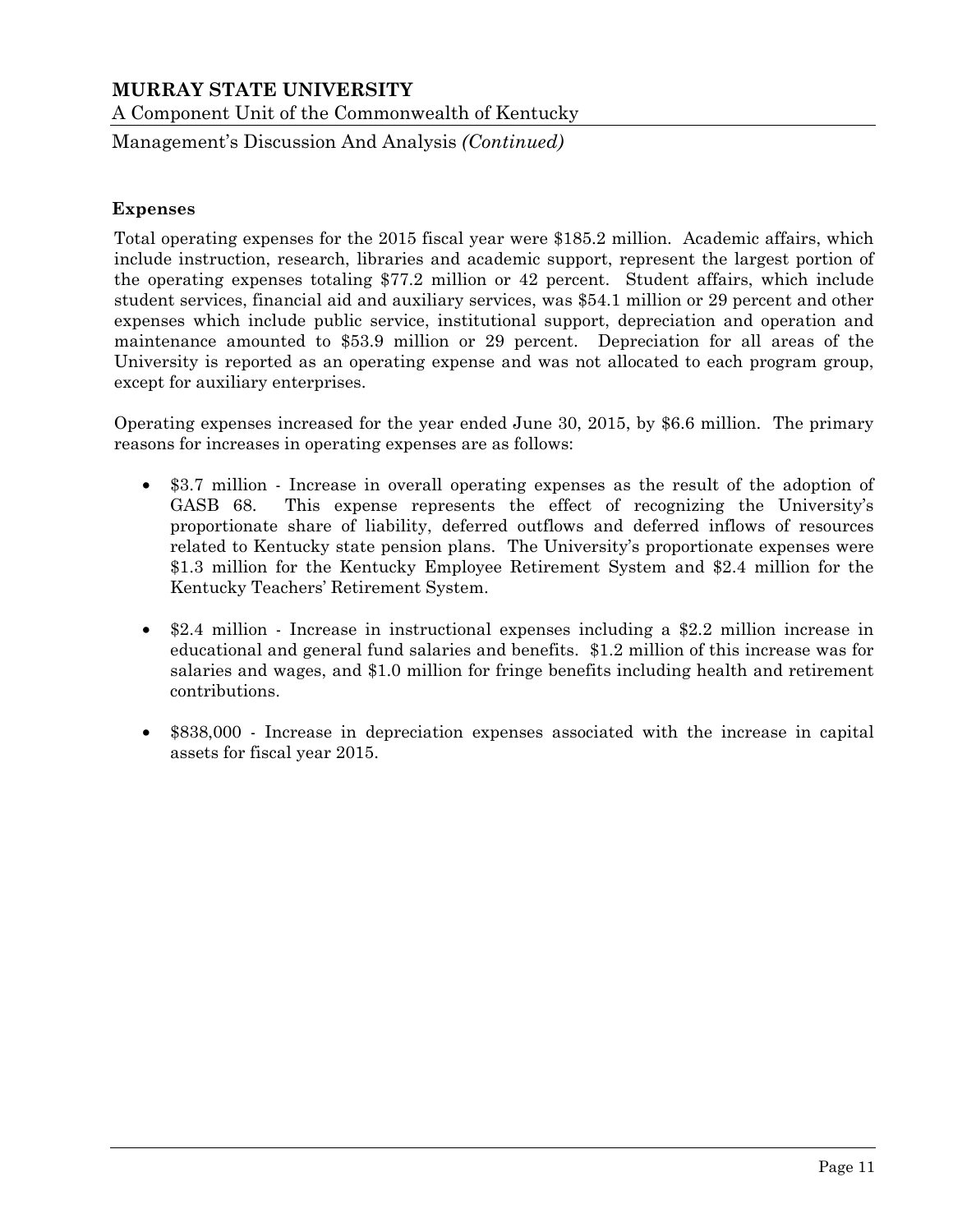### Expenses

Total operating expenses for the 2015 fiscal year were $185.2 million. Academic affairs, which include instruction, research, libraries and academic support, represent the largest portion of the operating expenses totaling $77.2 million or 42 percent. Student affairs, which include student services, financial aid and auxiliary services, was $54.1 million or 29 percent and other expenses which include public service, institutional support, depreciation and operation and maintenance amounted to $53.9 million or 29 percent. Depreciation for all areas of the University is reported as an operating expense and was not allocated to each program group, except for auxiliary enterprises.

Operating expenses increased for the year ended June 30, 2015, by $6.6 million. The primary reasons for increases in operating expenses are as follows:

- $3.7 million - Increase in overall operating expenses as the result of the adoption of GASB 68. This expense represents the effect of recognizing the University's proportionate share of liability, deferred outflows and deferred inflows of resources related to Kentucky state pension plans. The University's proportionate expenses were $1.3 million for the Kentucky Employee Retirement System and $2.4 million for the Kentucky Teachers' Retirement System.

- $2.4 million - Increase in instructional expenses including a $2.2 million increase in educational and general fund salaries and benefits. $1.2 million of this increase was for salaries and wages, and $1.0 million for fringe benefits including health and retirement contributions.

- $838,000 - Increase in depreciation expenses associated with the increase in capital assets for fiscal year 2015.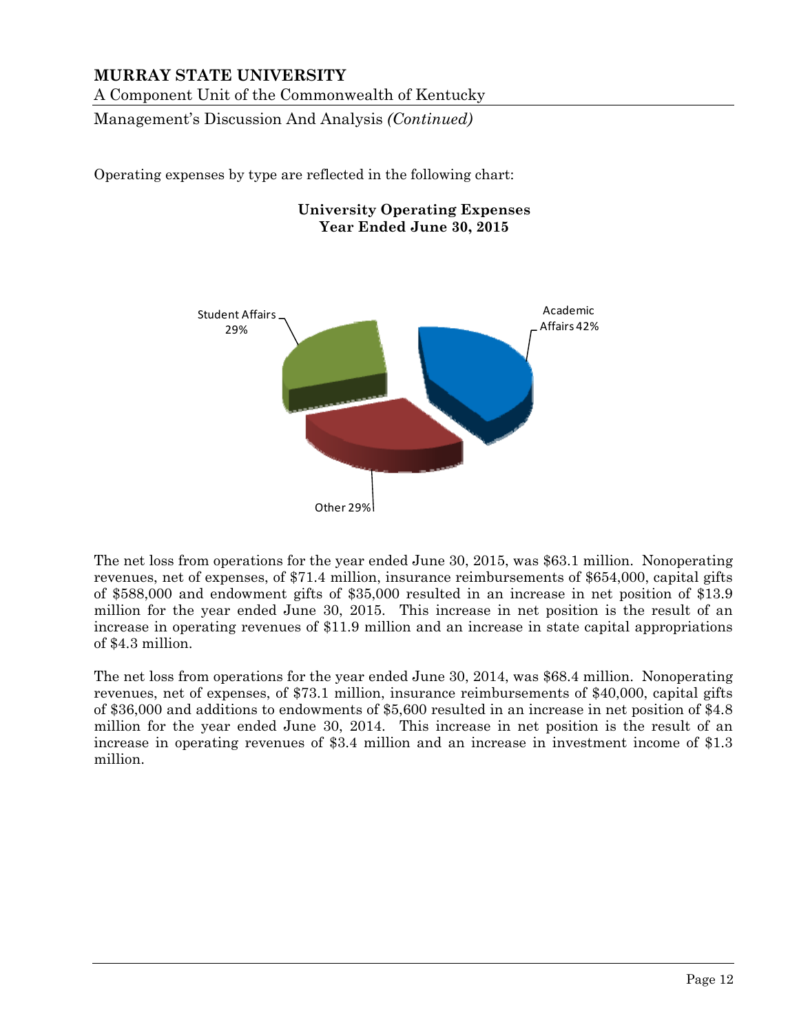Operating expenses by type are reflected in the following chart:

**University Operating Expenses**
**Year Ended June 30, 2015**

Student Affairs 29%

Academic Affairs 42%

Other 29%

The net loss from operations for the year ended June 30, 2015, was $63.1 million. Nonoperating revenues, net of expenses, of $71.4 million, insurance reimbursements of $654,000, capital gifts of $588,000 and endowment gifts of $35,000 resulted in an increase in net position of $13.9 million for the year ended June 30, 2015. This increase in net position is the result of an increase in operating revenues of $11.9 million and an increase in state capital appropriations of $4.3 million.

The net loss from operations for the year ended June 30, 2014, was $68.4 million. Nonoperating revenues, net of expenses, of $73.1 million, insurance reimbursements of $40,000, capital gifts of $36,000 and additions to endowments of $5,600 resulted in an increase in net position of $4.8 million for the year ended June 30, 2014. This increase in net position is the result of an increase in operating revenues of $3.4 million and an increase in investment income of $1.3 million.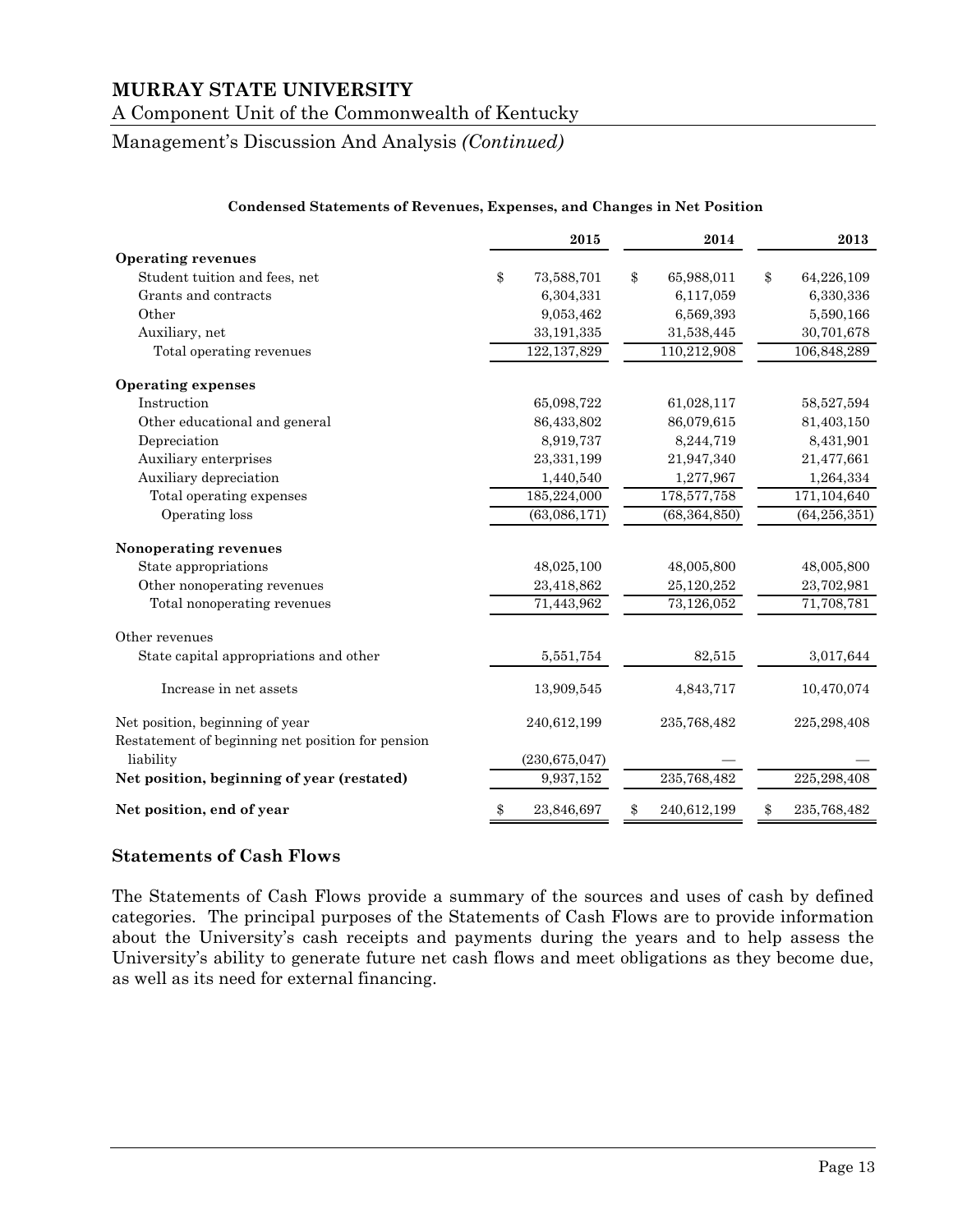# MURRAY STATE UNIVERSITY

A Component Unit of the Commonwealth of Kentucky

Management's Discussion And Analysis *(Continued)*

**Condensed Statements of Revenues, Expenses, and Changes in Net Position**

| | 2015 | 2014 | 2013 |
|---|---|---|---|
| **Operating revenues** | | | |
| Student tuition and fees, net | $ 73,588,701 | $ 65,988,011 | $ 64,226,109 |
| Grants and contracts | 6,304,331 | 6,117,059 | 6,330,336 |
| Other | 9,053,462 | 6,569,393 | 5,590,166 |
| Auxiliary, net | 33,191,335 | 31,538,445 | 30,701,678 |
| Total operating revenues | 122,137,829 | 110,212,908 | 106,848,289 |
| **Operating expenses** | | | |
| Instruction | 65,098,722 | 61,028,117 | 58,527,594 |
| Other educational and general | 86,433,802 | 86,079,615 | 81,403,150 |
| Depreciation | 8,919,737 | 8,244,719 | 8,431,901 |
| Auxiliary enterprises | 23,331,199 | 21,947,340 | 21,477,661 |
| Auxiliary depreciation | 1,440,540 | 1,277,967 | 1,264,334 |
| Total operating expenses | 185,224,000 | 178,577,758 | 171,104,640 |
| Operating loss | (63,086,171) | (68,364,850) | (64,256,351) |
| **Nonoperating revenues** | | | |
| State appropriations | 48,025,100 | 48,005,800 | 48,005,800 |
| Other nonoperating revenues | 23,418,862 | 25,120,252 | 23,702,981 |
| Total nonoperating revenues | 71,443,962 | 73,126,052 | 71,708,781 |
| Other revenues | | | |
| State capital appropriations and other | 5,551,754 | 82,515 | 3,017,644 |
| Increase in net assets | 13,909,545 | 4,843,717 | 10,470,074 |
| Net position, beginning of year | 240,612,199 | 235,768,482 | 225,298,408 |
| Restatement of beginning net position for pension liability | (230,675,047) | — | — |
| **Net position, beginning of year (restated)** | 9,937,152 | 235,768,482 | 225,298,408 |
| **Net position, end of year** | $ 23,846,697 | $ 240,612,199 | $ 235,768,482 |

## Statements of Cash Flows

The Statements of Cash Flows provide a summary of the sources and uses of cash by defined categories. The principal purposes of the Statements of Cash Flows are to provide information about the University's cash receipts and payments during the years and to help assess the University's ability to generate future net cash flows and meet obligations as they become due, as well as its need for external financing.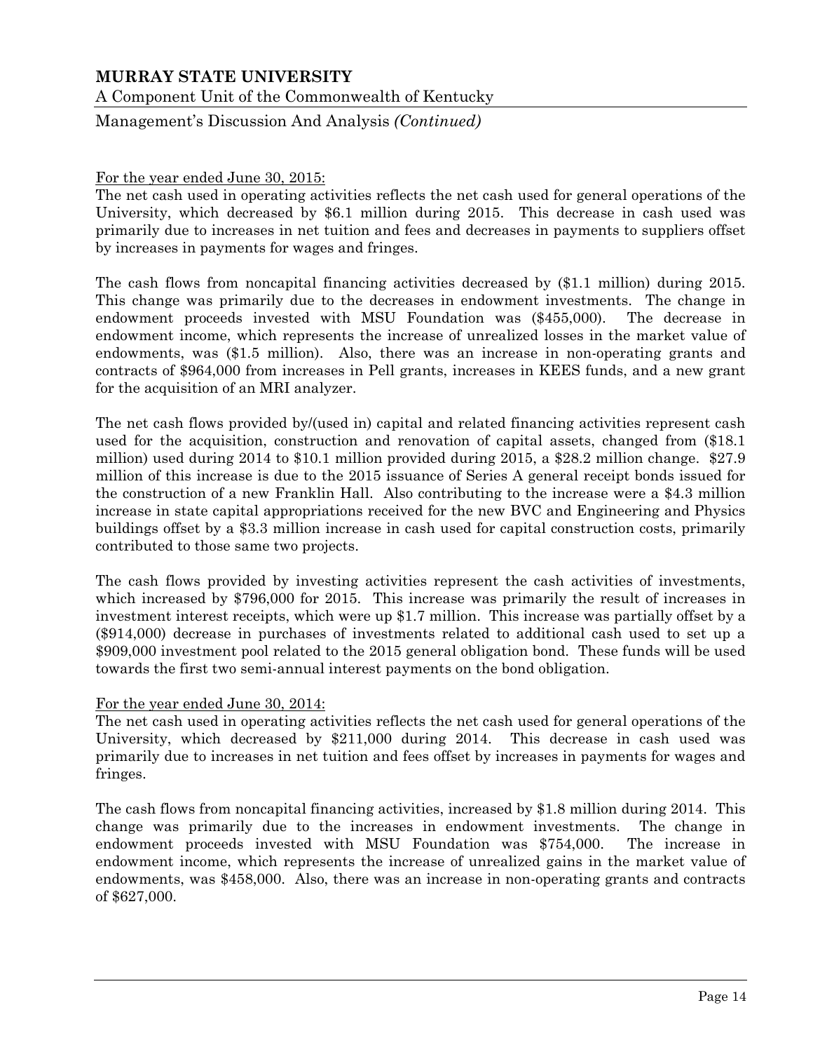For the year ended June 30, 2015:

The net cash used in operating activities reflects the net cash used for general operations of the University, which decreased by $6.1 million during 2015. This decrease in cash used was primarily due to increases in net tuition and fees and decreases in payments to suppliers offset by increases in payments for wages and fringes.

The cash flows from noncapital financing activities decreased by ($1.1 million) during 2015. This change was primarily due to the decreases in endowment investments. The change in endowment proceeds invested with MSU Foundation was ($455,000). The decrease in endowment income, which represents the increase of unrealized losses in the market value of endowments, was ($1.5 million). Also, there was an increase in non-operating grants and contracts of $964,000 from increases in Pell grants, increases in KEES funds, and a new grant for the acquisition of an MRI analyzer.

The net cash flows provided by/(used in) capital and related financing activities represent cash used for the acquisition, construction and renovation of capital assets, changed from ($18.1 million) used during 2014 to $10.1 million provided during 2015, a $28.2 million change. $27.9 million of this increase is due to the 2015 issuance of Series A general receipt bonds issued for the construction of a new Franklin Hall. Also contributing to the increase were a $4.3 million increase in state capital appropriations received for the new BVC and Engineering and Physics buildings offset by a $3.3 million increase in cash used for capital construction costs, primarily contributed to those same two projects.

The cash flows provided by investing activities represent the cash activities of investments, which increased by $796,000 for 2015. This increase was primarily the result of increases in investment interest receipts, which were up $1.7 million. This increase was partially offset by a ($914,000) decrease in purchases of investments related to additional cash used to set up a $909,000 investment pool related to the 2015 general obligation bond. These funds will be used towards the first two semi-annual interest payments on the bond obligation.

For the year ended June 30, 2014:

The net cash used in operating activities reflects the net cash used for general operations of the University, which decreased by $211,000 during 2014. This decrease in cash used was primarily due to increases in net tuition and fees offset by increases in payments for wages and fringes.

The cash flows from noncapital financing activities, increased by $1.8 million during 2014. This change was primarily due to the increases in endowment investments. The change in endowment proceeds invested with MSU Foundation was $754,000. The increase in endowment income, which represents the increase of unrealized gains in the market value of endowments, was $458,000. Also, there was an increase in non-operating grants and contracts of $627,000.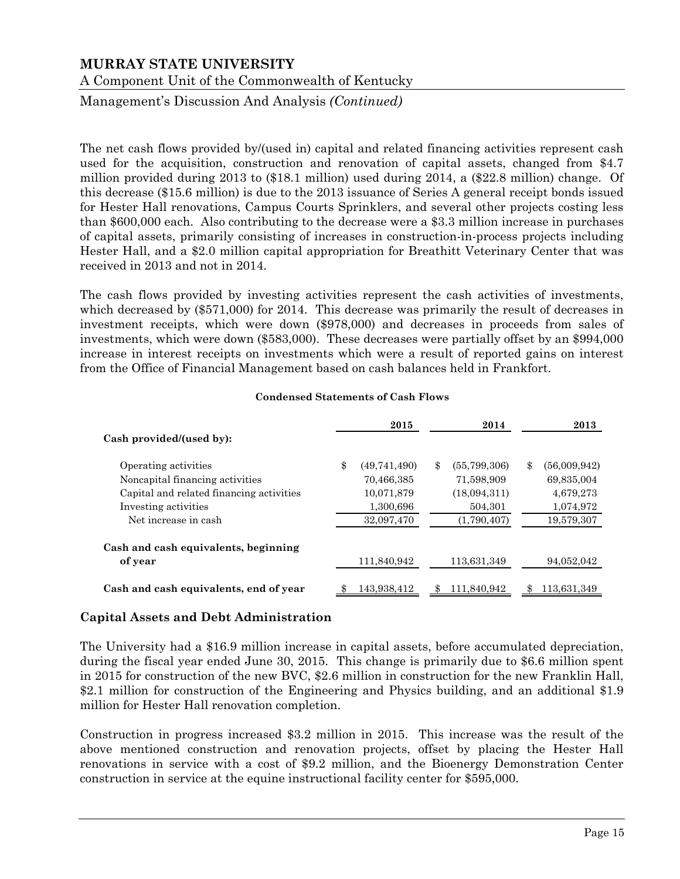The net cash flows provided by/(used in) capital and related financing activities represent cash used for the acquisition, construction and renovation of capital assets, changed from $4.7 million provided during 2013 to ($18.1 million) used during 2014, a ($22.8 million) change. Of this decrease ($15.6 million) is due to the 2013 issuance of Series A general receipt bonds issued for Hester Hall renovations, Campus Courts Sprinklers, and several other projects costing less than $600,000 each. Also contributing to the decrease were a $3.3 million increase in purchases of capital assets, primarily consisting of increases in construction-in-process projects including Hester Hall, and a $2.0 million capital appropriation for Breathitt Veterinary Center that was received in 2013 and not in 2014.

The cash flows provided by investing activities represent the cash activities of investments, which decreased by ($571,000) for 2014. This decrease was primarily the result of decreases in investment receipts, which were down ($978,000) and decreases in proceeds from sales of investments, which were down ($583,000). These decreases were partially offset by an $994,000 increase in interest receipts on investments which were a result of reported gains on interest from the Office of Financial Management based on cash balances held in Frankfort.

**Condensed Statements of Cash Flows**

| | 2015 | 2014 | 2013 |
|---|---|---|---|
| **Cash provided/(used by):** | | | |
| Operating activities | $ (49,741,490) | $ (55,799,306) | $ (56,009,942) |
| Noncapital financing activities | 70,466,385 | 71,598,909 | 69,835,004 |
| Capital and related financing activities | 10,071,879 | (18,094,311) | 4,679,273 |
| Investing activities | 1,300,696 | 504,301 | 1,074,972 |
| Net increase in cash | 32,097,470 | (1,790,407) | 19,579,307 |
| **Cash and cash equivalents, beginning of year** | 111,840,942 | 113,631,349 | 94,052,042 |
| **Cash and cash equivalents, end of year** | $ 143,938,412 | $ 111,840,942 | $ 113,631,349 |

## Capital Assets and Debt Administration

The University had a $16.9 million increase in capital assets, before accumulated depreciation, during the fiscal year ended June 30, 2015. This change is primarily due to $6.6 million spent in 2015 for construction of the new BVC, $2.6 million in construction for the new Franklin Hall, $2.1 million for construction of the Engineering and Physics building, and an additional $1.9 million for Hester Hall renovation completion.

Construction in progress increased $3.2 million in 2015. This increase was the result of the above mentioned construction and renovation projects, offset by placing the Hester Hall renovations in service with a cost of $9.2 million, and the Bioenergy Demonstration Center construction in service at the equine instructional facility center for $595,000.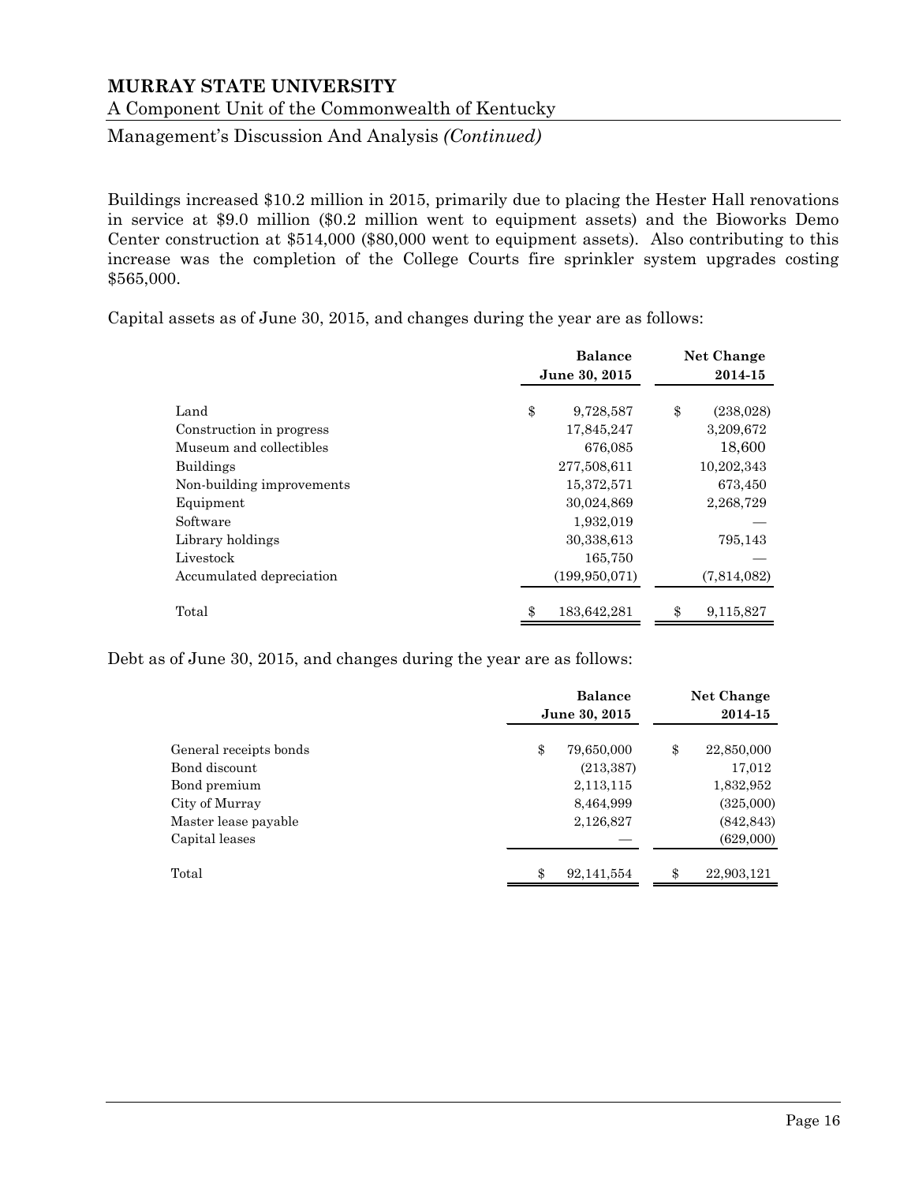Buildings increased $10.2 million in 2015, primarily due to placing the Hester Hall renovations in service at $9.0 million ($0.2 million went to equipment assets) and the Bioworks Demo Center construction at $514,000 ($80,000 went to equipment assets). Also contributing to this increase was the completion of the College Courts fire sprinkler system upgrades costing $565,000.

Capital assets as of June 30, 2015, and changes during the year are as follows:

| | Balance June 30, 2015 | Net Change 2014-15 |
|---|---|---|
| Land | $ 9,728,587 | $ (238,028) |
| Construction in progress | 17,845,247 | 3,209,672 |
| Museum and collectibles | 676,085 | 18,600 |
| Buildings | 277,508,611 | 10,202,343 |
| Non-building improvements | 15,372,571 | 673,450 |
| Equipment | 30,024,869 | 2,268,729 |
| Software | 1,932,019 | — |
| Library holdings | 30,338,613 | 795,143 |
| Livestock | 165,750 | — |
| Accumulated depreciation | (199,950,071) | (7,814,082) |
| Total | $ 183,642,281 | $ 9,115,827 |

Debt as of June 30, 2015, and changes during the year are as follows:

| | Balance June 30, 2015 | Net Change 2014-15 |
|---|---|---|
| General receipts bonds | $ 79,650,000 | $ 22,850,000 |
| Bond discount | (213,387) | 17,012 |
| Bond premium | 2,113,115 | 1,832,952 |
| City of Murray | 8,464,999 | (325,000) |
| Master lease payable | 2,126,827 | (842,843) |
| Capital leases | — | (629,000) |
| Total | $ 92,141,554 | $ 22,903,121 |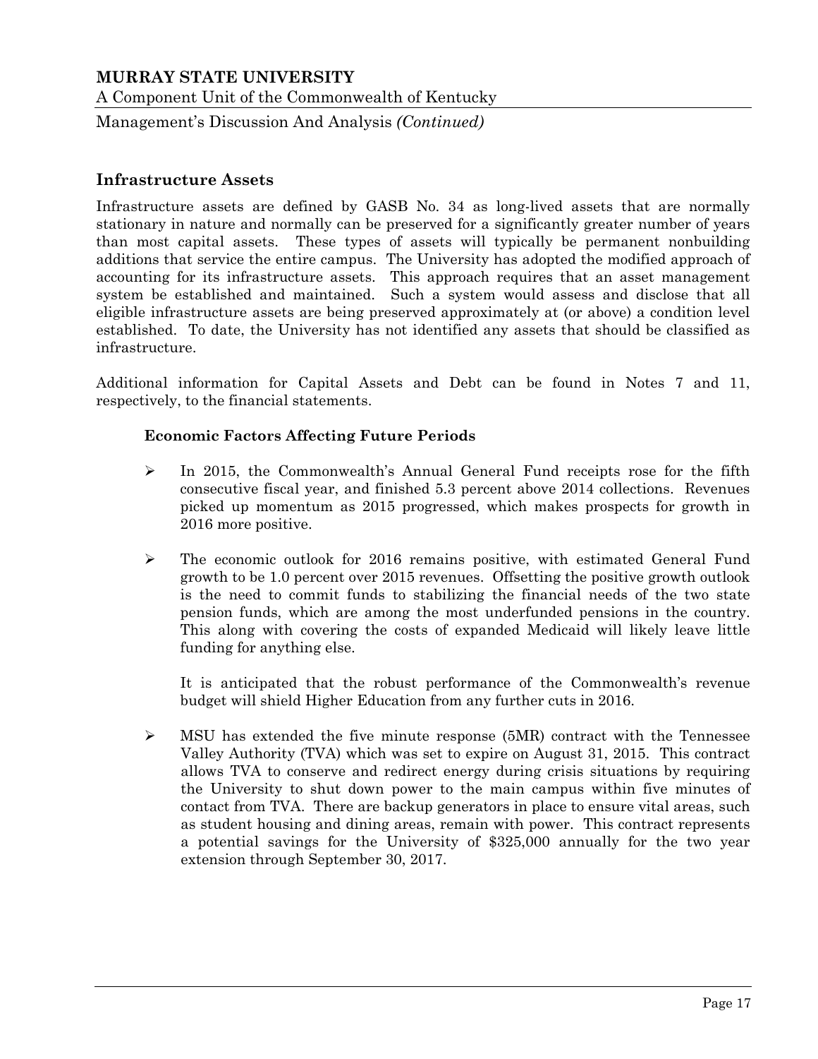## Infrastructure Assets

Infrastructure assets are defined by GASB No. 34 as long-lived assets that are normally stationary in nature and normally can be preserved for a significantly greater number of years than most capital assets. These types of assets will typically be permanent nonbuilding additions that service the entire campus. The University has adopted the modified approach of accounting for its infrastructure assets. This approach requires that an asset management system be established and maintained. Such a system would assess and disclose that all eligible infrastructure assets are being preserved approximately at (or above) a condition level established. To date, the University has not identified any assets that should be classified as infrastructure.

Additional information for Capital Assets and Debt can be found in Notes 7 and 11, respectively, to the financial statements.

### Economic Factors Affecting Future Periods

- In 2015, the Commonwealth's Annual General Fund receipts rose for the fifth consecutive fiscal year, and finished 5.3 percent above 2014 collections. Revenues picked up momentum as 2015 progressed, which makes prospects for growth in 2016 more positive.

- The economic outlook for 2016 remains positive, with estimated General Fund growth to be 1.0 percent over 2015 revenues. Offsetting the positive growth outlook is the need to commit funds to stabilizing the financial needs of the two state pension funds, which are among the most underfunded pensions in the country. This along with covering the costs of expanded Medicaid will likely leave little funding for anything else.

  It is anticipated that the robust performance of the Commonwealth's revenue budget will shield Higher Education from any further cuts in 2016.

- MSU has extended the five minute response (5MR) contract with the Tennessee Valley Authority (TVA) which was set to expire on August 31, 2015. This contract allows TVA to conserve and redirect energy during crisis situations by requiring the University to shut down power to the main campus within five minutes of contact from TVA. There are backup generators in place to ensure vital areas, such as student housing and dining areas, remain with power. This contract represents a potential savings for the University of $325,000 annually for the two year extension through September 30, 2017.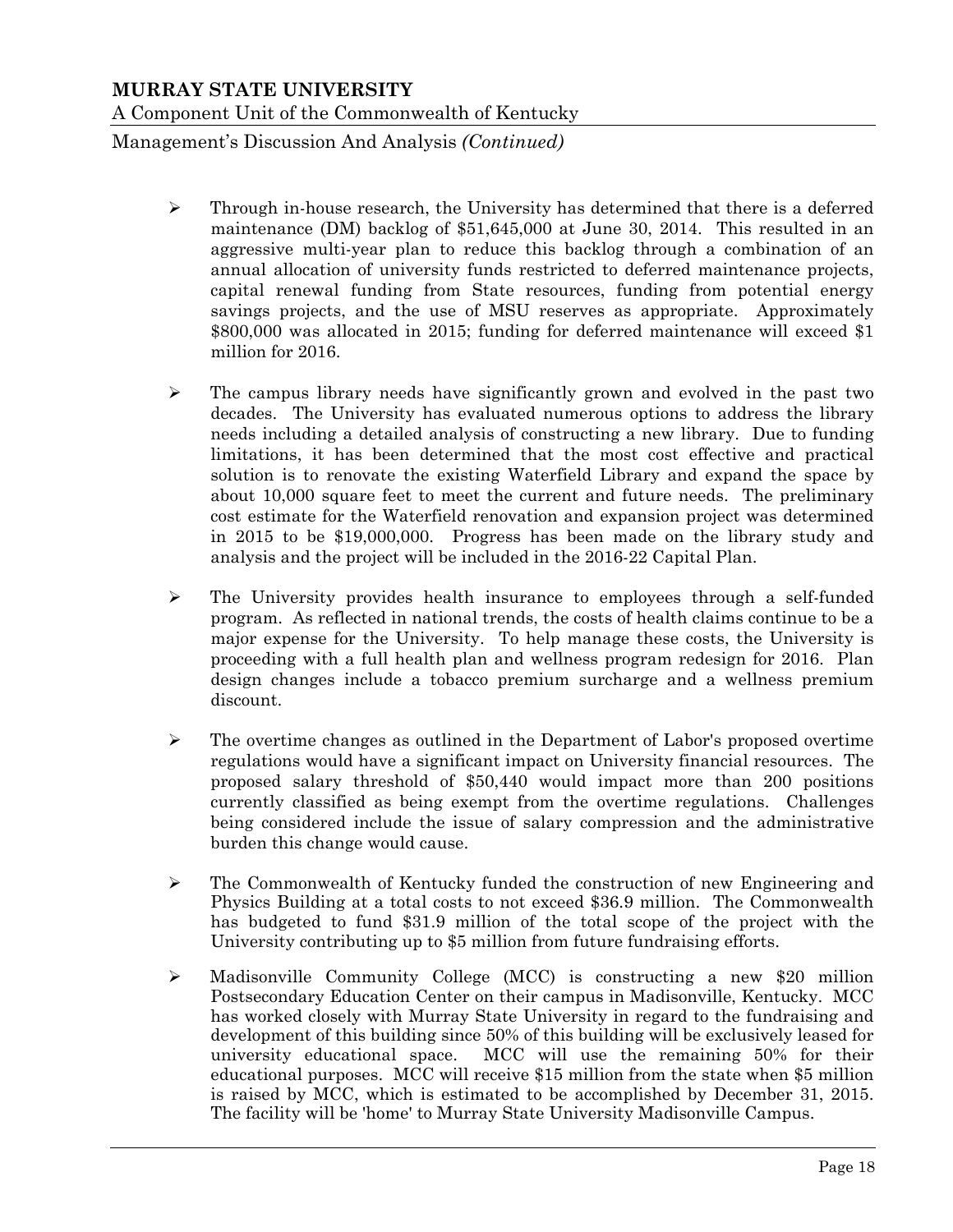- Through in-house research, the University has determined that there is a deferred maintenance (DM) backlog of $51,645,000 at June 30, 2014. This resulted in an aggressive multi-year plan to reduce this backlog through a combination of an annual allocation of university funds restricted to deferred maintenance projects, capital renewal funding from State resources, funding from potential energy savings projects, and the use of MSU reserves as appropriate. Approximately $800,000 was allocated in 2015; funding for deferred maintenance will exceed $1 million for 2016.

- The campus library needs have significantly grown and evolved in the past two decades. The University has evaluated numerous options to address the library needs including a detailed analysis of constructing a new library. Due to funding limitations, it has been determined that the most cost effective and practical solution is to renovate the existing Waterfield Library and expand the space by about 10,000 square feet to meet the current and future needs. The preliminary cost estimate for the Waterfield renovation and expansion project was determined in 2015 to be $19,000,000. Progress has been made on the library study and analysis and the project will be included in the 2016-22 Capital Plan.

- The University provides health insurance to employees through a self-funded program. As reflected in national trends, the costs of health claims continue to be a major expense for the University. To help manage these costs, the University is proceeding with a full health plan and wellness program redesign for 2016. Plan design changes include a tobacco premium surcharge and a wellness premium discount.

- The overtime changes as outlined in the Department of Labor's proposed overtime regulations would have a significant impact on University financial resources. The proposed salary threshold of $50,440 would impact more than 200 positions currently classified as being exempt from the overtime regulations. Challenges being considered include the issue of salary compression and the administrative burden this change would cause.

- The Commonwealth of Kentucky funded the construction of new Engineering and Physics Building at a total costs to not exceed $36.9 million. The Commonwealth has budgeted to fund $31.9 million of the total scope of the project with the University contributing up to $5 million from future fundraising efforts.

- Madisonville Community College (MCC) is constructing a new $20 million Postsecondary Education Center on their campus in Madisonville, Kentucky. MCC has worked closely with Murray State University in regard to the fundraising and development of this building since 50% of this building will be exclusively leased for university educational space. MCC will use the remaining 50% for their educational purposes. MCC will receive $15 million from the state when $5 million is raised by MCC, which is estimated to be accomplished by December 31, 2015. The facility will be 'home' to Murray State University Madisonville Campus.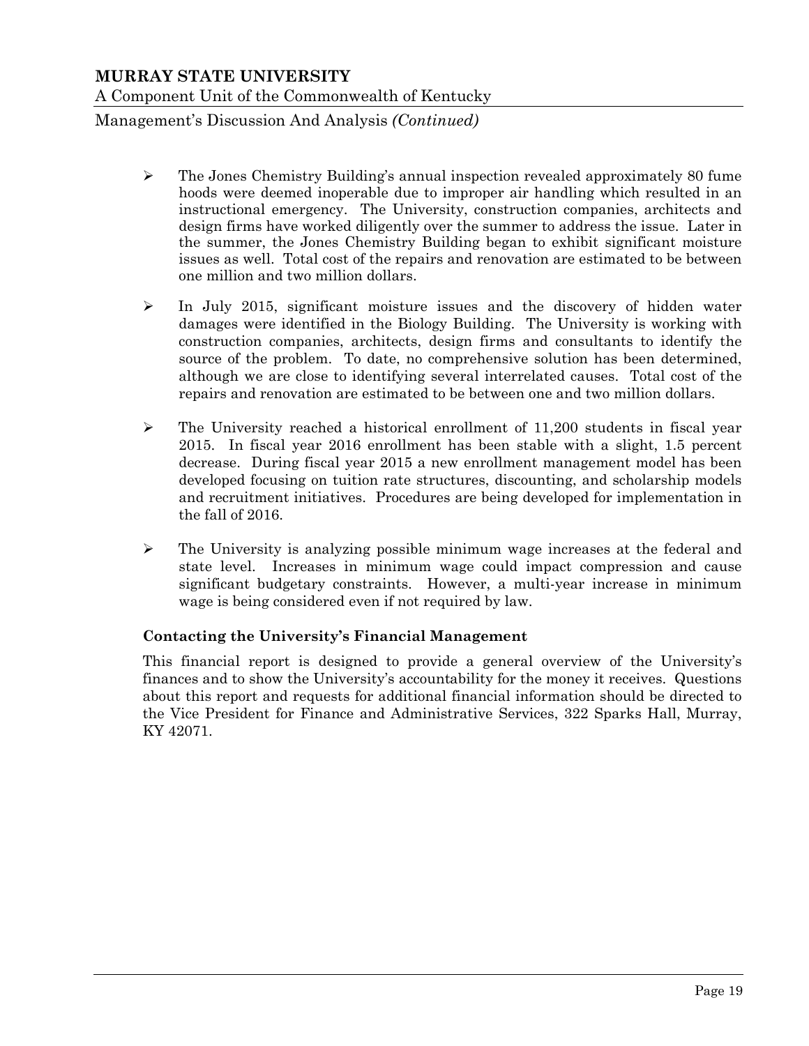- The Jones Chemistry Building's annual inspection revealed approximately 80 fume hoods were deemed inoperable due to improper air handling which resulted in an instructional emergency. The University, construction companies, architects and design firms have worked diligently over the summer to address the issue. Later in the summer, the Jones Chemistry Building began to exhibit significant moisture issues as well. Total cost of the repairs and renovation are estimated to be between one million and two million dollars.

- In July 2015, significant moisture issues and the discovery of hidden water damages were identified in the Biology Building. The University is working with construction companies, architects, design firms and consultants to identify the source of the problem. To date, no comprehensive solution has been determined, although we are close to identifying several interrelated causes. Total cost of the repairs and renovation are estimated to be between one and two million dollars.

- The University reached a historical enrollment of 11,200 students in fiscal year 2015. In fiscal year 2016 enrollment has been stable with a slight, 1.5 percent decrease. During fiscal year 2015 a new enrollment management model has been developed focusing on tuition rate structures, discounting, and scholarship models and recruitment initiatives. Procedures are being developed for implementation in the fall of 2016.

- The University is analyzing possible minimum wage increases at the federal and state level. Increases in minimum wage could impact compression and cause significant budgetary constraints. However, a multi-year increase in minimum wage is being considered even if not required by law.

**Contacting the University's Financial Management**

This financial report is designed to provide a general overview of the University's finances and to show the University's accountability for the money it receives. Questions about this report and requests for additional financial information should be directed to the Vice President for Finance and Administrative Services, 322 Sparks Hall, Murray, KY 42071.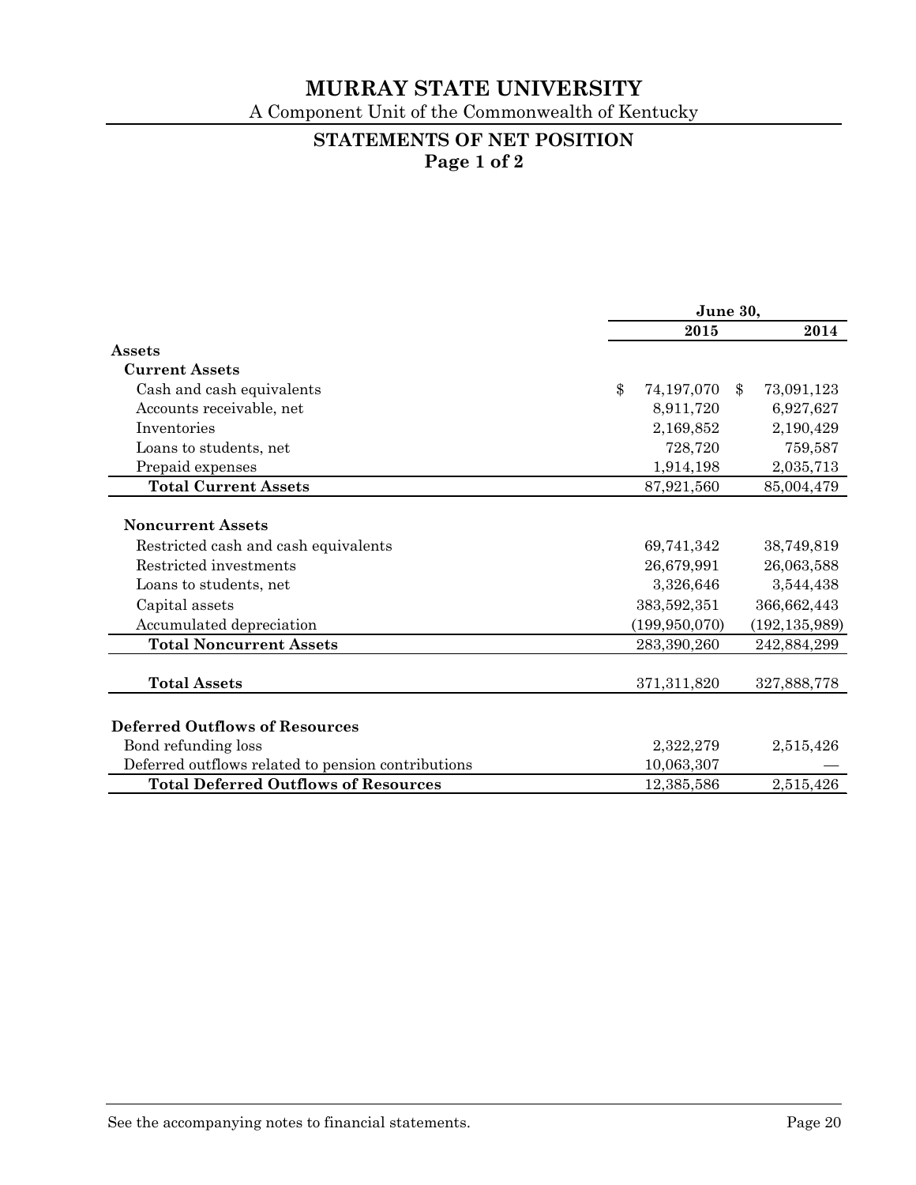# MURRAY STATE UNIVERSITY

A Component Unit of the Commonwealth of Kentucky

## STATEMENTS OF NET POSITION
**Page 1 of 2**

| | June 30, | |
|---|---:|---:|
| | **2015** | **2014** |
| **Assets** | | |
| **Current Assets** | | |
| Cash and cash equivalents | $ 74,197,070 | $ 73,091,123 |
| Accounts receivable, net | 8,911,720 | 6,927,627 |
| Inventories | 2,169,852 | 2,190,429 |
| Loans to students, net | 728,720 | 759,587 |
| Prepaid expenses | 1,914,198 | 2,035,713 |
| **Total Current Assets** | 87,921,560 | 85,004,479 |
| | | |
| **Noncurrent Assets** | | |
| Restricted cash and cash equivalents | 69,741,342 | 38,749,819 |
| Restricted investments | 26,679,991 | 26,063,588 |
| Loans to students, net | 3,326,646 | 3,544,438 |
| Capital assets | 383,592,351 | 366,662,443 |
| Accumulated depreciation | (199,950,070) | (192,135,989) |
| **Total Noncurrent Assets** | 283,390,260 | 242,884,299 |
| | | |
| **Total Assets** | 371,311,820 | 327,888,778 |
| | | |
| **Deferred Outflows of Resources** | | |
| Bond refunding loss | 2,322,279 | 2,515,426 |
| Deferred outflows related to pension contributions | 10,063,307 | — |
| **Total Deferred Outflows of Resources** | 12,385,586 | 2,515,426 |

See the accompanying notes to financial statements.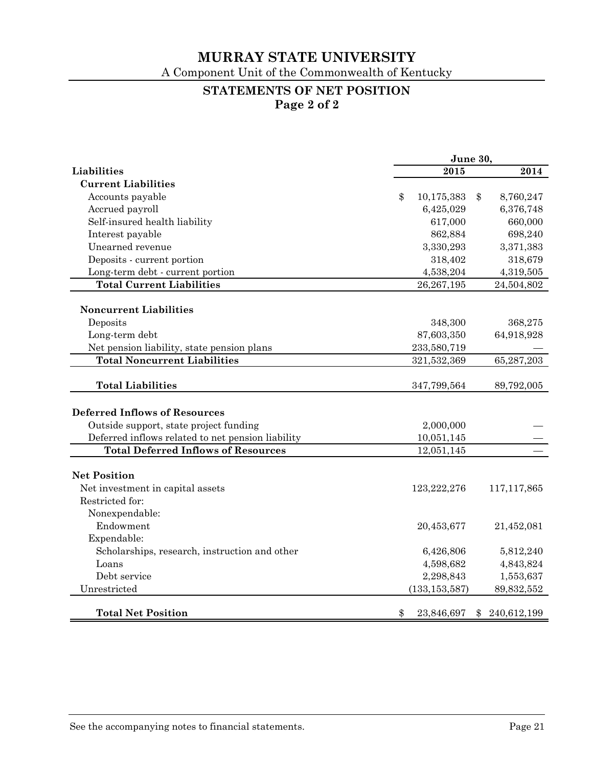# MURRAY STATE UNIVERSITY

A Component Unit of the Commonwealth of Kentucky

## STATEMENTS OF NET POSITION
### Page 2 of 2

| | June 30, | |
|---|---|---|
| **Liabilities** | **2015** | **2014** |
| **Current Liabilities** | | |
| Accounts payable | $ 10,175,383 | $ 8,760,247 |
| Accrued payroll | 6,425,029 | 6,376,748 |
| Self-insured health liability | 617,000 | 660,000 |
| Interest payable | 862,884 | 698,240 |
| Unearned revenue | 3,330,293 | 3,371,383 |
| Deposits - current portion | 318,402 | 318,679 |
| Long-term debt - current portion | 4,538,204 | 4,319,505 |
| **Total Current Liabilities** | 26,267,195 | 24,504,802 |
| **Noncurrent Liabilities** | | |
| Deposits | 348,300 | 368,275 |
| Long-term debt | 87,603,350 | 64,918,928 |
| Net pension liability, state pension plans | 233,580,719 | — |
| **Total Noncurrent Liabilities** | 321,532,369 | 65,287,203 |
| **Total Liabilities** | 347,799,564 | 89,792,005 |
| **Deferred Inflows of Resources** | | |
| Outside support, state project funding | 2,000,000 | — |
| Deferred inflows related to net pension liability | 10,051,145 | — |
| **Total Deferred Inflows of Resources** | 12,051,145 | — |
| **Net Position** | | |
| Net investment in capital assets | 123,222,276 | 117,117,865 |
| Restricted for: | | |
| Nonexpendable: | | |
| Endowment | 20,453,677 | 21,452,081 |
| Expendable: | | |
| Scholarships, research, instruction and other | 6,426,806 | 5,812,240 |
| Loans | 4,598,682 | 4,843,824 |
| Debt service | 2,298,843 | 1,553,637 |
| Unrestricted | (133,153,587) | 89,832,552 |
| **Total Net Position** | $ 23,846,697 | $ 240,612,199 |

See the accompanying notes to financial statements.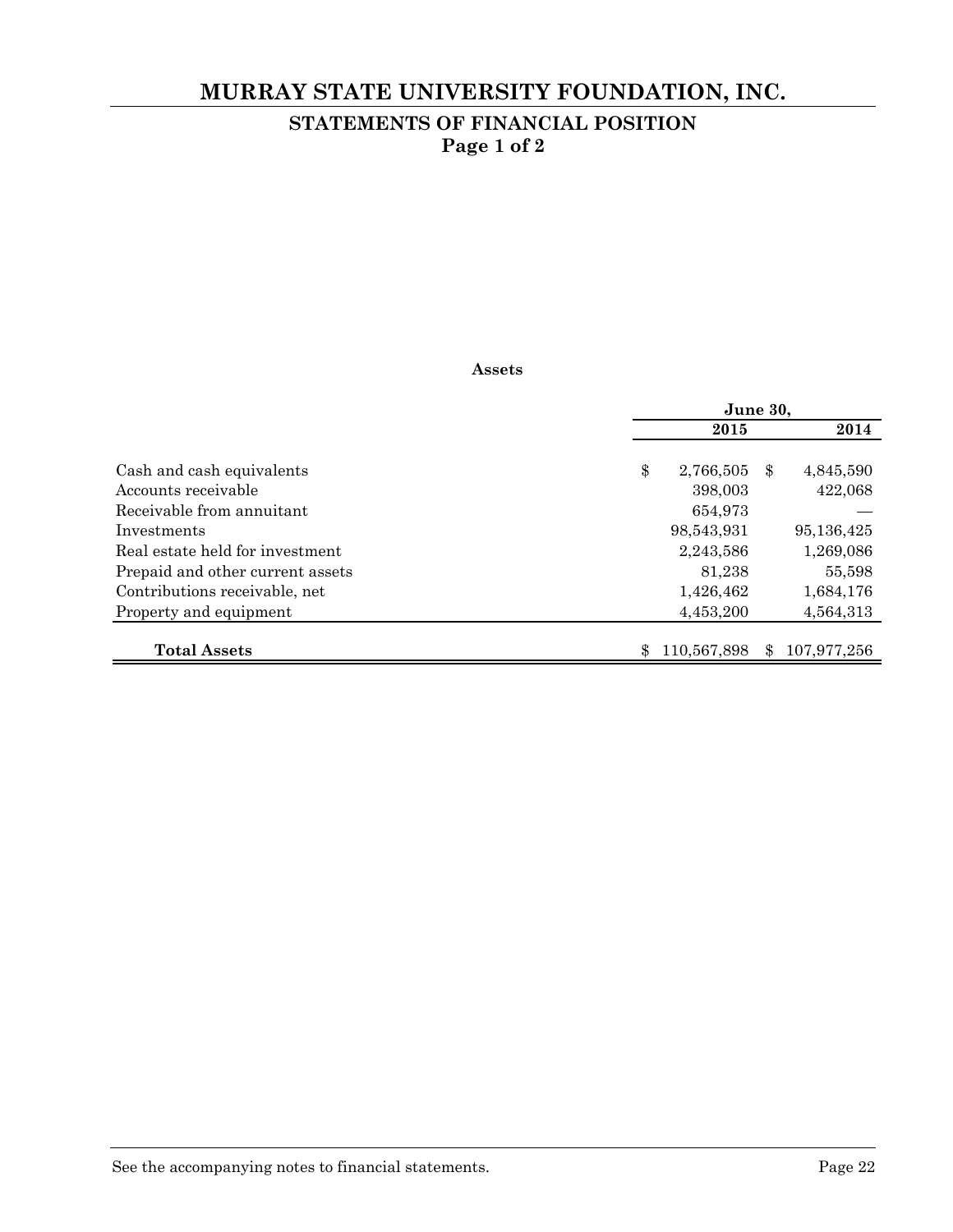# MURRAY STATE UNIVERSITY FOUNDATION, INC.

## STATEMENTS OF FINANCIAL POSITION

### Page 1 of 2

**Assets**

| | June 30, | |
|---|---|---|
| | **2015** | **2014** |
| Cash and cash equivalents | $ 2,766,505 | $ 4,845,590 |
| Accounts receivable | 398,003 | 422,068 |
| Receivable from annuitant | 654,973 | — |
| Investments | 98,543,931 | 95,136,425 |
| Real estate held for investment | 2,243,586 | 1,269,086 |
| Prepaid and other current assets | 81,238 | 55,598 |
| Contributions receivable, net | 1,426,462 | 1,684,176 |
| Property and equipment | 4,453,200 | 4,564,313 |
| **Total Assets** | $ 110,567,898 | $ 107,977,256 |

See the accompanying notes to financial statements.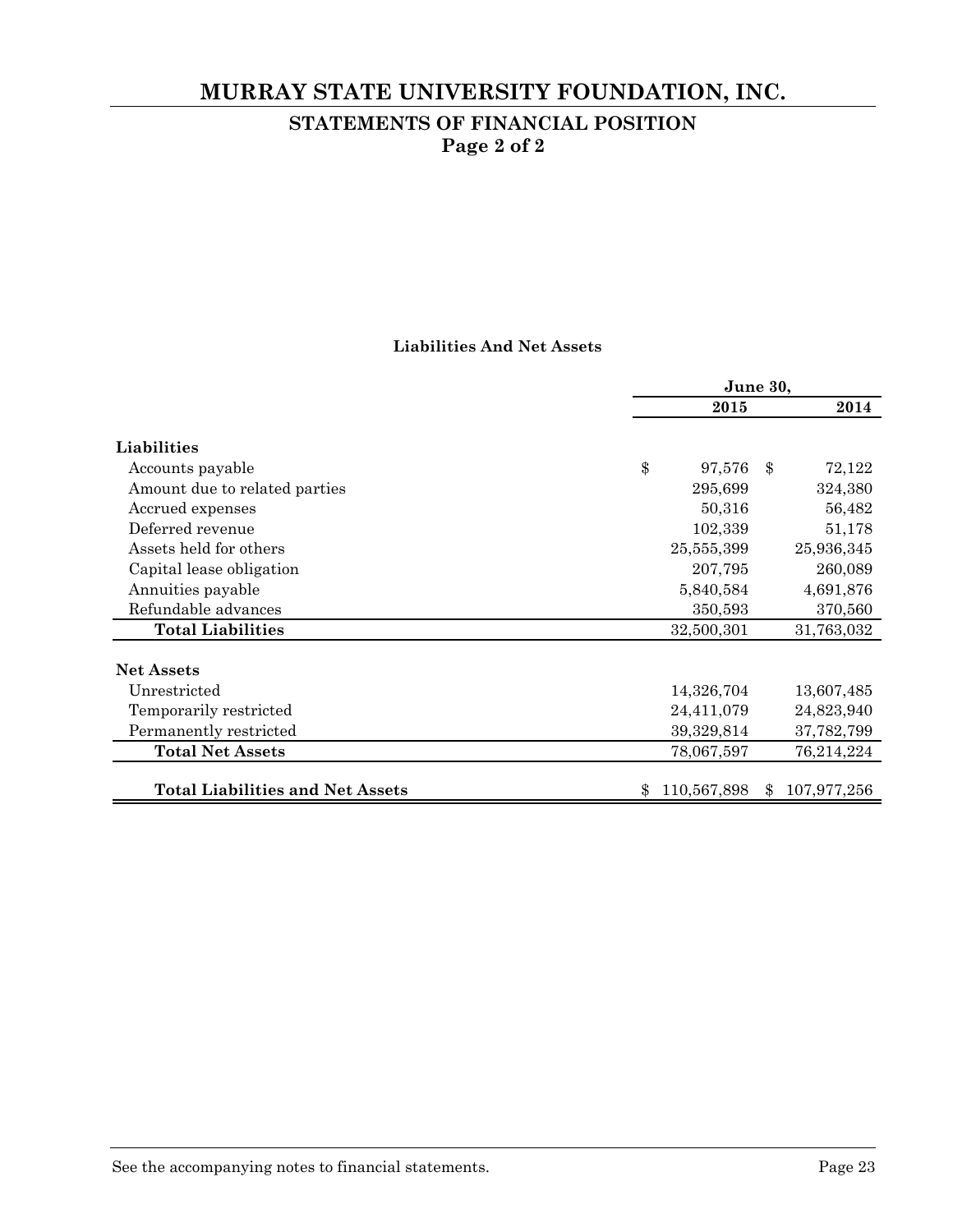# MURRAY STATE UNIVERSITY FOUNDATION, INC.

## STATEMENTS OF FINANCIAL POSITION
### Page 2 of 2

**Liabilities And Net Assets**

| | June 30, 2015 | June 30, 2014 |
|---|---|---|
| **Liabilities** | | |
| Accounts payable | $ 97,576 | $ 72,122 |
| Amount due to related parties | 295,699 | 324,380 |
| Accrued expenses | 50,316 | 56,482 |
| Deferred revenue | 102,339 | 51,178 |
| Assets held for others | 25,555,399 | 25,936,345 |
| Capital lease obligation | 207,795 | 260,089 |
| Annuities payable | 5,840,584 | 4,691,876 |
| Refundable advances | 350,593 | 370,560 |
| **Total Liabilities** | 32,500,301 | 31,763,032 |
| **Net Assets** | | |
| Unrestricted | 14,326,704 | 13,607,485 |
| Temporarily restricted | 24,411,079 | 24,823,940 |
| Permanently restricted | 39,329,814 | 37,782,799 |
| **Total Net Assets** | 78,067,597 | 76,214,224 |
| **Total Liabilities and Net Assets** | $ 110,567,898 | $ 107,977,256 |

See the accompanying notes to financial statements.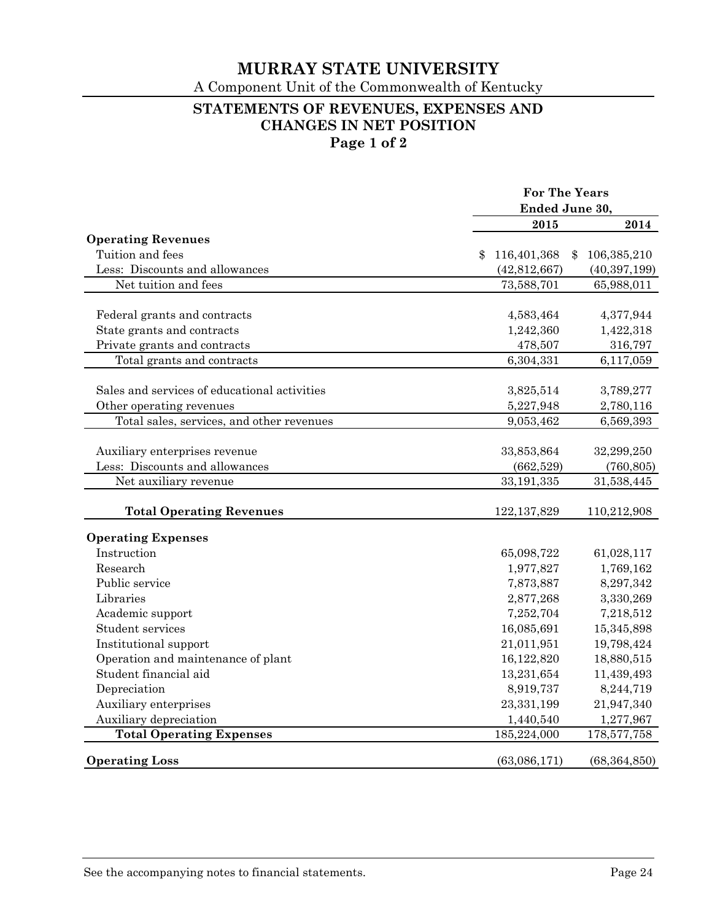# MURRAY STATE UNIVERSITY

A Component Unit of the Commonwealth of Kentucky

## STATEMENTS OF REVENUES, EXPENSES AND CHANGES IN NET POSITION

### Page 1 of 2

| | For The Years Ended June 30, | |
|---|---|---|
| | **2015** | **2014** |
| **Operating Revenues** | | |
| Tuition and fees | $ 116,401,368 | $ 106,385,210 |
| Less: Discounts and allowances | (42,812,667) | (40,397,199) |
| Net tuition and fees | 73,588,701 | 65,988,011 |
| | | |
| Federal grants and contracts | 4,583,464 | 4,377,944 |
| State grants and contracts | 1,242,360 | 1,422,318 |
| Private grants and contracts | 478,507 | 316,797 |
| Total grants and contracts | 6,304,331 | 6,117,059 |
| | | |
| Sales and services of educational activities | 3,825,514 | 3,789,277 |
| Other operating revenues | 5,227,948 | 2,780,116 |
| Total sales, services, and other revenues | 9,053,462 | 6,569,393 |
| | | |
| Auxiliary enterprises revenue | 33,853,864 | 32,299,250 |
| Less: Discounts and allowances | (662,529) | (760,805) |
| Net auxiliary revenue | 33,191,335 | 31,538,445 |
| | | |
| **Total Operating Revenues** | 122,137,829 | 110,212,908 |
| | | |
| **Operating Expenses** | | |
| Instruction | 65,098,722 | 61,028,117 |
| Research | 1,977,827 | 1,769,162 |
| Public service | 7,873,887 | 8,297,342 |
| Libraries | 2,877,268 | 3,330,269 |
| Academic support | 7,252,704 | 7,218,512 |
| Student services | 16,085,691 | 15,345,898 |
| Institutional support | 21,011,951 | 19,798,424 |
| Operation and maintenance of plant | 16,122,820 | 18,880,515 |
| Student financial aid | 13,231,654 | 11,439,493 |
| Depreciation | 8,919,737 | 8,244,719 |
| Auxiliary enterprises | 23,331,199 | 21,947,340 |
| Auxiliary depreciation | 1,440,540 | 1,277,967 |
| **Total Operating Expenses** | 185,224,000 | 178,577,758 |
| | | |
| **Operating Loss** | (63,086,171) | (68,364,850) |

See the accompanying notes to financial statements.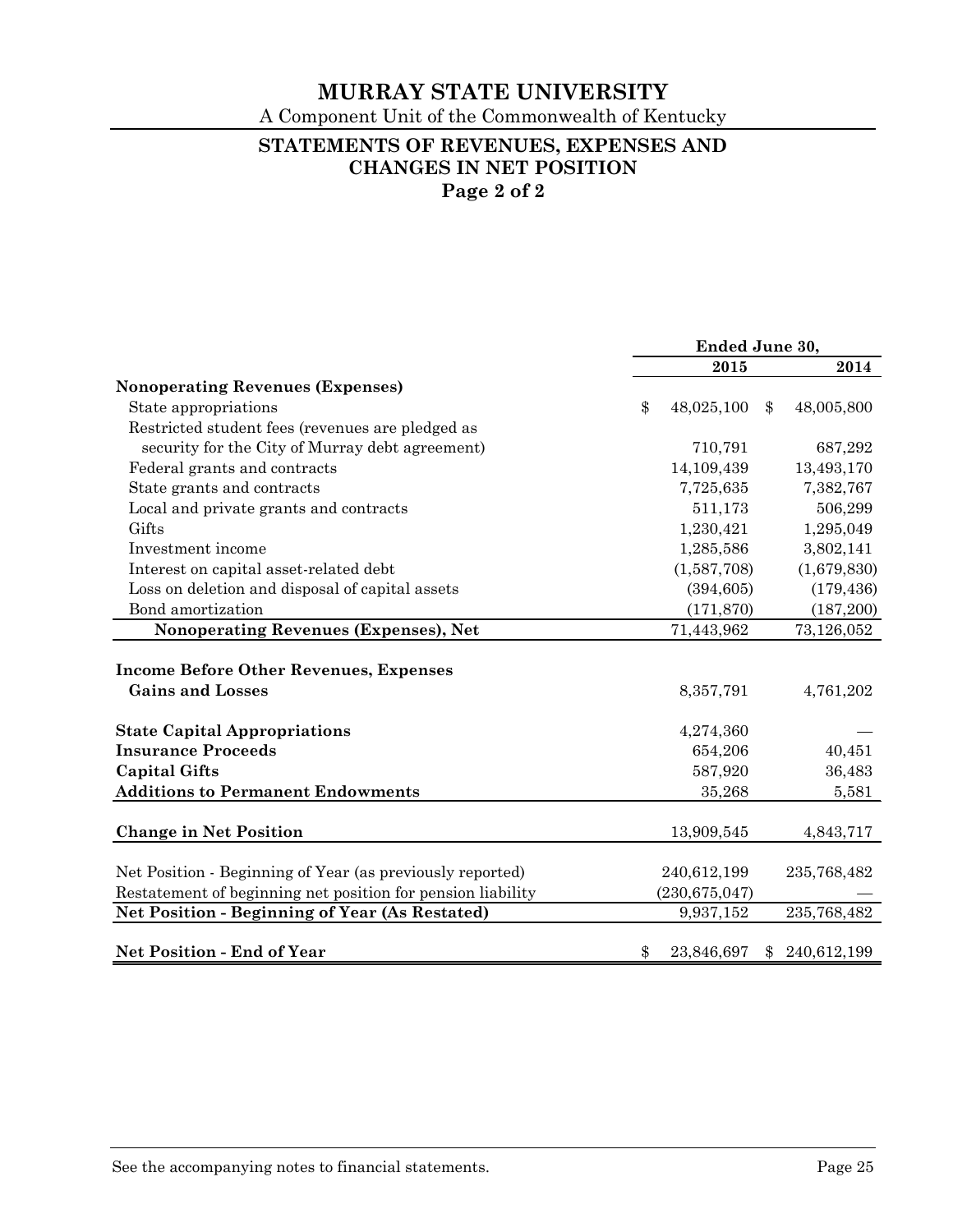# MURRAY STATE UNIVERSITY

A Component Unit of the Commonwealth of Kentucky

## STATEMENTS OF REVENUES, EXPENSES AND CHANGES IN NET POSITION
### Page 2 of 2

| | Ended June 30, | |
|---|---|---|
| | **2015** | **2014** |
| **Nonoperating Revenues (Expenses)** | | |
| State appropriations | $ 48,025,100 | $ 48,005,800 |
| Restricted student fees (revenues are pledged as security for the City of Murray debt agreement) | 710,791 | 687,292 |
| Federal grants and contracts | 14,109,439 | 13,493,170 |
| State grants and contracts | 7,725,635 | 7,382,767 |
| Local and private grants and contracts | 511,173 | 506,299 |
| Gifts | 1,230,421 | 1,295,049 |
| Investment income | 1,285,586 | 3,802,141 |
| Interest on capital asset-related debt | (1,587,708) | (1,679,830) |
| Loss on deletion and disposal of capital assets | (394,605) | (179,436) |
| Bond amortization | (171,870) | (187,200) |
| **Nonoperating Revenues (Expenses), Net** | 71,443,962 | 73,126,052 |
| **Income Before Other Revenues, Expenses Gains and Losses** | 8,357,791 | 4,761,202 |
| **State Capital Appropriations** | 4,274,360 | — |
| **Insurance Proceeds** | 654,206 | 40,451 |
| **Capital Gifts** | 587,920 | 36,483 |
| **Additions to Permanent Endowments** | 35,268 | 5,581 |
| **Change in Net Position** | 13,909,545 | 4,843,717 |
| Net Position - Beginning of Year (as previously reported) | 240,612,199 | 235,768,482 |
| Restatement of beginning net position for pension liability | (230,675,047) | — |
| **Net Position - Beginning of Year (As Restated)** | 9,937,152 | 235,768,482 |
| **Net Position - End of Year** | $ 23,846,697 | $ 240,612,199 |

See the accompanying notes to financial statements.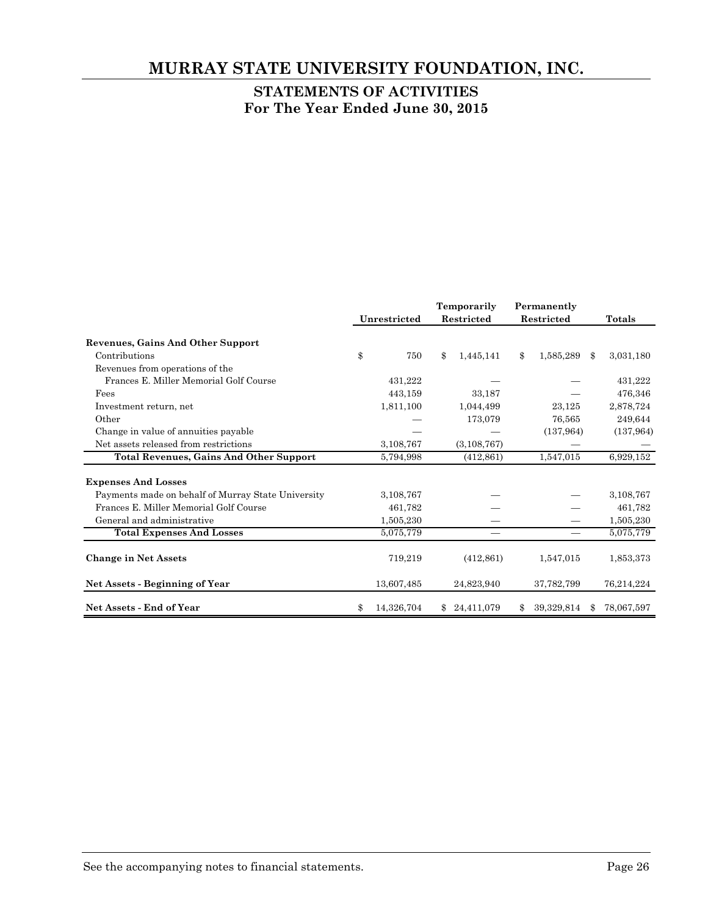# MURRAY STATE UNIVERSITY FOUNDATION, INC.

## STATEMENTS OF ACTIVITIES
## For The Year Ended June 30, 2015

| | Unrestricted | Temporarily Restricted | Permanently Restricted | Totals |
|---|---|---|---|---|
| **Revenues, Gains And Other Support** | | | | |
| Contributions | $ 750 | $ 1,445,141 | $ 1,585,289 | $ 3,031,180 |
| Revenues from operations of the Frances E. Miller Memorial Golf Course | 431,222 | — | — | 431,222 |
| Fees | 443,159 | 33,187 | — | 476,346 |
| Investment return, net | 1,811,100 | 1,044,499 | 23,125 | 2,878,724 |
| Other | — | 173,079 | 76,565 | 249,644 |
| Change in value of annuities payable | — | — | (137,964) | (137,964) |
| Net assets released from restrictions | 3,108,767 | (3,108,767) | — | — |
| **Total Revenues, Gains And Other Support** | 5,794,998 | (412,861) | 1,547,015 | 6,929,152 |
| **Expenses And Losses** | | | | |
| Payments made on behalf of Murray State University | 3,108,767 | — | — | 3,108,767 |
| Frances E. Miller Memorial Golf Course | 461,782 | — | — | 461,782 |
| General and administrative | 1,505,230 | — | — | 1,505,230 |
| **Total Expenses And Losses** | 5,075,779 | — | — | 5,075,779 |
| **Change in Net Assets** | 719,219 | (412,861) | 1,547,015 | 1,853,373 |
| **Net Assets - Beginning of Year** | 13,607,485 | 24,823,940 | 37,782,799 | 76,214,224 |
| **Net Assets - End of Year** | $ 14,326,704 | $ 24,411,079 | $ 39,329,814 | $ 78,067,597 |

See the accompanying notes to financial statements.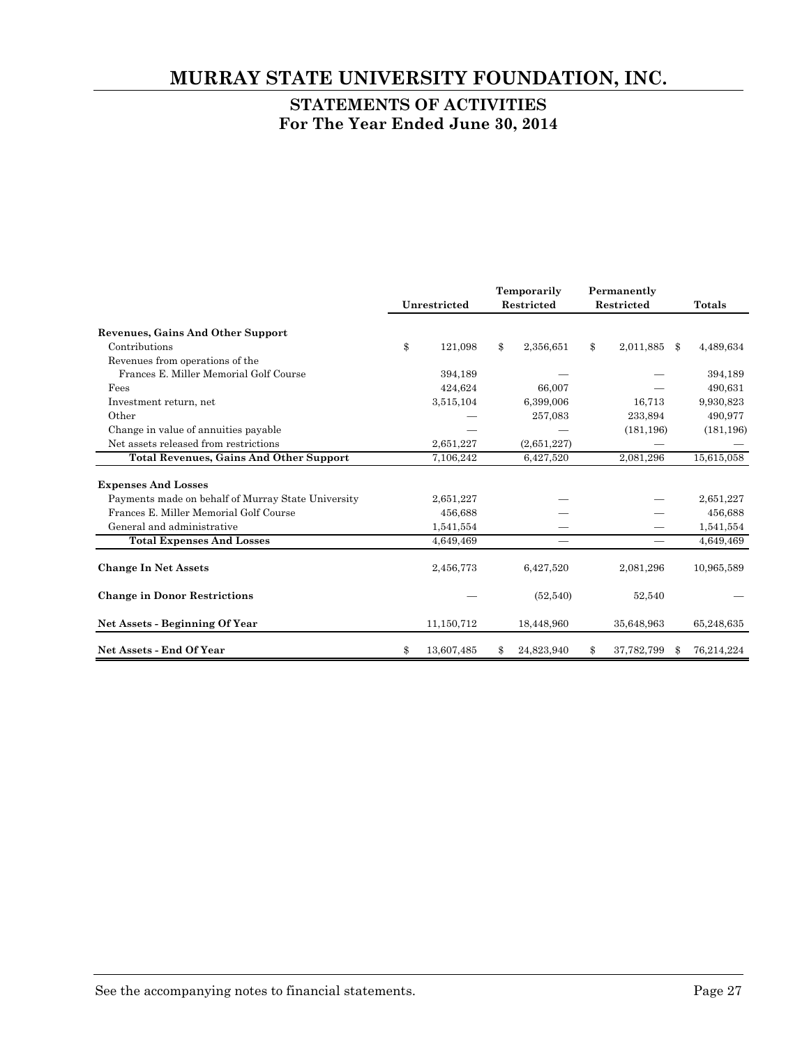# MURRAY STATE UNIVERSITY FOUNDATION, INC.

## STATEMENTS OF ACTIVITIES
## For The Year Ended June 30, 2014

| | Unrestricted | Temporarily Restricted | Permanently Restricted | Totals |
|---|---|---|---|---|
| **Revenues, Gains And Other Support** | | | | |
| Contributions | $ 121,098 | $ 2,356,651 | $ 2,011,885 | $ 4,489,634 |
| Revenues from operations of the Frances E. Miller Memorial Golf Course | 394,189 | — | — | 394,189 |
| Fees | 424,624 | 66,007 | — | 490,631 |
| Investment return, net | 3,515,104 | 6,399,006 | 16,713 | 9,930,823 |
| Other | — | 257,083 | 233,894 | 490,977 |
| Change in value of annuities payable | — | — | (181,196) | (181,196) |
| Net assets released from restrictions | 2,651,227 | (2,651,227) | — | — |
| **Total Revenues, Gains And Other Support** | 7,106,242 | 6,427,520 | 2,081,296 | 15,615,058 |
| **Expenses And Losses** | | | | |
| Payments made on behalf of Murray State University | 2,651,227 | — | — | 2,651,227 |
| Frances E. Miller Memorial Golf Course | 456,688 | — | — | 456,688 |
| General and administrative | 1,541,554 | — | — | 1,541,554 |
| **Total Expenses And Losses** | 4,649,469 | — | — | 4,649,469 |
| **Change In Net Assets** | 2,456,773 | 6,427,520 | 2,081,296 | 10,965,589 |
| **Change in Donor Restrictions** | — | (52,540) | 52,540 | — |
| **Net Assets - Beginning Of Year** | 11,150,712 | 18,448,960 | 35,648,963 | 65,248,635 |
| **Net Assets - End Of Year** | $ 13,607,485 | $ 24,823,940 | $ 37,782,799 | $ 76,214,224 |

See the accompanying notes to financial statements.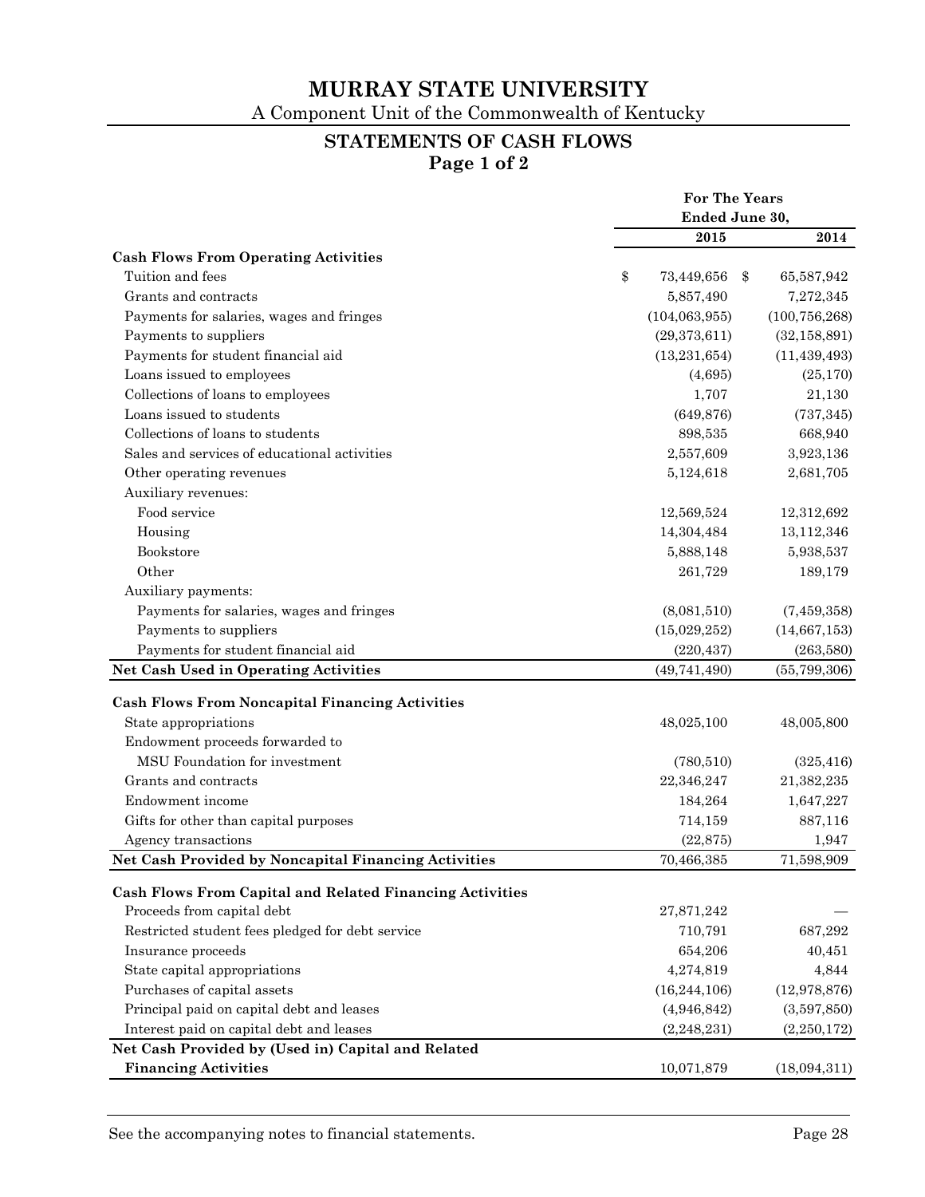# MURRAY STATE UNIVERSITY

A Component Unit of the Commonwealth of Kentucky

## STATEMENTS OF CASH FLOWS
**Page 1 of 2**

| | For The Years Ended June 30, | |
|---|---|---|
| | **2015** | **2014** |
| **Cash Flows From Operating Activities** | | |
| Tuition and fees | $ 73,449,656 | $ 65,587,942 |
| Grants and contracts | 5,857,490 | 7,272,345 |
| Payments for salaries, wages and fringes | (104,063,955) | (100,756,268) |
| Payments to suppliers | (29,373,611) | (32,158,891) |
| Payments for student financial aid | (13,231,654) | (11,439,493) |
| Loans issued to employees | (4,695) | (25,170) |
| Collections of loans to employees | 1,707 | 21,130 |
| Loans issued to students | (649,876) | (737,345) |
| Collections of loans to students | 898,535 | 668,940 |
| Sales and services of educational activities | 2,557,609 | 3,923,136 |
| Other operating revenues | 5,124,618 | 2,681,705 |
| Auxiliary revenues: | | |
| Food service | 12,569,524 | 12,312,692 |
| Housing | 14,304,484 | 13,112,346 |
| Bookstore | 5,888,148 | 5,938,537 |
| Other | 261,729 | 189,179 |
| Auxiliary payments: | | |
| Payments for salaries, wages and fringes | (8,081,510) | (7,459,358) |
| Payments to suppliers | (15,029,252) | (14,667,153) |
| Payments for student financial aid | (220,437) | (263,580) |
| **Net Cash Used in Operating Activities** | (49,741,490) | (55,799,306) |
| | | |
| **Cash Flows From Noncapital Financing Activities** | | |
| State appropriations | 48,025,100 | 48,005,800 |
| Endowment proceeds forwarded to MSU Foundation for investment | (780,510) | (325,416) |
| Grants and contracts | 22,346,247 | 21,382,235 |
| Endowment income | 184,264 | 1,647,227 |
| Gifts for other than capital purposes | 714,159 | 887,116 |
| Agency transactions | (22,875) | 1,947 |
| **Net Cash Provided by Noncapital Financing Activities** | 70,466,385 | 71,598,909 |
| | | |
| **Cash Flows From Capital and Related Financing Activities** | | |
| Proceeds from capital debt | 27,871,242 | — |
| Restricted student fees pledged for debt service | 710,791 | 687,292 |
| Insurance proceeds | 654,206 | 40,451 |
| State capital appropriations | 4,274,819 | 4,844 |
| Purchases of capital assets | (16,244,106) | (12,978,876) |
| Principal paid on capital debt and leases | (4,946,842) | (3,597,850) |
| Interest paid on capital debt and leases | (2,248,231) | (2,250,172) |
| **Net Cash Provided by (Used in) Capital and Related Financing Activities** | 10,071,879 | (18,094,311) |

See the accompanying notes to financial statements.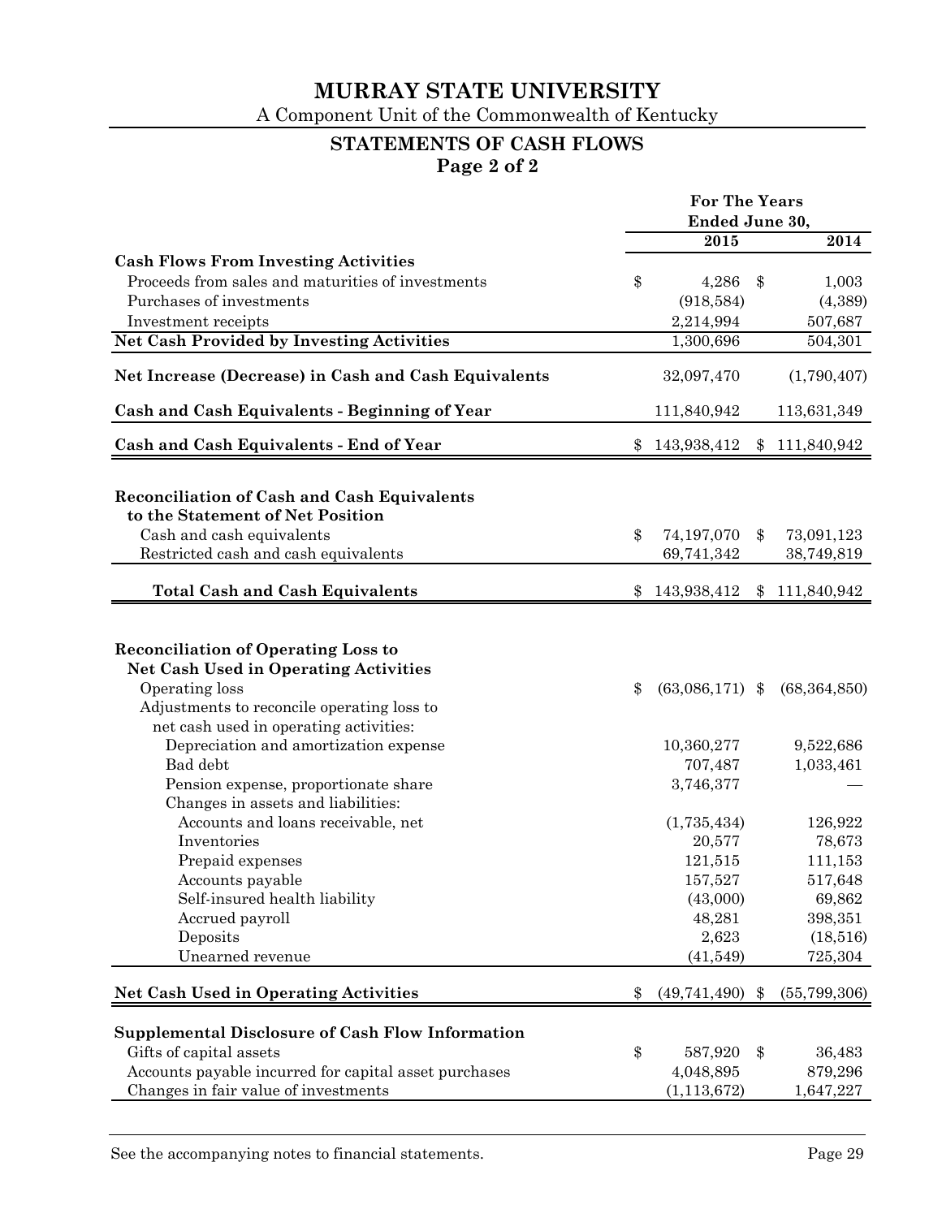# MURRAY STATE UNIVERSITY

A Component Unit of the Commonwealth of Kentucky

## STATEMENTS OF CASH FLOWS

**Page 2 of 2**

| | For The Years Ended June 30, | |
|---|---|---|
| | 2015 | 2014 |
| **Cash Flows From Investing Activities** | | |
| Proceeds from sales and maturities of investments | $ 4,286 | $ 1,003 |
| Purchases of investments | (918,584) | (4,389) |
| Investment receipts | 2,214,994 | 507,687 |
| **Net Cash Provided by Investing Activities** | 1,300,696 | 504,301 |
| **Net Increase (Decrease) in Cash and Cash Equivalents** | 32,097,470 | (1,790,407) |
| **Cash and Cash Equivalents - Beginning of Year** | 111,840,942 | 113,631,349 |
| **Cash and Cash Equivalents - End of Year** | $ 143,938,412 | $ 111,840,942 |
| | | |
| **Reconciliation of Cash and Cash Equivalents to the Statement of Net Position** | | |
| Cash and cash equivalents | $ 74,197,070 | $ 73,091,123 |
| Restricted cash and cash equivalents | 69,741,342 | 38,749,819 |
| **Total Cash and Cash Equivalents** | $ 143,938,412 | $ 111,840,942 |
| | | |
| **Reconciliation of Operating Loss to Net Cash Used in Operating Activities** | | |
| Operating loss | $ (63,086,171) | $ (68,364,850) |
| Adjustments to reconcile operating loss to net cash used in operating activities: | | |
| Depreciation and amortization expense | 10,360,277 | 9,522,686 |
| Bad debt | 707,487 | 1,033,461 |
| Pension expense, proportionate share | 3,746,377 | — |
| Changes in assets and liabilities: | | |
| Accounts and loans receivable, net | (1,735,434) | 126,922 |
| Inventories | 20,577 | 78,673 |
| Prepaid expenses | 121,515 | 111,153 |
| Accounts payable | 157,527 | 517,648 |
| Self-insured health liability | (43,000) | 69,862 |
| Accrued payroll | 48,281 | 398,351 |
| Deposits | 2,623 | (18,516) |
| Unearned revenue | (41,549) | 725,304 |
| **Net Cash Used in Operating Activities** | $ (49,741,490) | $ (55,799,306) |
| | | |
| **Supplemental Disclosure of Cash Flow Information** | | |
| Gifts of capital assets | $ 587,920 | $ 36,483 |
| Accounts payable incurred for capital asset purchases | 4,048,895 | 879,296 |
| Changes in fair value of investments | (1,113,672) | 1,647,227 |

See the accompanying notes to financial statements.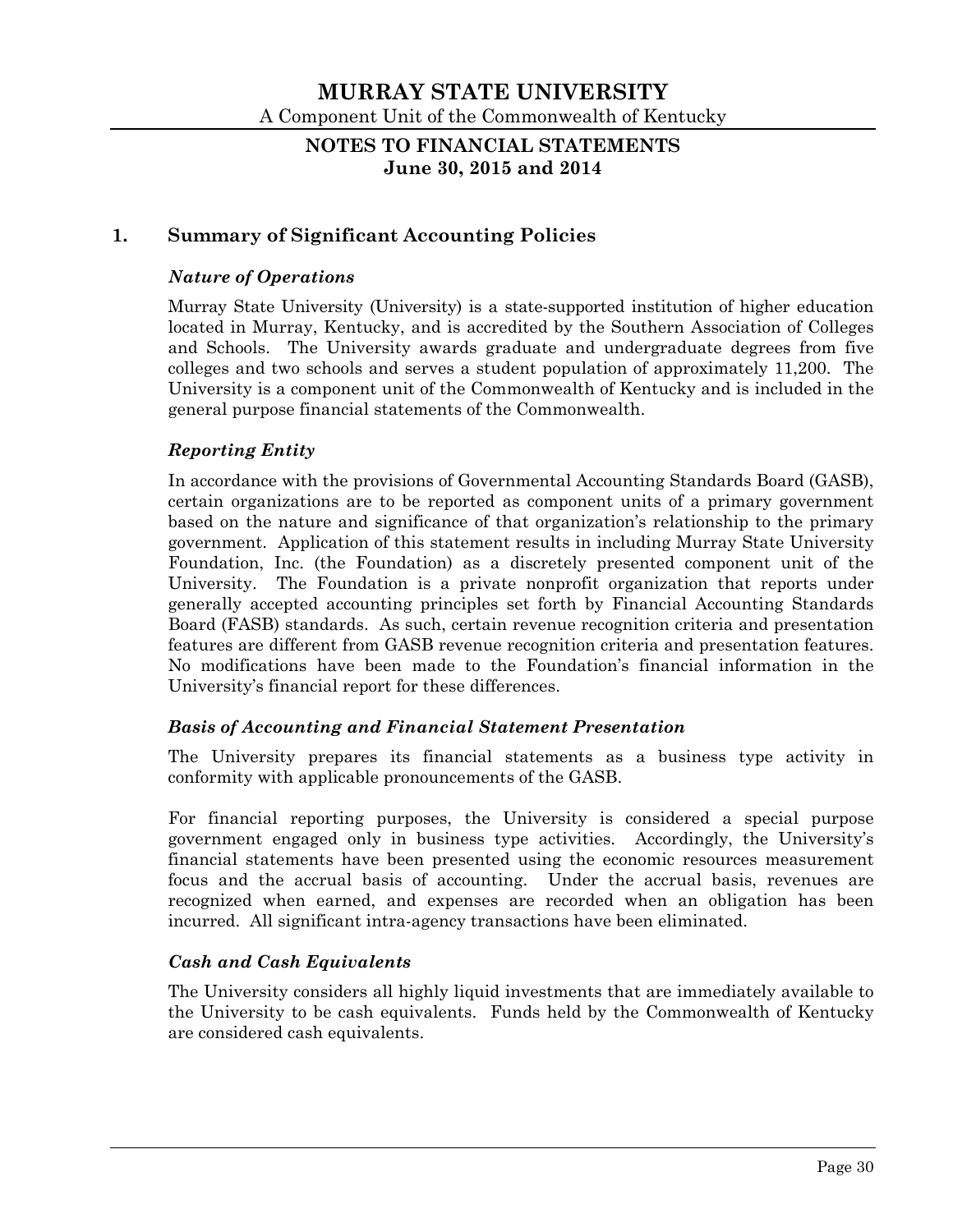# MURRAY STATE UNIVERSITY

A Component Unit of the Commonwealth of Kentucky

## NOTES TO FINANCIAL STATEMENTS
**June 30, 2015 and 2014**

## 1. Summary of Significant Accounting Policies

### *Nature of Operations*

Murray State University (University) is a state-supported institution of higher education located in Murray, Kentucky, and is accredited by the Southern Association of Colleges and Schools. The University awards graduate and undergraduate degrees from five colleges and two schools and serves a student population of approximately 11,200. The University is a component unit of the Commonwealth of Kentucky and is included in the general purpose financial statements of the Commonwealth.

### *Reporting Entity*

In accordance with the provisions of Governmental Accounting Standards Board (GASB), certain organizations are to be reported as component units of a primary government based on the nature and significance of that organization's relationship to the primary government. Application of this statement results in including Murray State University Foundation, Inc. (the Foundation) as a discretely presented component unit of the University. The Foundation is a private nonprofit organization that reports under generally accepted accounting principles set forth by Financial Accounting Standards Board (FASB) standards. As such, certain revenue recognition criteria and presentation features are different from GASB revenue recognition criteria and presentation features. No modifications have been made to the Foundation's financial information in the University's financial report for these differences.

### *Basis of Accounting and Financial Statement Presentation*

The University prepares its financial statements as a business type activity in conformity with applicable pronouncements of the GASB.

For financial reporting purposes, the University is considered a special purpose government engaged only in business type activities. Accordingly, the University's financial statements have been presented using the economic resources measurement focus and the accrual basis of accounting. Under the accrual basis, revenues are recognized when earned, and expenses are recorded when an obligation has been incurred. All significant intra-agency transactions have been eliminated.

### *Cash and Cash Equivalents*

The University considers all highly liquid investments that are immediately available to the University to be cash equivalents. Funds held by the Commonwealth of Kentucky are considered cash equivalents.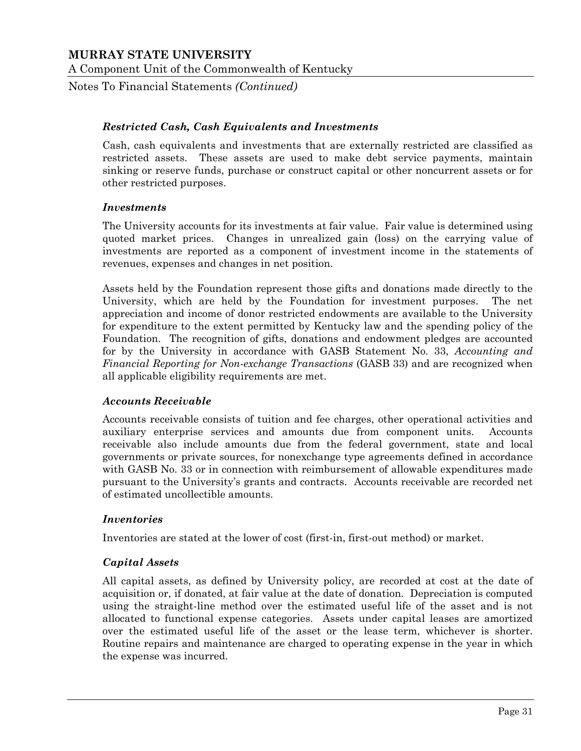### *Restricted Cash, Cash Equivalents and Investments*

Cash, cash equivalents and investments that are externally restricted are classified as restricted assets. These assets are used to make debt service payments, maintain sinking or reserve funds, purchase or construct capital or other noncurrent assets or for other restricted purposes.

### *Investments*

The University accounts for its investments at fair value. Fair value is determined using quoted market prices. Changes in unrealized gain (loss) on the carrying value of investments are reported as a component of investment income in the statements of revenues, expenses and changes in net position.

Assets held by the Foundation represent those gifts and donations made directly to the University, which are held by the Foundation for investment purposes. The net appreciation and income of donor restricted endowments are available to the University for expenditure to the extent permitted by Kentucky law and the spending policy of the Foundation. The recognition of gifts, donations and endowment pledges are accounted for by the University in accordance with GASB Statement No. 33, *Accounting and Financial Reporting for Non-exchange Transactions* (GASB 33) and are recognized when all applicable eligibility requirements are met.

### *Accounts Receivable*

Accounts receivable consists of tuition and fee charges, other operational activities and auxiliary enterprise services and amounts due from component units. Accounts receivable also include amounts due from the federal government, state and local governments or private sources, for nonexchange type agreements defined in accordance with GASB No. 33 or in connection with reimbursement of allowable expenditures made pursuant to the University's grants and contracts. Accounts receivable are recorded net of estimated uncollectible amounts.

### *Inventories*

Inventories are stated at the lower of cost (first-in, first-out method) or market.

### *Capital Assets*

All capital assets, as defined by University policy, are recorded at cost at the date of acquisition or, if donated, at fair value at the date of donation. Depreciation is computed using the straight-line method over the estimated useful life of the asset and is not allocated to functional expense categories. Assets under capital leases are amortized over the estimated useful life of the asset or the lease term, whichever is shorter. Routine repairs and maintenance are charged to operating expense in the year in which the expense was incurred.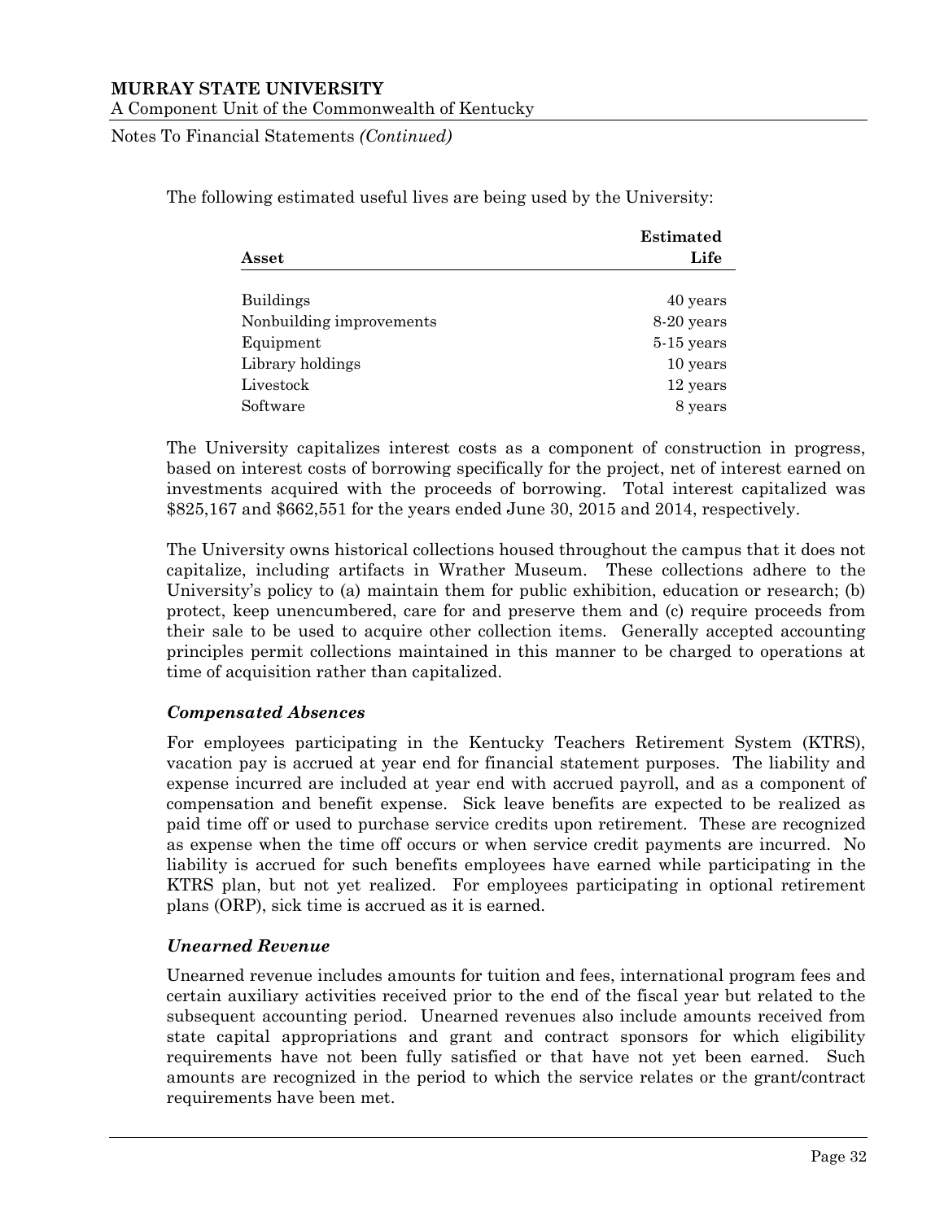The following estimated useful lives are being used by the University:

| Asset | Estimated Life |
|---|---|
| Buildings | 40 years |
| Nonbuilding improvements | 8-20 years |
| Equipment | 5-15 years |
| Library holdings | 10 years |
| Livestock | 12 years |
| Software | 8 years |

The University capitalizes interest costs as a component of construction in progress, based on interest costs of borrowing specifically for the project, net of interest earned on investments acquired with the proceeds of borrowing. Total interest capitalized was $825,167 and $662,551 for the years ended June 30, 2015 and 2014, respectively.

The University owns historical collections housed throughout the campus that it does not capitalize, including artifacts in Wrather Museum. These collections adhere to the University's policy to (a) maintain them for public exhibition, education or research; (b) protect, keep unencumbered, care for and preserve them and (c) require proceeds from their sale to be used to acquire other collection items. Generally accepted accounting principles permit collections maintained in this manner to be charged to operations at time of acquisition rather than capitalized.

### *Compensated Absences*

For employees participating in the Kentucky Teachers Retirement System (KTRS), vacation pay is accrued at year end for financial statement purposes. The liability and expense incurred are included at year end with accrued payroll, and as a component of compensation and benefit expense. Sick leave benefits are expected to be realized as paid time off or used to purchase service credits upon retirement. These are recognized as expense when the time off occurs or when service credit payments are incurred. No liability is accrued for such benefits employees have earned while participating in the KTRS plan, but not yet realized. For employees participating in optional retirement plans (ORP), sick time is accrued as it is earned.

### *Unearned Revenue*

Unearned revenue includes amounts for tuition and fees, international program fees and certain auxiliary activities received prior to the end of the fiscal year but related to the subsequent accounting period. Unearned revenues also include amounts received from state capital appropriations and grant and contract sponsors for which eligibility requirements have not been fully satisfied or that have not yet been earned. Such amounts are recognized in the period to which the service relates or the grant/contract requirements have been met.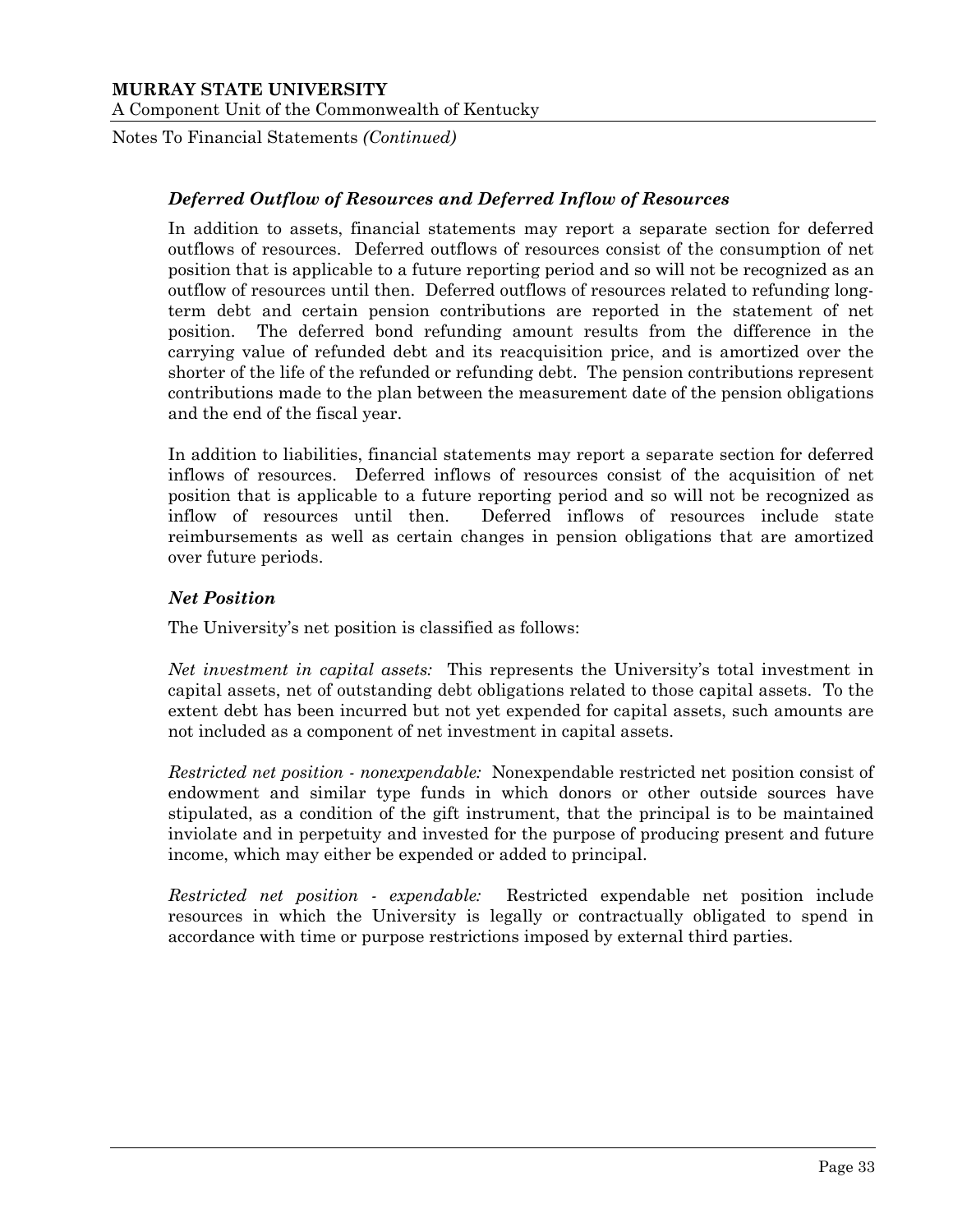### *Deferred Outflow of Resources and Deferred Inflow of Resources*

In addition to assets, financial statements may report a separate section for deferred outflows of resources. Deferred outflows of resources consist of the consumption of net position that is applicable to a future reporting period and so will not be recognized as an outflow of resources until then. Deferred outflows of resources related to refunding long-term debt and certain pension contributions are reported in the statement of net position. The deferred bond refunding amount results from the difference in the carrying value of refunded debt and its reacquisition price, and is amortized over the shorter of the life of the refunded or refunding debt. The pension contributions represent contributions made to the plan between the measurement date of the pension obligations and the end of the fiscal year.

In addition to liabilities, financial statements may report a separate section for deferred inflows of resources. Deferred inflows of resources consist of the acquisition of net position that is applicable to a future reporting period and so will not be recognized as inflow of resources until then. Deferred inflows of resources include state reimbursements as well as certain changes in pension obligations that are amortized over future periods.

### *Net Position*

The University's net position is classified as follows:

*Net investment in capital assets:* This represents the University's total investment in capital assets, net of outstanding debt obligations related to those capital assets. To the extent debt has been incurred but not yet expended for capital assets, such amounts are not included as a component of net investment in capital assets.

*Restricted net position - nonexpendable:* Nonexpendable restricted net position consist of endowment and similar type funds in which donors or other outside sources have stipulated, as a condition of the gift instrument, that the principal is to be maintained inviolate and in perpetuity and invested for the purpose of producing present and future income, which may either be expended or added to principal.

*Restricted net position - expendable:* Restricted expendable net position include resources in which the University is legally or contractually obligated to spend in accordance with time or purpose restrictions imposed by external third parties.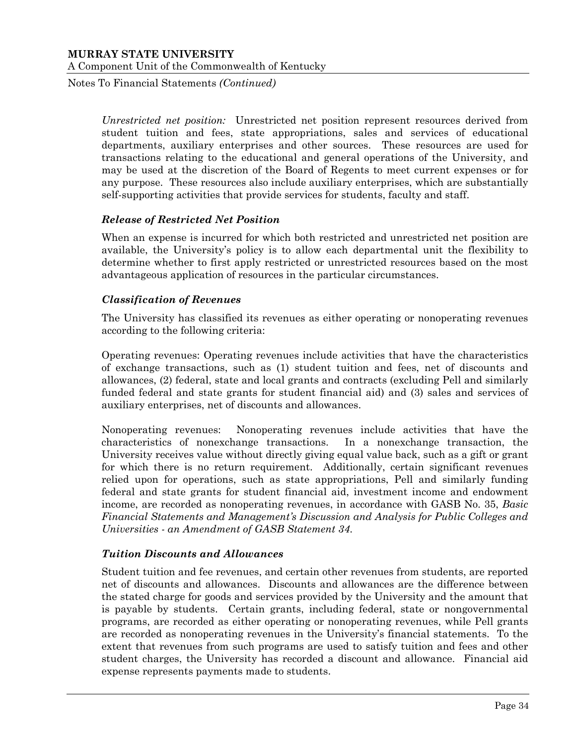*Unrestricted net position:* Unrestricted net position represent resources derived from student tuition and fees, state appropriations, sales and services of educational departments, auxiliary enterprises and other sources. These resources are used for transactions relating to the educational and general operations of the University, and may be used at the discretion of the Board of Regents to meet current expenses or for any purpose. These resources also include auxiliary enterprises, which are substantially self-supporting activities that provide services for students, faculty and staff.

### *Release of Restricted Net Position*

When an expense is incurred for which both restricted and unrestricted net position are available, the University's policy is to allow each departmental unit the flexibility to determine whether to first apply restricted or unrestricted resources based on the most advantageous application of resources in the particular circumstances.

### *Classification of Revenues*

The University has classified its revenues as either operating or nonoperating revenues according to the following criteria:

Operating revenues: Operating revenues include activities that have the characteristics of exchange transactions, such as (1) student tuition and fees, net of discounts and allowances, (2) federal, state and local grants and contracts (excluding Pell and similarly funded federal and state grants for student financial aid) and (3) sales and services of auxiliary enterprises, net of discounts and allowances.

Nonoperating revenues: Nonoperating revenues include activities that have the characteristics of nonexchange transactions. In a nonexchange transaction, the University receives value without directly giving equal value back, such as a gift or grant for which there is no return requirement. Additionally, certain significant revenues relied upon for operations, such as state appropriations, Pell and similarly funding federal and state grants for student financial aid, investment income and endowment income, are recorded as nonoperating revenues, in accordance with GASB No. 35, *Basic Financial Statements and Management's Discussion and Analysis for Public Colleges and Universities - an Amendment of GASB Statement 34.*

### *Tuition Discounts and Allowances*

Student tuition and fee revenues, and certain other revenues from students, are reported net of discounts and allowances. Discounts and allowances are the difference between the stated charge for goods and services provided by the University and the amount that is payable by students. Certain grants, including federal, state or nongovernmental programs, are recorded as either operating or nonoperating revenues, while Pell grants are recorded as nonoperating revenues in the University's financial statements. To the extent that revenues from such programs are used to satisfy tuition and fees and other student charges, the University has recorded a discount and allowance. Financial aid expense represents payments made to students.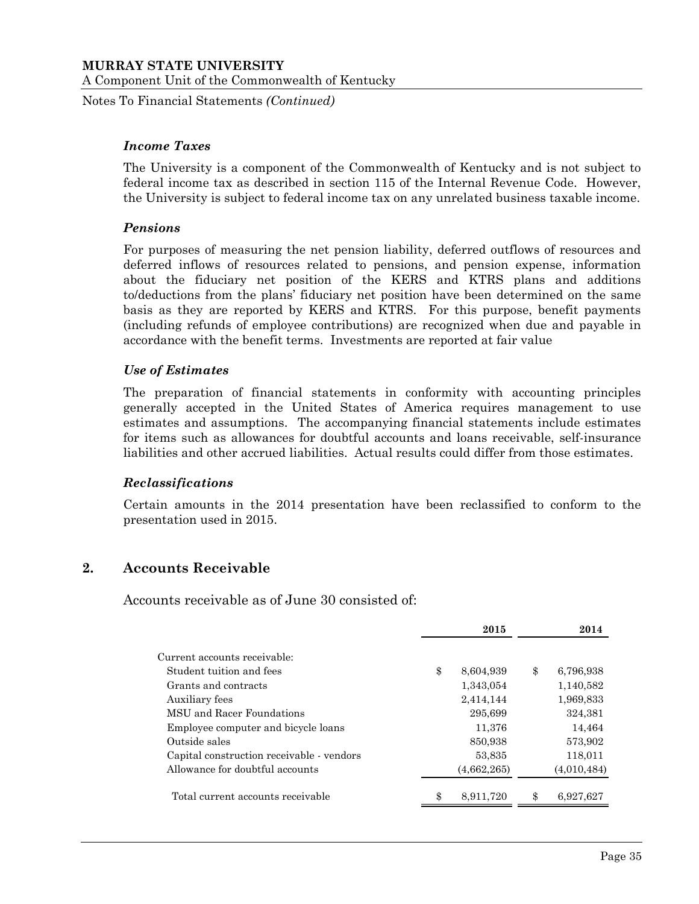### *Income Taxes*

The University is a component of the Commonwealth of Kentucky and is not subject to federal income tax as described in section 115 of the Internal Revenue Code. However, the University is subject to federal income tax on any unrelated business taxable income.

### *Pensions*

For purposes of measuring the net pension liability, deferred outflows of resources and deferred inflows of resources related to pensions, and pension expense, information about the fiduciary net position of the KERS and KTRS plans and additions to/deductions from the plans' fiduciary net position have been determined on the same basis as they are reported by KERS and KTRS. For this purpose, benefit payments (including refunds of employee contributions) are recognized when due and payable in accordance with the benefit terms. Investments are reported at fair value

### *Use of Estimates*

The preparation of financial statements in conformity with accounting principles generally accepted in the United States of America requires management to use estimates and assumptions. The accompanying financial statements include estimates for items such as allowances for doubtful accounts and loans receivable, self-insurance liabilities and other accrued liabilities. Actual results could differ from those estimates.

### *Reclassifications*

Certain amounts in the 2014 presentation have been reclassified to conform to the presentation used in 2015.

## 2. Accounts Receivable

Accounts receivable as of June 30 consisted of:

| | 2015 | 2014 |
|---|---|---|
| Current accounts receivable: | | |
| Student tuition and fees | $ 8,604,939 | $ 6,796,938 |
| Grants and contracts | 1,343,054 | 1,140,582 |
| Auxiliary fees | 2,414,144 | 1,969,833 |
| MSU and Racer Foundations | 295,699 | 324,381 |
| Employee computer and bicycle loans | 11,376 | 14,464 |
| Outside sales | 850,938 | 573,902 |
| Capital construction receivable - vendors | 53,835 | 118,011 |
| Allowance for doubtful accounts | (4,662,265) | (4,010,484) |
| Total current accounts receivable | $ 8,911,720 | $ 6,927,627 |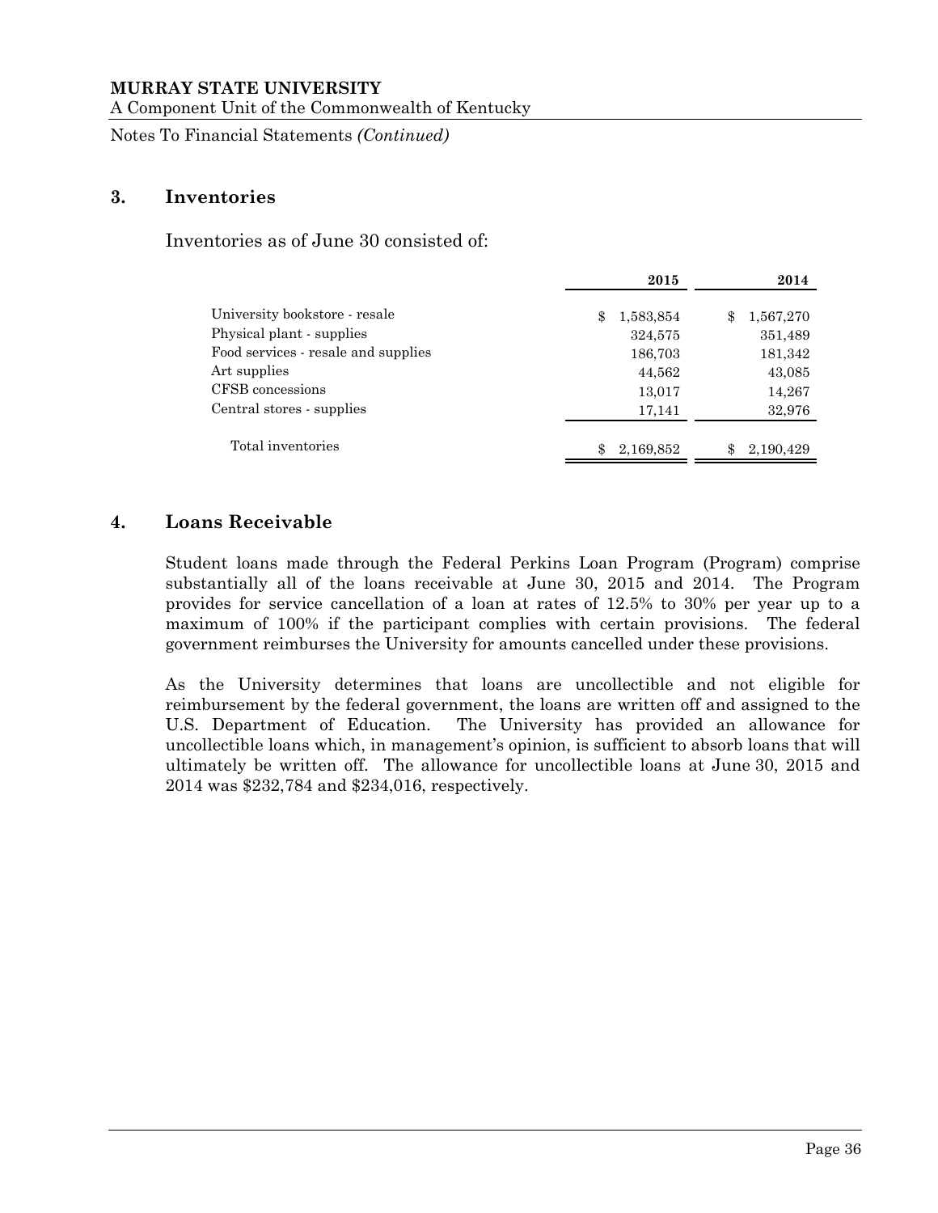## 3. Inventories

Inventories as of June 30 consisted of:

| | 2015 | 2014 |
|---|---|---|
| University bookstore - resale | $ 1,583,854 | $ 1,567,270 |
| Physical plant - supplies | 324,575 | 351,489 |
| Food services - resale and supplies | 186,703 | 181,342 |
| Art supplies | 44,562 | 43,085 |
| CFSB concessions | 13,017 | 14,267 |
| Central stores - supplies | 17,141 | 32,976 |
| Total inventories | $ 2,169,852 | $ 2,190,429 |

## 4. Loans Receivable

Student loans made through the Federal Perkins Loan Program (Program) comprise substantially all of the loans receivable at June 30, 2015 and 2014. The Program provides for service cancellation of a loan at rates of 12.5% to 30% per year up to a maximum of 100% if the participant complies with certain provisions. The federal government reimburses the University for amounts cancelled under these provisions.

As the University determines that loans are uncollectible and not eligible for reimbursement by the federal government, the loans are written off and assigned to the U.S. Department of Education. The University has provided an allowance for uncollectible loans which, in management's opinion, is sufficient to absorb loans that will ultimately be written off. The allowance for uncollectible loans at June 30, 2015 and 2014 was $232,784 and $234,016, respectively.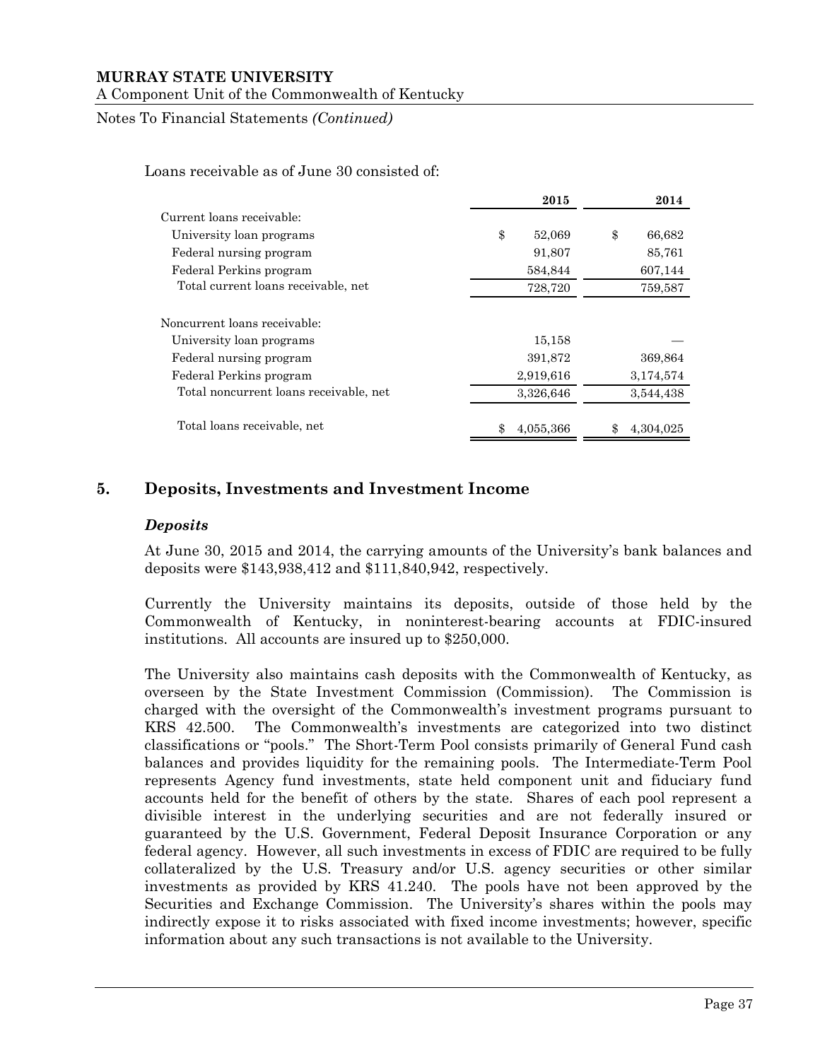Loans receivable as of June 30 consisted of:

| | 2015 | 2014 |
|---|---|---|
| Current loans receivable: | | |
| University loan programs | $ 52,069 | $ 66,682 |
| Federal nursing program | 91,807 | 85,761 |
| Federal Perkins program | 584,844 | 607,144 |
| Total current loans receivable, net | 728,720 | 759,587 |
| Noncurrent loans receivable: | | |
| University loan programs | 15,158 | — |
| Federal nursing program | 391,872 | 369,864 |
| Federal Perkins program | 2,919,616 | 3,174,574 |
| Total noncurrent loans receivable, net | 3,326,646 | 3,544,438 |
| Total loans receivable, net | $ 4,055,366 | $ 4,304,025 |

## 5. Deposits, Investments and Investment Income

### *Deposits*

At June 30, 2015 and 2014, the carrying amounts of the University's bank balances and deposits were $143,938,412 and $111,840,942, respectively.

Currently the University maintains its deposits, outside of those held by the Commonwealth of Kentucky, in noninterest-bearing accounts at FDIC-insured institutions. All accounts are insured up to $250,000.

The University also maintains cash deposits with the Commonwealth of Kentucky, as overseen by the State Investment Commission (Commission). The Commission is charged with the oversight of the Commonwealth's investment programs pursuant to KRS 42.500. The Commonwealth's investments are categorized into two distinct classifications or "pools." The Short-Term Pool consists primarily of General Fund cash balances and provides liquidity for the remaining pools. The Intermediate-Term Pool represents Agency fund investments, state held component unit and fiduciary fund accounts held for the benefit of others by the state. Shares of each pool represent a divisible interest in the underlying securities and are not federally insured or guaranteed by the U.S. Government, Federal Deposit Insurance Corporation or any federal agency. However, all such investments in excess of FDIC are required to be fully collateralized by the U.S. Treasury and/or U.S. agency securities or other similar investments as provided by KRS 41.240. The pools have not been approved by the Securities and Exchange Commission. The University's shares within the pools may indirectly expose it to risks associated with fixed income investments; however, specific information about any such transactions is not available to the University.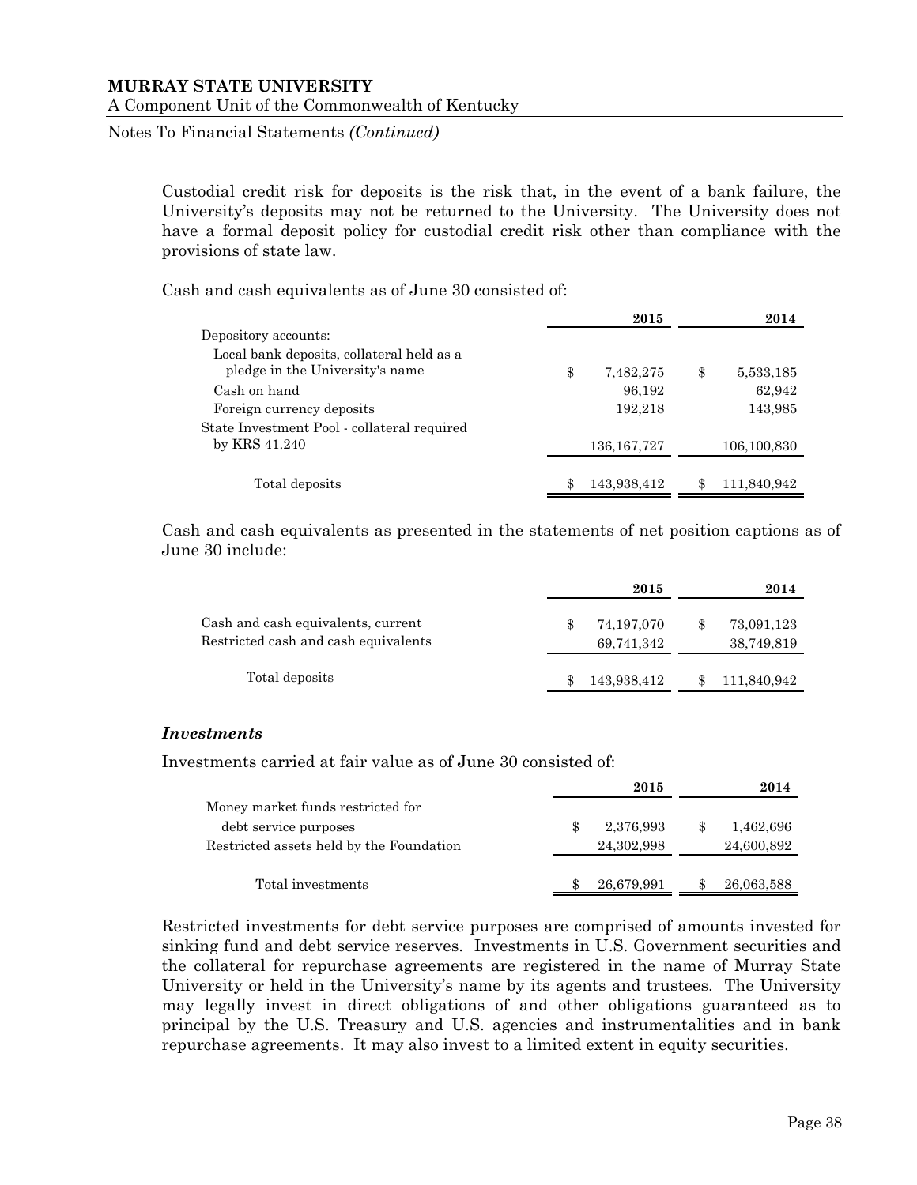Custodial credit risk for deposits is the risk that, in the event of a bank failure, the University's deposits may not be returned to the University. The University does not have a formal deposit policy for custodial credit risk other than compliance with the provisions of state law.

Cash and cash equivalents as of June 30 consisted of:

| | 2015 | 2014 |
|---|---|---|
| Depository accounts: | | |
| Local bank deposits, collateral held as a pledge in the University's name | $ 7,482,275 | $ 5,533,185 |
| Cash on hand | 96,192 | 62,942 |
| Foreign currency deposits | 192,218 | 143,985 |
| State Investment Pool - collateral required by KRS 41.240 | 136,167,727 | 106,100,830 |
| Total deposits | $ 143,938,412 | $ 111,840,942 |

Cash and cash equivalents as presented in the statements of net position captions as of June 30 include:

| | 2015 | 2014 |
|---|---|---|
| Cash and cash equivalents, current | $ 74,197,070 | $ 73,091,123 |
| Restricted cash and cash equivalents | 69,741,342 | 38,749,819 |
| Total deposits | $ 143,938,412 | $ 111,840,942 |

### *Investments*

Investments carried at fair value as of June 30 consisted of:

| | 2015 | 2014 |
|---|---|---|
| Money market funds restricted for debt service purposes | $ 2,376,993 | $ 1,462,696 |
| Restricted assets held by the Foundation | 24,302,998 | 24,600,892 |
| Total investments | $ 26,679,991 | $ 26,063,588 |

Restricted investments for debt service purposes are comprised of amounts invested for sinking fund and debt service reserves. Investments in U.S. Government securities and the collateral for repurchase agreements are registered in the name of Murray State University or held in the University's name by its agents and trustees. The University may legally invest in direct obligations of and other obligations guaranteed as to principal by the U.S. Treasury and U.S. agencies and instrumentalities and in bank repurchase agreements. It may also invest to a limited extent in equity securities.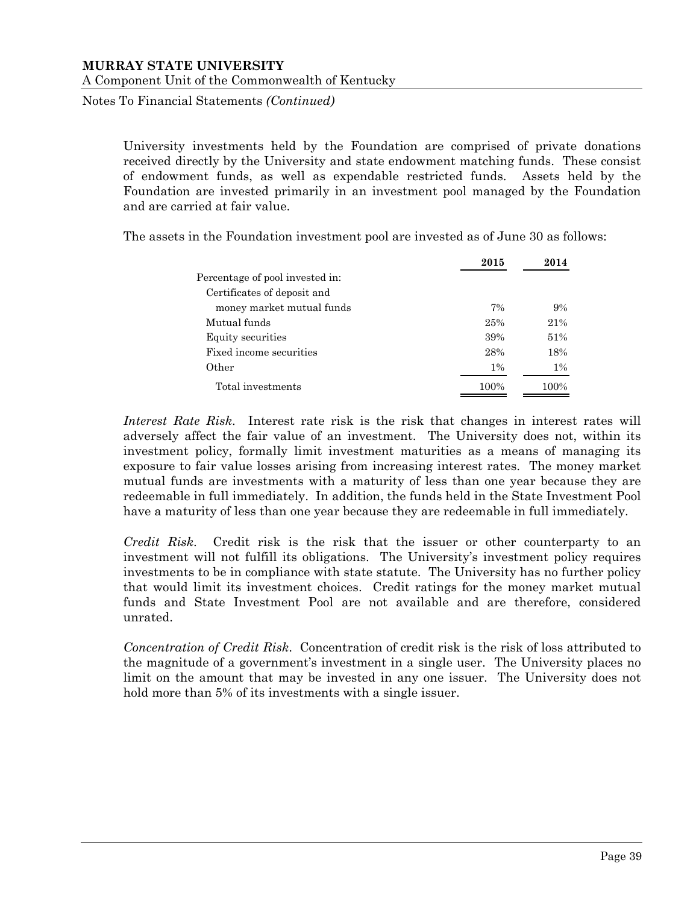University investments held by the Foundation are comprised of private donations received directly by the University and state endowment matching funds. These consist of endowment funds, as well as expendable restricted funds. Assets held by the Foundation are invested primarily in an investment pool managed by the Foundation and are carried at fair value.

The assets in the Foundation investment pool are invested as of June 30 as follows:

| | **2015** | **2014** |
|---|---|---|
| Percentage of pool invested in: | | |
| Certificates of deposit and money market mutual funds | 7% | 9% |
| Mutual funds | 25% | 21% |
| Equity securities | 39% | 51% |
| Fixed income securities | 28% | 18% |
| Other | 1% | 1% |
| Total investments | 100% | 100% |

*Interest Rate Risk*. Interest rate risk is the risk that changes in interest rates will adversely affect the fair value of an investment. The University does not, within its investment policy, formally limit investment maturities as a means of managing its exposure to fair value losses arising from increasing interest rates. The money market mutual funds are investments with a maturity of less than one year because they are redeemable in full immediately. In addition, the funds held in the State Investment Pool have a maturity of less than one year because they are redeemable in full immediately.

*Credit Risk*. Credit risk is the risk that the issuer or other counterparty to an investment will not fulfill its obligations. The University's investment policy requires investments to be in compliance with state statute. The University has no further policy that would limit its investment choices. Credit ratings for the money market mutual funds and State Investment Pool are not available and are therefore, considered unrated.

*Concentration of Credit Risk*. Concentration of credit risk is the risk of loss attributed to the magnitude of a government's investment in a single user. The University places no limit on the amount that may be invested in any one issuer. The University does not hold more than 5% of its investments with a single issuer.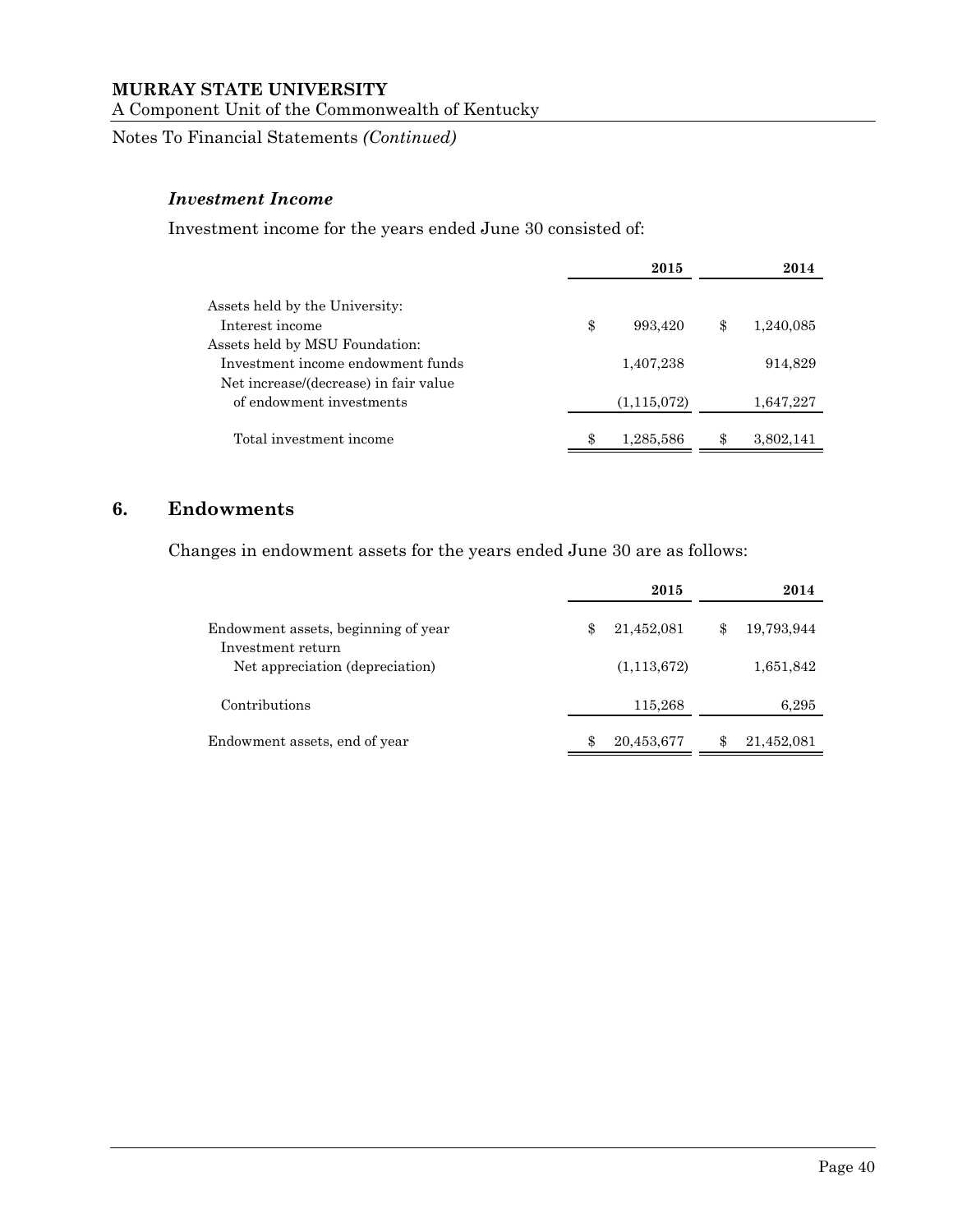### *Investment Income*

Investment income for the years ended June 30 consisted of:

| | 2015 | 2014 |
|---|---|---|
| Assets held by the University: | | |
| Interest income | $ 993,420 | $ 1,240,085 |
| Assets held by MSU Foundation: | | |
| Investment income endowment funds | 1,407,238 | 914,829 |
| Net increase/(decrease) in fair value of endowment investments | (1,115,072) | 1,647,227 |
| Total investment income | $ 1,285,586 | $ 3,802,141 |

## 6. Endowments

Changes in endowment assets for the years ended June 30 are as follows:

| | 2015 | 2014 |
|---|---|---|
| Endowment assets, beginning of year | $ 21,452,081 | $ 19,793,944 |
| Investment return | | |
| Net appreciation (depreciation) | (1,113,672) | 1,651,842 |
| Contributions | 115,268 | 6,295 |
| Endowment assets, end of year | $ 20,453,677 | $ 21,452,081 |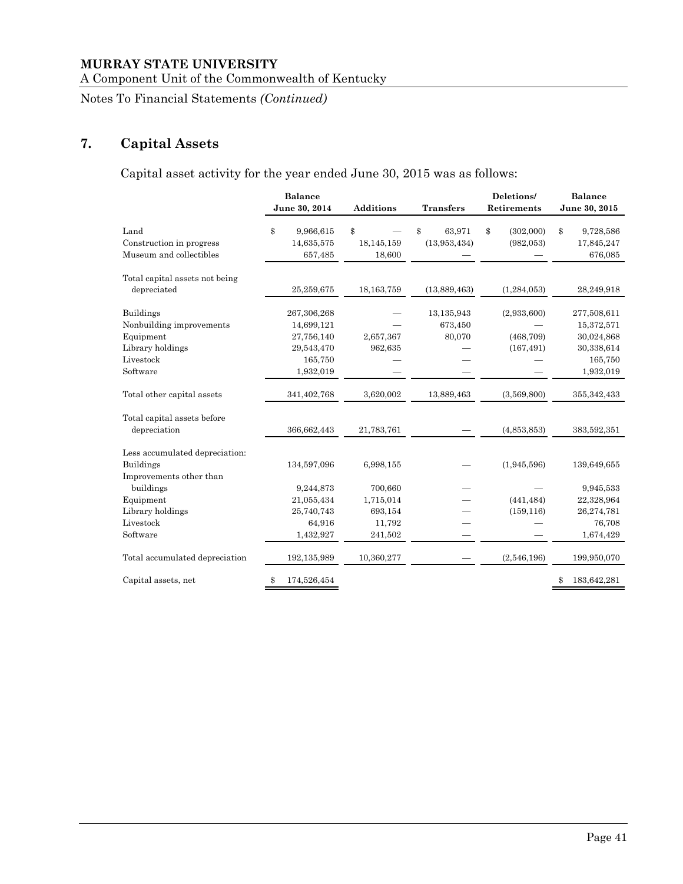**MURRAY STATE UNIVERSITY**

A Component Unit of the Commonwealth of Kentucky

Notes To Financial Statements *(Continued)*

## 7. Capital Assets

Capital asset activity for the year ended June 30, 2015 was as follows:

| | Balance June 30, 2014 | Additions | Transfers | Deletions/ Retirements | Balance June 30, 2015 |
|---|---|---|---|---|---|
| Land | $ 9,966,615 | $ — | $ 63,971 | $ (302,000) | $ 9,728,586 |
| Construction in progress | 14,635,575 | 18,145,159 | (13,953,434) | (982,053) | 17,845,247 |
| Museum and collectibles | 657,485 | 18,600 | — | — | 676,085 |
| Total capital assets not being depreciated | 25,259,675 | 18,163,759 | (13,889,463) | (1,284,053) | 28,249,918 |
| Buildings | 267,306,268 | — | 13,135,943 | (2,933,600) | 277,508,611 |
| Nonbuilding improvements | 14,699,121 | — | 673,450 | — | 15,372,571 |
| Equipment | 27,756,140 | 2,657,367 | 80,070 | (468,709) | 30,024,868 |
| Library holdings | 29,543,470 | 962,635 | — | (167,491) | 30,338,614 |
| Livestock | 165,750 | — | — | — | 165,750 |
| Software | 1,932,019 | — | — | — | 1,932,019 |
| Total other capital assets | 341,402,768 | 3,620,002 | 13,889,463 | (3,569,800) | 355,342,433 |
| Total capital assets before depreciation | 366,662,443 | 21,783,761 | — | (4,853,853) | 383,592,351 |
| Less accumulated depreciation: | | | | | |
| Buildings | 134,597,096 | 6,998,155 | — | (1,945,596) | 139,649,655 |
| Improvements other than buildings | 9,244,873 | 700,660 | — | — | 9,945,533 |
| Equipment | 21,055,434 | 1,715,014 | — | (441,484) | 22,328,964 |
| Library holdings | 25,740,743 | 693,154 | — | (159,116) | 26,274,781 |
| Livestock | 64,916 | 11,792 | — | — | 76,708 |
| Software | 1,432,927 | 241,502 | — | — | 1,674,429 |
| Total accumulated depreciation | 192,135,989 | 10,360,277 | — | (2,546,196) | 199,950,070 |
| Capital assets, net | $ 174,526,454 | | | | $ 183,642,281 |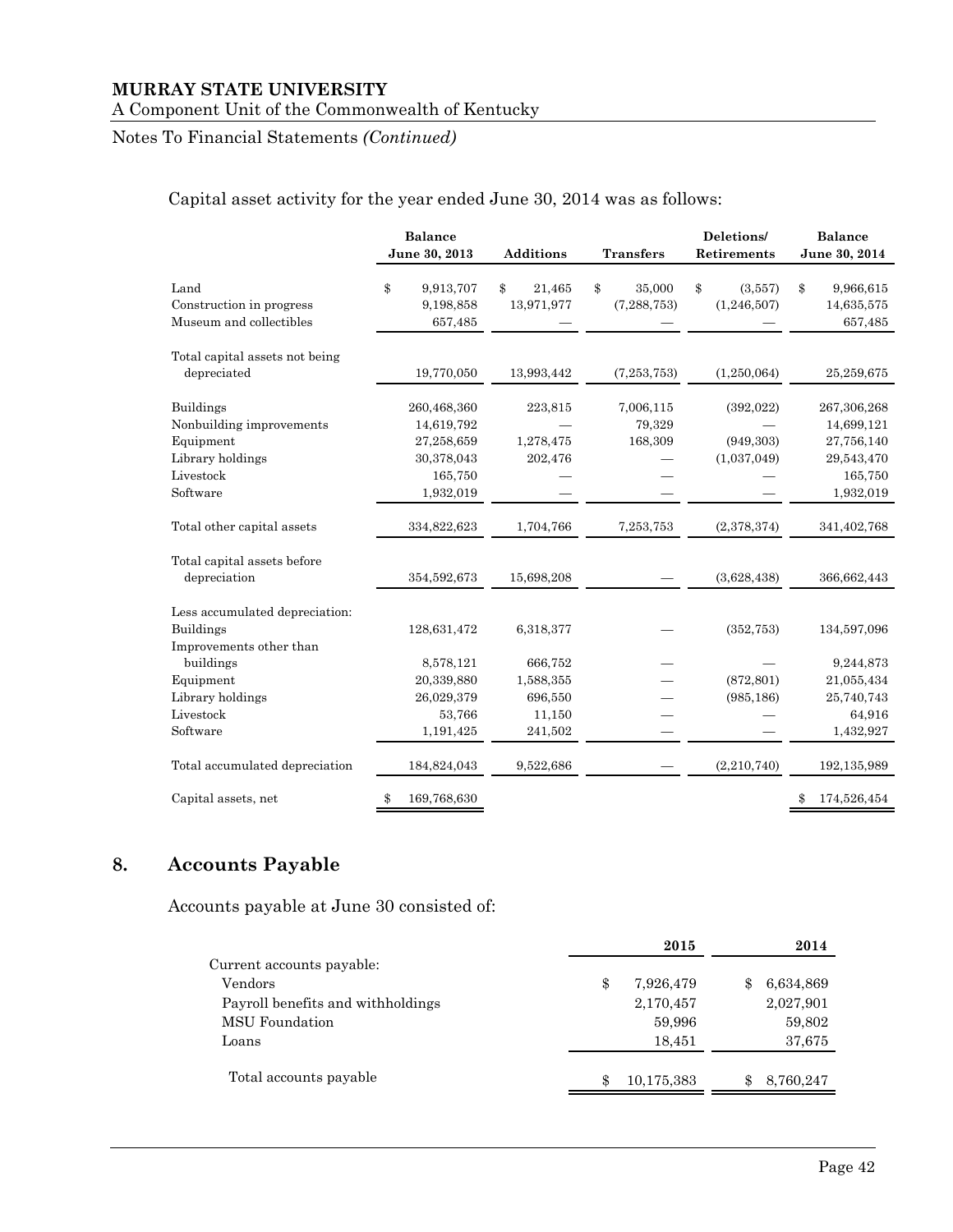Capital asset activity for the year ended June 30, 2014 was as follows:

| | Balance June 30, 2013 | Additions | Transfers | Deletions/ Retirements | Balance June 30, 2014 |
|---|---|---|---|---|---|
| Land | $ 9,913,707 | $ 21,465 | $ 35,000 | $ (3,557) | $ 9,966,615 |
| Construction in progress | 9,198,858 | 13,971,977 | (7,288,753) | (1,246,507) | 14,635,575 |
| Museum and collectibles | 657,485 | — | — | — | 657,485 |
| Total capital assets not being depreciated | 19,770,050 | 13,993,442 | (7,253,753) | (1,250,064) | 25,259,675 |
| Buildings | 260,468,360 | 223,815 | 7,006,115 | (392,022) | 267,306,268 |
| Nonbuilding improvements | 14,619,792 | — | 79,329 | — | 14,699,121 |
| Equipment | 27,258,659 | 1,278,475 | 168,309 | (949,303) | 27,756,140 |
| Library holdings | 30,378,043 | 202,476 | — | (1,037,049) | 29,543,470 |
| Livestock | 165,750 | — | — | — | 165,750 |
| Software | 1,932,019 | — | — | — | 1,932,019 |
| Total other capital assets | 334,822,623 | 1,704,766 | 7,253,753 | (2,378,374) | 341,402,768 |
| Total capital assets before depreciation | 354,592,673 | 15,698,208 | — | (3,628,438) | 366,662,443 |
| Less accumulated depreciation: | | | | | |
| Buildings | 128,631,472 | 6,318,377 | — | (352,753) | 134,597,096 |
| Improvements other than buildings | 8,578,121 | 666,752 | — | — | 9,244,873 |
| Equipment | 20,339,880 | 1,588,355 | — | (872,801) | 21,055,434 |
| Library holdings | 26,029,379 | 696,550 | — | (985,186) | 25,740,743 |
| Livestock | 53,766 | 11,150 | — | — | 64,916 |
| Software | 1,191,425 | 241,502 | — | — | 1,432,927 |
| Total accumulated depreciation | 184,824,043 | 9,522,686 | — | (2,210,740) | 192,135,989 |
| Capital assets, net | $ 169,768,630 | | | | $ 174,526,454 |

## 8. Accounts Payable

Accounts payable at June 30 consisted of:

| | 2015 | 2014 |
|---|---|---|
| Current accounts payable: | | |
| Vendors | $ 7,926,479 | $ 6,634,869 |
| Payroll benefits and withholdings | 2,170,457 | 2,027,901 |
| MSU Foundation | 59,996 | 59,802 |
| Loans | 18,451 | 37,675 |
| Total accounts payable | $ 10,175,383 | $ 8,760,247 |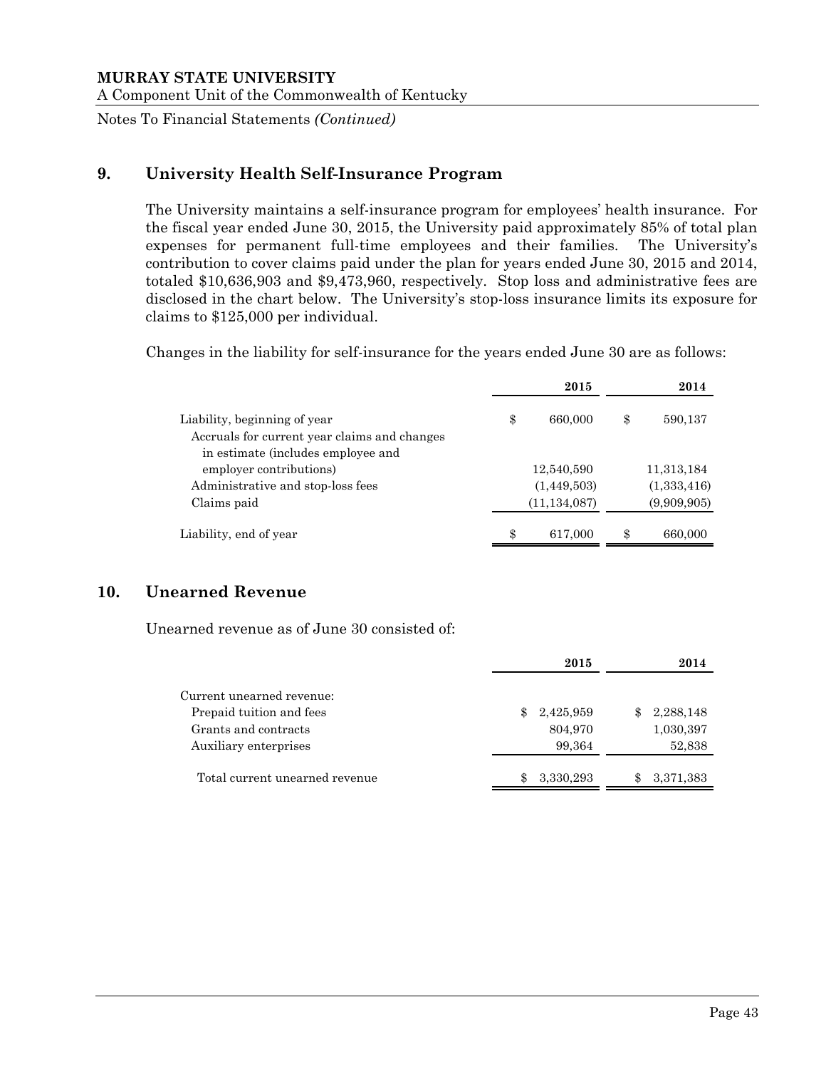## 9. University Health Self-Insurance Program

The University maintains a self-insurance program for employees' health insurance. For the fiscal year ended June 30, 2015, the University paid approximately 85% of total plan expenses for permanent full-time employees and their families. The University's contribution to cover claims paid under the plan for years ended June 30, 2015 and 2014, totaled $10,636,903 and $9,473,960, respectively. Stop loss and administrative fees are disclosed in the chart below. The University's stop-loss insurance limits its exposure for claims to $125,000 per individual.

Changes in the liability for self-insurance for the years ended June 30 are as follows:

| | 2015 | 2014 |
|---|---|---|
| Liability, beginning of year | $ 660,000 | $ 590,137 |
| Accruals for current year claims and changes in estimate (includes employee and employer contributions) | 12,540,590 | 11,313,184 |
| Administrative and stop-loss fees | (1,449,503) | (1,333,416) |
| Claims paid | (11,134,087) | (9,909,905) |
| Liability, end of year | $ 617,000 | $ 660,000 |

## 10. Unearned Revenue

Unearned revenue as of June 30 consisted of:

| | 2015 | 2014 |
|---|---|---|
| Current unearned revenue: | | |
| Prepaid tuition and fees | $ 2,425,959 | $ 2,288,148 |
| Grants and contracts | 804,970 | 1,030,397 |
| Auxiliary enterprises | 99,364 | 52,838 |
| Total current unearned revenue | $ 3,330,293 | $ 3,371,383 |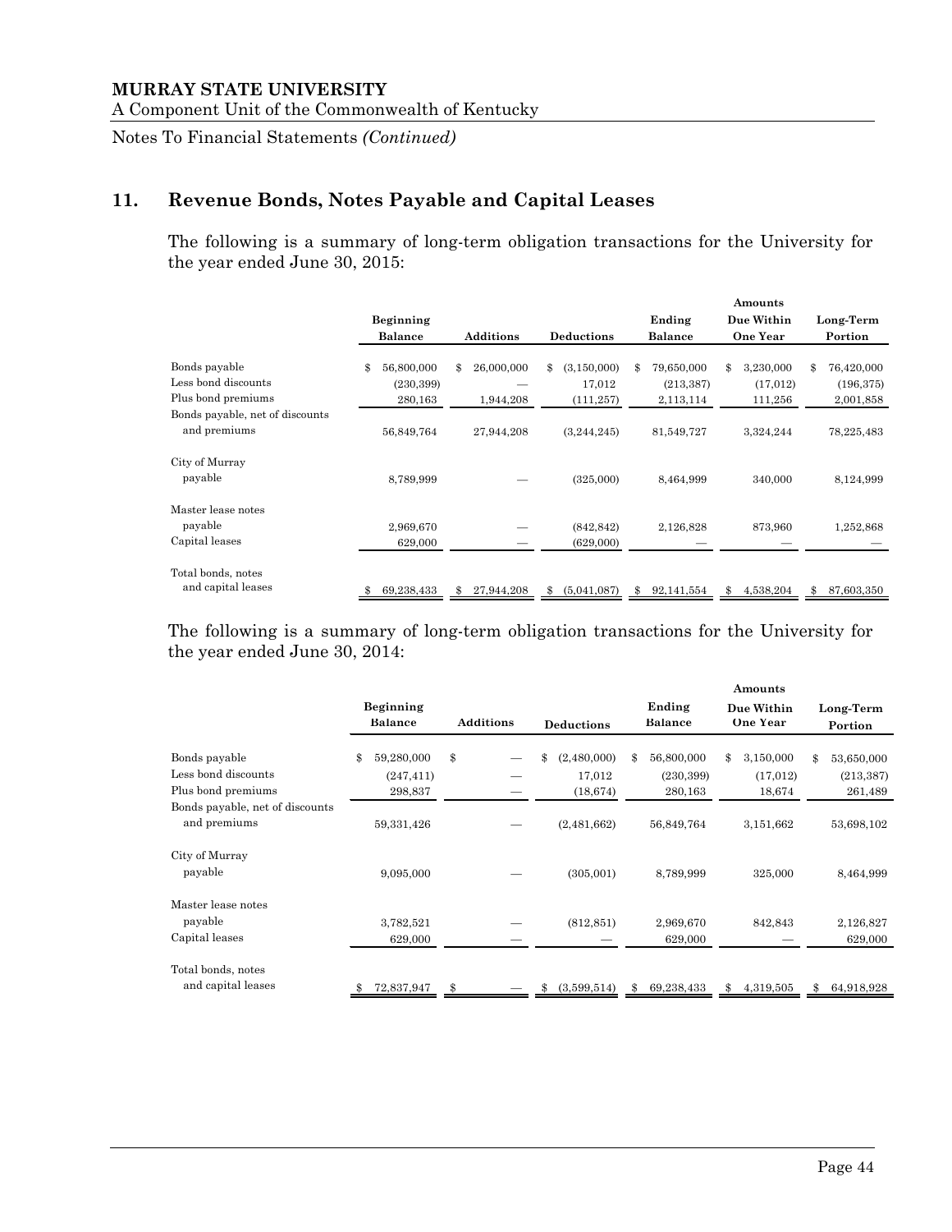**MURRAY STATE UNIVERSITY**
A Component Unit of the Commonwealth of Kentucky

Notes To Financial Statements *(Continued)*

## 11. Revenue Bonds, Notes Payable and Capital Leases

The following is a summary of long-term obligation transactions for the University for the year ended June 30, 2015:

| | Beginning Balance | Additions | Deductions | Ending Balance | Amounts Due Within One Year | Long-Term Portion |
|---|---|---|---|---|---|---|
| Bonds payable | $ 56,800,000 | $ 26,000,000 | $ (3,150,000) | $ 79,650,000 | $ 3,230,000 | $ 76,420,000 |
| Less bond discounts | (230,399) | — | 17,012 | (213,387) | (17,012) | (196,375) |
| Plus bond premiums | 280,163 | 1,944,208 | (111,257) | 2,113,114 | 111,256 | 2,001,858 |
| Bonds payable, net of discounts and premiums | 56,849,764 | 27,944,208 | (3,244,245) | 81,549,727 | 3,324,244 | 78,225,483 |
| City of Murray payable | 8,789,999 | — | (325,000) | 8,464,999 | 340,000 | 8,124,999 |
| Master lease notes payable | 2,969,670 | — | (842,842) | 2,126,828 | 873,960 | 1,252,868 |
| Capital leases | 629,000 | — | (629,000) | — | — | — |
| Total bonds, notes and capital leases | $ 69,238,433 | $ 27,944,208 | $ (5,041,087) | $ 92,141,554 | $ 4,538,204 | $ 87,603,350 |

The following is a summary of long-term obligation transactions for the University for the year ended June 30, 2014:

| | Beginning Balance | Additions | Deductions | Ending Balance | Amounts Due Within One Year | Long-Term Portion |
|---|---|---|---|---|---|---|
| Bonds payable | $ 59,280,000 | $ — | $ (2,480,000) | $ 56,800,000 | $ 3,150,000 | $ 53,650,000 |
| Less bond discounts | (247,411) | — | 17,012 | (230,399) | (17,012) | (213,387) |
| Plus bond premiums | 298,837 | — | (18,674) | 280,163 | 18,674 | 261,489 |
| Bonds payable, net of discounts and premiums | 59,331,426 | — | (2,481,662) | 56,849,764 | 3,151,662 | 53,698,102 |
| City of Murray payable | 9,095,000 | — | (305,001) | 8,789,999 | 325,000 | 8,464,999 |
| Master lease notes payable | 3,782,521 | — | (812,851) | 2,969,670 | 842,843 | 2,126,827 |
| Capital leases | 629,000 | — | — | 629,000 | — | 629,000 |
| Total bonds, notes and capital leases | $ 72,837,947 | $ — | $ (3,599,514) | $ 69,238,433 | $ 4,319,505 | $ 64,918,928 |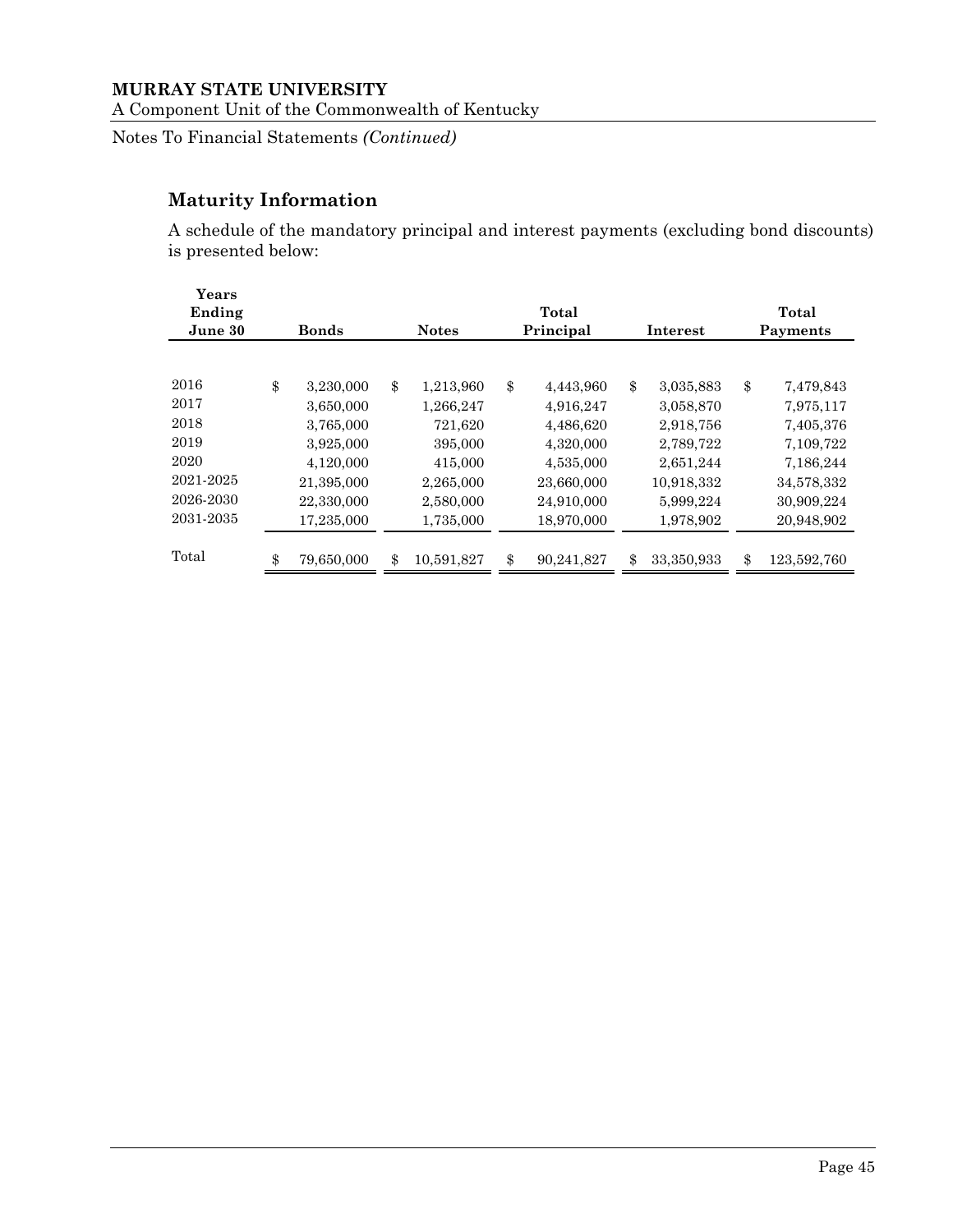## Maturity Information

A schedule of the mandatory principal and interest payments (excluding bond discounts) is presented below:

| Years Ending June 30 | Bonds | Notes | Total Principal | Interest | Total Payments |
|---|---|---|---|---|---|
| 2016 | $ 3,230,000 | $ 1,213,960 | $ 4,443,960 | $ 3,035,883 | $ 7,479,843 |
| 2017 | 3,650,000 | 1,266,247 | 4,916,247 | 3,058,870 | 7,975,117 |
| 2018 | 3,765,000 | 721,620 | 4,486,620 | 2,918,756 | 7,405,376 |
| 2019 | 3,925,000 | 395,000 | 4,320,000 | 2,789,722 | 7,109,722 |
| 2020 | 4,120,000 | 415,000 | 4,535,000 | 2,651,244 | 7,186,244 |
| 2021-2025 | 21,395,000 | 2,265,000 | 23,660,000 | 10,918,332 | 34,578,332 |
| 2026-2030 | 22,330,000 | 2,580,000 | 24,910,000 | 5,999,224 | 30,909,224 |
| 2031-2035 | 17,235,000 | 1,735,000 | 18,970,000 | 1,978,902 | 20,948,902 |
| Total | $ 79,650,000 | $ 10,591,827 | $ 90,241,827 | $ 33,350,933 | $ 123,592,760 |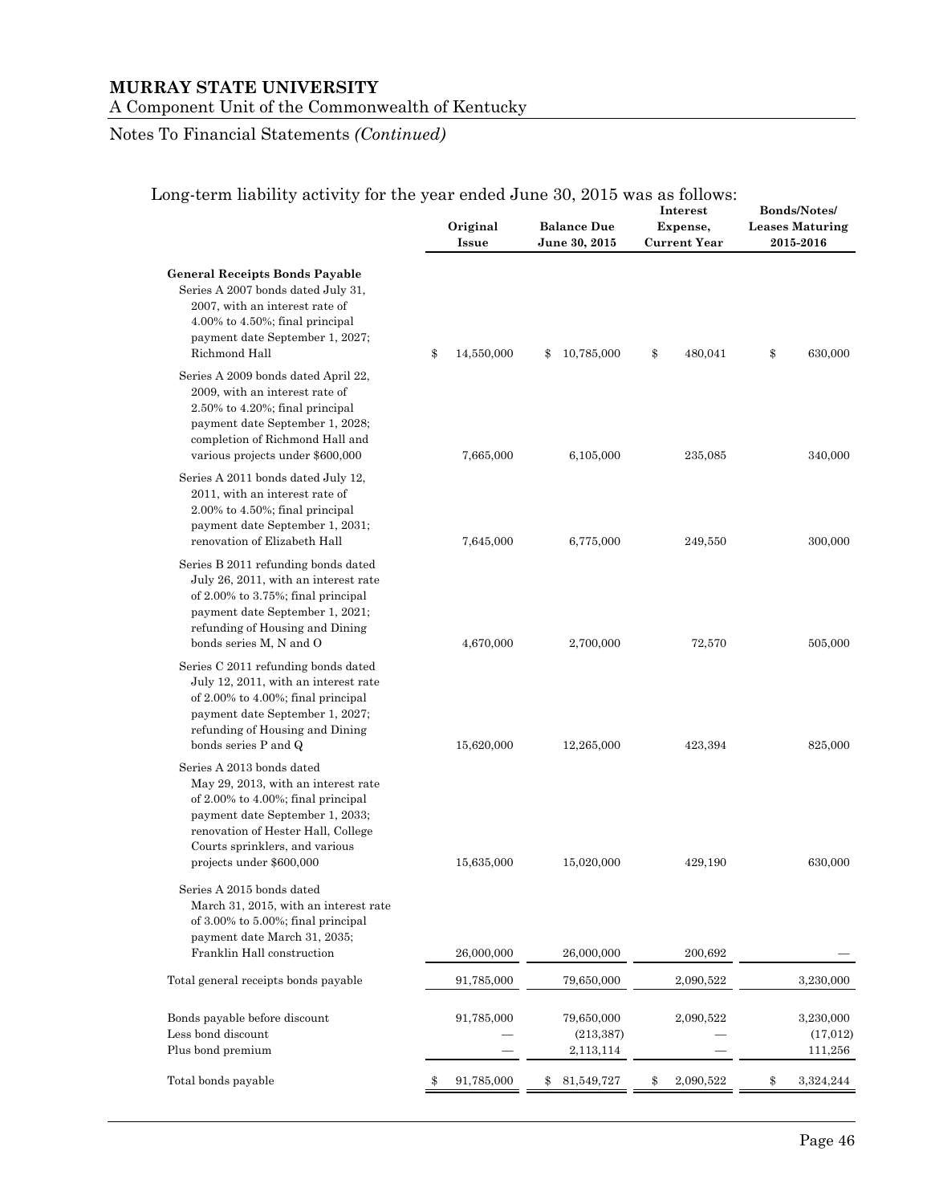Long-term liability activity for the year ended June 30, 2015 was as follows:

| | Original Issue | Balance Due June 30, 2015 | Interest Expense, Current Year | Bonds/Notes/ Leases Maturing 2015-2016 |
|---|---|---|---|---|
| **General Receipts Bonds Payable** | | | | |
| Series A 2007 bonds dated July 31, 2007, with an interest rate of 4.00% to 4.50%; final principal payment date September 1, 2027; Richmond Hall | $ 14,550,000 | $ 10,785,000 | $ 480,041 | $ 630,000 |
| Series A 2009 bonds dated April 22, 2009, with an interest rate of 2.50% to 4.20%; final principal payment date September 1, 2028; completion of Richmond Hall and various projects under $600,000 | 7,665,000 | 6,105,000 | 235,085 | 340,000 |
| Series A 2011 bonds dated July 12, 2011, with an interest rate of 2.00% to 4.50%; final principal payment date September 1, 2031; renovation of Elizabeth Hall | 7,645,000 | 6,775,000 | 249,550 | 300,000 |
| Series B 2011 refunding bonds dated July 26, 2011, with an interest rate of 2.00% to 3.75%; final principal payment date September 1, 2021; refunding of Housing and Dining bonds series M, N and O | 4,670,000 | 2,700,000 | 72,570 | 505,000 |
| Series C 2011 refunding bonds dated July 12, 2011, with an interest rate of 2.00% to 4.00%; final principal payment date September 1, 2027; refunding of Housing and Dining bonds series P and Q | 15,620,000 | 12,265,000 | 423,394 | 825,000 |
| Series A 2013 bonds dated May 29, 2013, with an interest rate of 2.00% to 4.00%; final principal payment date September 1, 2033; renovation of Hester Hall, College Courts sprinklers, and various projects under $600,000 | 15,635,000 | 15,020,000 | 429,190 | 630,000 |
| Series A 2015 bonds dated March 31, 2015, with an interest rate of 3.00% to 5.00%; final principal payment date March 31, 2035; Franklin Hall construction | 26,000,000 | 26,000,000 | 200,692 | — |
| Total general receipts bonds payable | 91,785,000 | 79,650,000 | 2,090,522 | 3,230,000 |
| Bonds payable before discount | 91,785,000 | 79,650,000 | 2,090,522 | 3,230,000 |
| Less bond discount | — | (213,387) | — | (17,012) |
| Plus bond premium | — | 2,113,114 | — | 111,256 |
| Total bonds payable | $ 91,785,000 | $ 81,549,727 | $ 2,090,522 | $ 3,324,244 |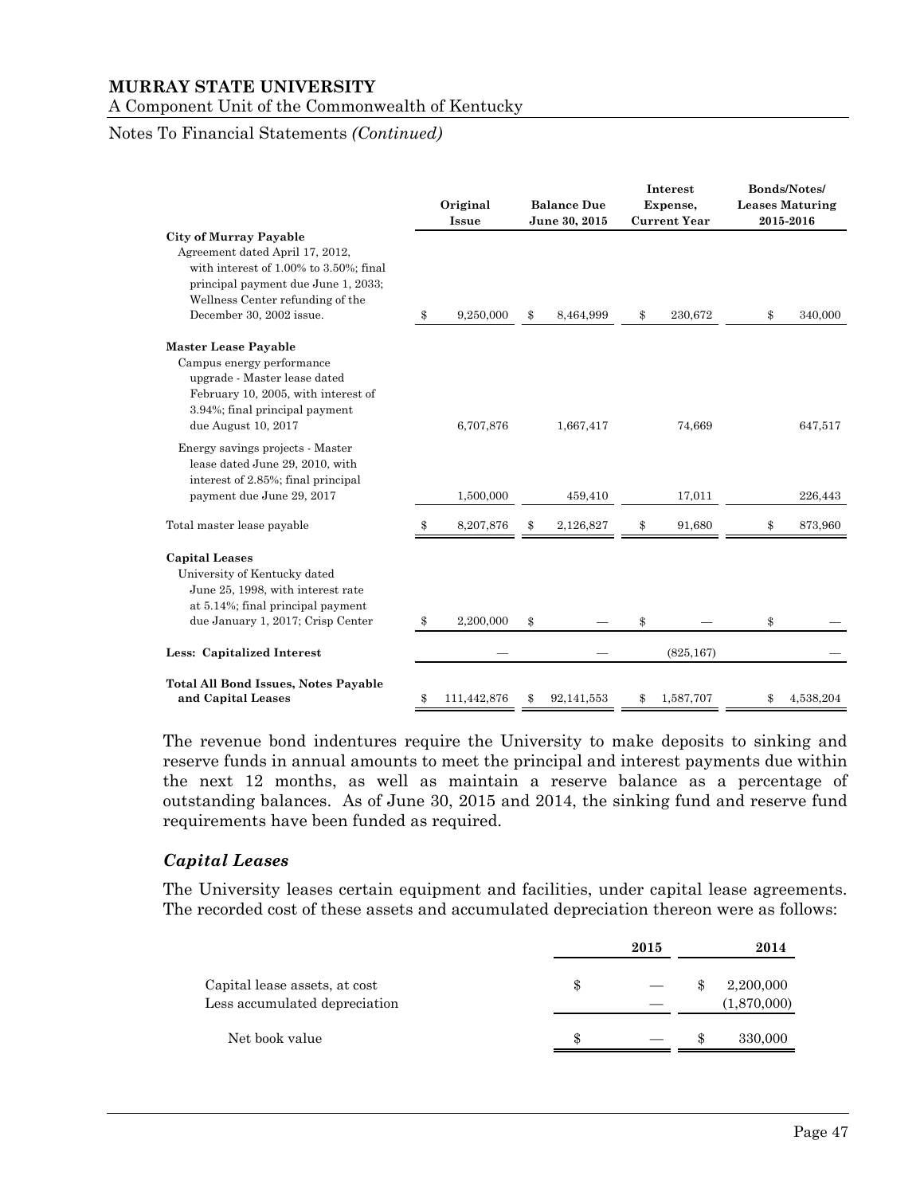## MURRAY STATE UNIVERSITY

A Component Unit of the Commonwealth of Kentucky

Notes To Financial Statements *(Continued)*

| | Original Issue | Balance Due June 30, 2015 | Interest Expense, Current Year | Bonds/Notes/ Leases Maturing 2015-2016 |
|---|---|---|---|---|
| **City of Murray Payable** | | | | |
| Agreement dated April 17, 2012, with interest of 1.00% to 3.50%; final principal payment due June 1, 2033; Wellness Center refunding of the December 30, 2002 issue. | $ 9,250,000 | $ 8,464,999 | $ 230,672 | $ 340,000 |
| **Master Lease Payable** | | | | |
| Campus energy performance upgrade - Master lease dated February 10, 2005, with interest of 3.94%; final principal payment due August 10, 2017 | 6,707,876 | 1,667,417 | 74,669 | 647,517 |
| Energy savings projects - Master lease dated June 29, 2010, with interest of 2.85%; final principal payment due June 29, 2017 | 1,500,000 | 459,410 | 17,011 | 226,443 |
| Total master lease payable | $ 8,207,876 | $ 2,126,827 | $ 91,680 | $ 873,960 |
| **Capital Leases** | | | | |
| University of Kentucky dated June 25, 1998, with interest rate at 5.14%; final principal payment due January 1, 2017; Crisp Center | $ 2,200,000 | $ — | $ — | $ — |
| **Less: Capitalized Interest** | — | — | (825,167) | — |
| **Total All Bond Issues, Notes Payable and Capital Leases** | $ 111,442,876 | $ 92,141,553 | $ 1,587,707 | $ 4,538,204 |

The revenue bond indentures require the University to make deposits to sinking and reserve funds in annual amounts to meet the principal and interest payments due within the next 12 months, as well as maintain a reserve balance as a percentage of outstanding balances. As of June 30, 2015 and 2014, the sinking fund and reserve fund requirements have been funded as required.

### *Capital Leases*

The University leases certain equipment and facilities, under capital lease agreements. The recorded cost of these assets and accumulated depreciation thereon were as follows:

| | 2015 | 2014 |
|---|---|---|
| Capital lease assets, at cost | $ — | $ 2,200,000 |
| Less accumulated depreciation | — | (1,870,000) |
| Net book value | $ — | $ 330,000 |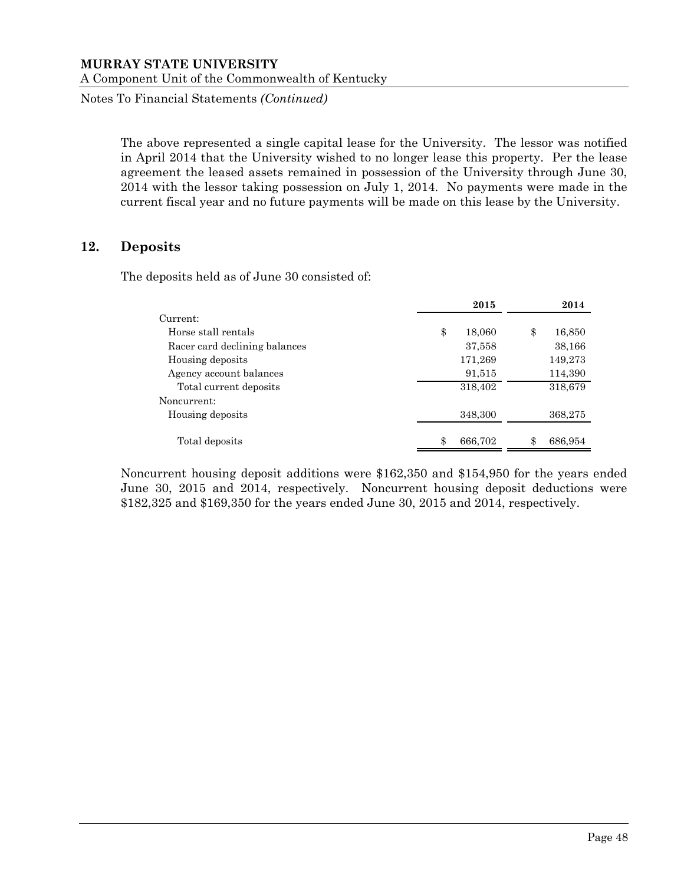The above represented a single capital lease for the University. The lessor was notified in April 2014 that the University wished to no longer lease this property. Per the lease agreement the leased assets remained in possession of the University through June 30, 2014 with the lessor taking possession on July 1, 2014. No payments were made in the current fiscal year and no future payments will be made on this lease by the University.

## 12. Deposits

The deposits held as of June 30 consisted of:

| | 2015 | 2014 |
|---|---|---|
| Current: | | |
| Horse stall rentals | $ 18,060 | $ 16,850 |
| Racer card declining balances | 37,558 | 38,166 |
| Housing deposits | 171,269 | 149,273 |
| Agency account balances | 91,515 | 114,390 |
| Total current deposits | 318,402 | 318,679 |
| Noncurrent: | | |
| Housing deposits | 348,300 | 368,275 |
| Total deposits | $ 666,702 | $ 686,954 |

Noncurrent housing deposit additions were $162,350 and $154,950 for the years ended June 30, 2015 and 2014, respectively. Noncurrent housing deposit deductions were $182,325 and $169,350 for the years ended June 30, 2015 and 2014, respectively.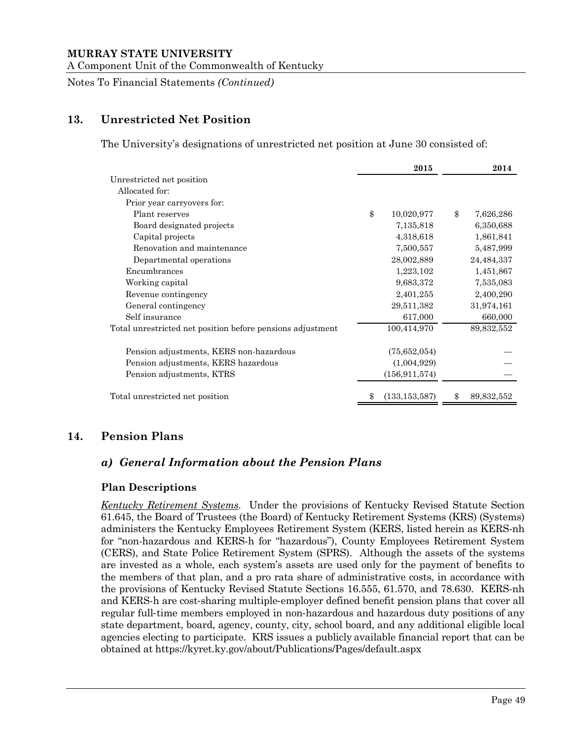**MURRAY STATE UNIVERSITY**
A Component Unit of the Commonwealth of Kentucky

Notes To Financial Statements *(Continued)*

## 13. Unrestricted Net Position

The University's designations of unrestricted net position at June 30 consisted of:

| | 2015 | 2014 |
|---|---|---|
| Unrestricted net position | | |
| Allocated for: | | |
| Prior year carryovers for: | | |
| Plant reserves | $ 10,020,977 | $ 7,626,286 |
| Board designated projects | 7,135,818 | 6,350,688 |
| Capital projects | 4,318,618 | 1,861,841 |
| Renovation and maintenance | 7,500,557 | 5,487,999 |
| Departmental operations | 28,002,889 | 24,484,337 |
| Encumbrances | 1,223,102 | 1,451,867 |
| Working capital | 9,683,372 | 7,535,083 |
| Revenue contingency | 2,401,255 | 2,400,290 |
| General contingency | 29,511,382 | 31,974,161 |
| Self insurance | 617,000 | 660,000 |
| Total unrestricted net position before pensions adjustment | 100,414,970 | 89,832,552 |
| Pension adjustments, KERS non-hazardous | (75,652,054) | — |
| Pension adjustments, KERS hazardous | (1,004,929) | — |
| Pension adjustments, KTRS | (156,911,574) | — |
| Total unrestricted net position | $ (133,153,587) | $ 89,832,552 |

## 14. Pension Plans

### *a) General Information about the Pension Plans*

#### Plan Descriptions

*Kentucky Retirement Systems.* Under the provisions of Kentucky Revised Statute Section 61.645, the Board of Trustees (the Board) of Kentucky Retirement Systems (KRS) (Systems) administers the Kentucky Employees Retirement System (KERS, listed herein as KERS-nh for "non-hazardous and KERS-h for "hazardous"), County Employees Retirement System (CERS), and State Police Retirement System (SPRS). Although the assets of the systems are invested as a whole, each system's assets are used only for the payment of benefits to the members of that plan, and a pro rata share of administrative costs, in accordance with the provisions of Kentucky Revised Statute Sections 16.555, 61.570, and 78.630. KERS-nh and KERS-h are cost-sharing multiple-employer defined benefit pension plans that cover all regular full-time members employed in non-hazardous and hazardous duty positions of any state department, board, agency, county, city, school board, and any additional eligible local agencies electing to participate. KRS issues a publicly available financial report that can be obtained at https://kyret.ky.gov/about/Publications/Pages/default.aspx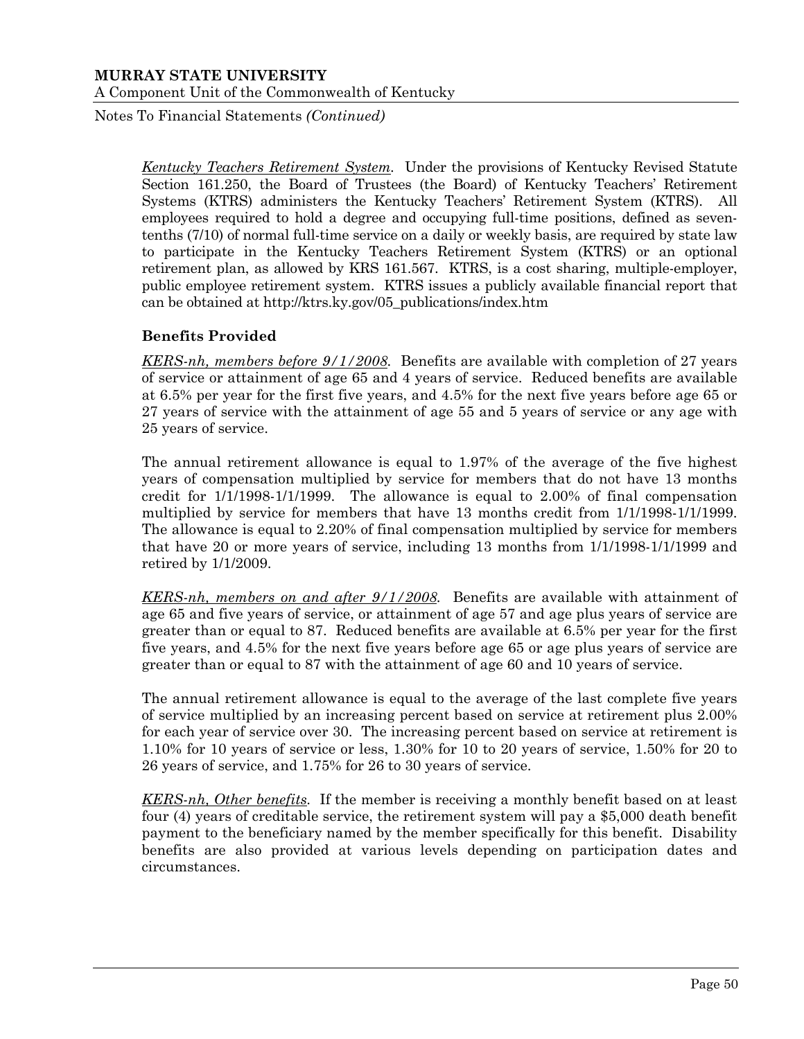*Kentucky Teachers Retirement System*. Under the provisions of Kentucky Revised Statute Section 161.250, the Board of Trustees (the Board) of Kentucky Teachers' Retirement Systems (KTRS) administers the Kentucky Teachers' Retirement System (KTRS). All employees required to hold a degree and occupying full-time positions, defined as seven-tenths (7/10) of normal full-time service on a daily or weekly basis, are required by state law to participate in the Kentucky Teachers Retirement System (KTRS) or an optional retirement plan, as allowed by KRS 161.567. KTRS, is a cost sharing, multiple-employer, public employee retirement system. KTRS issues a publicly available financial report that can be obtained at http://ktrs.ky.gov/05_publications/index.htm

**Benefits Provided**

*KERS-nh, members before 9/1/2008*. Benefits are available with completion of 27 years of service or attainment of age 65 and 4 years of service. Reduced benefits are available at 6.5% per year for the first five years, and 4.5% for the next five years before age 65 or 27 years of service with the attainment of age 55 and 5 years of service or any age with 25 years of service.

The annual retirement allowance is equal to 1.97% of the average of the five highest years of compensation multiplied by service for members that do not have 13 months credit for 1/1/1998-1/1/1999. The allowance is equal to 2.00% of final compensation multiplied by service for members that have 13 months credit from 1/1/1998-1/1/1999. The allowance is equal to 2.20% of final compensation multiplied by service for members that have 20 or more years of service, including 13 months from 1/1/1998-1/1/1999 and retired by 1/1/2009.

*KERS-nh, members on and after 9/1/2008*. Benefits are available with attainment of age 65 and five years of service, or attainment of age 57 and age plus years of service are greater than or equal to 87. Reduced benefits are available at 6.5% per year for the first five years, and 4.5% for the next five years before age 65 or age plus years of service are greater than or equal to 87 with the attainment of age 60 and 10 years of service.

The annual retirement allowance is equal to the average of the last complete five years of service multiplied by an increasing percent based on service at retirement plus 2.00% for each year of service over 30. The increasing percent based on service at retirement is 1.10% for 10 years of service or less, 1.30% for 10 to 20 years of service, 1.50% for 20 to 26 years of service, and 1.75% for 26 to 30 years of service.

*KERS-nh, Other benefits*. If the member is receiving a monthly benefit based on at least four (4) years of creditable service, the retirement system will pay a $5,000 death benefit payment to the beneficiary named by the member specifically for this benefit. Disability benefits are also provided at various levels depending on participation dates and circumstances.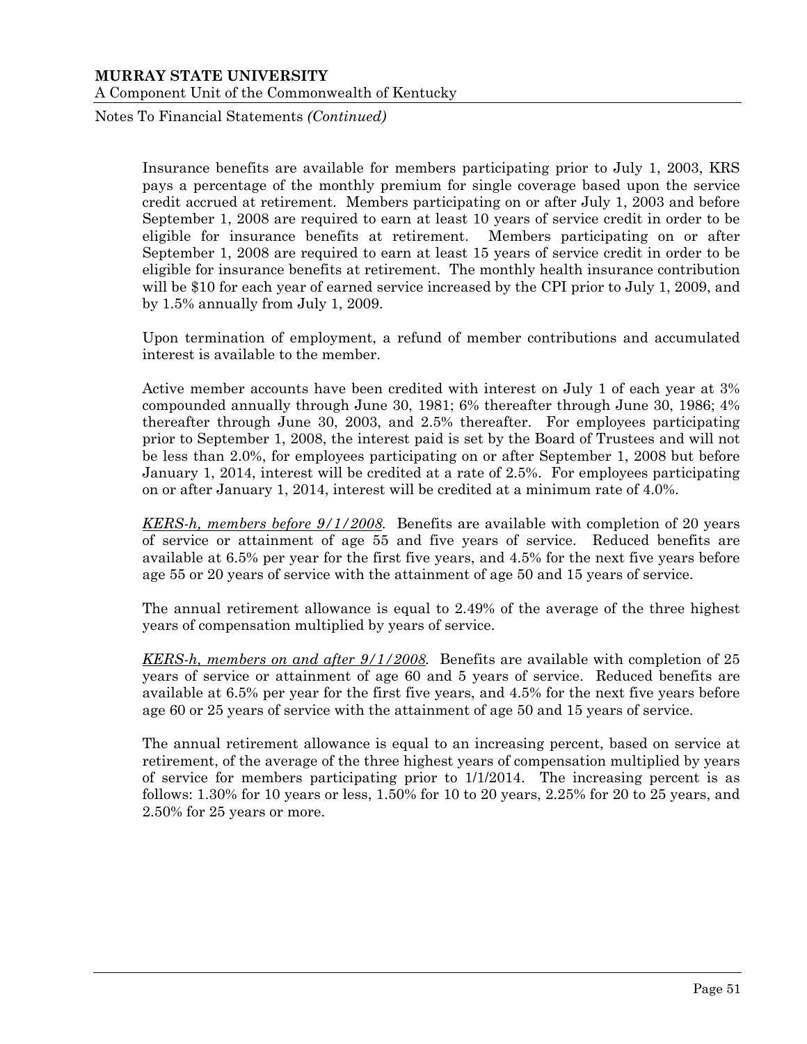Insurance benefits are available for members participating prior to July 1, 2003, KRS pays a percentage of the monthly premium for single coverage based upon the service credit accrued at retirement. Members participating on or after July 1, 2003 and before September 1, 2008 are required to earn at least 10 years of service credit in order to be eligible for insurance benefits at retirement. Members participating on or after September 1, 2008 are required to earn at least 15 years of service credit in order to be eligible for insurance benefits at retirement. The monthly health insurance contribution will be $10 for each year of earned service increased by the CPI prior to July 1, 2009, and by 1.5% annually from July 1, 2009.

Upon termination of employment, a refund of member contributions and accumulated interest is available to the member.

Active member accounts have been credited with interest on July 1 of each year at 3% compounded annually through June 30, 1981; 6% thereafter through June 30, 1986; 4% thereafter through June 30, 2003, and 2.5% thereafter. For employees participating prior to September 1, 2008, the interest paid is set by the Board of Trustees and will not be less than 2.0%, for employees participating on or after September 1, 2008 but before January 1, 2014, interest will be credited at a rate of 2.5%. For employees participating on or after January 1, 2014, interest will be credited at a minimum rate of 4.0%.

*KERS-h, members before 9/1/2008.* Benefits are available with completion of 20 years of service or attainment of age 55 and five years of service. Reduced benefits are available at 6.5% per year for the first five years, and 4.5% for the next five years before age 55 or 20 years of service with the attainment of age 50 and 15 years of service.

The annual retirement allowance is equal to 2.49% of the average of the three highest years of compensation multiplied by years of service.

*KERS-h, members on and after 9/1/2008.* Benefits are available with completion of 25 years of service or attainment of age 60 and 5 years of service. Reduced benefits are available at 6.5% per year for the first five years, and 4.5% for the next five years before age 60 or 25 years of service with the attainment of age 50 and 15 years of service.

The annual retirement allowance is equal to an increasing percent, based on service at retirement, of the average of the three highest years of compensation multiplied by years of service for members participating prior to 1/1/2014. The increasing percent is as follows: 1.30% for 10 years or less, 1.50% for 10 to 20 years, 2.25% for 20 to 25 years, and 2.50% for 25 years or more.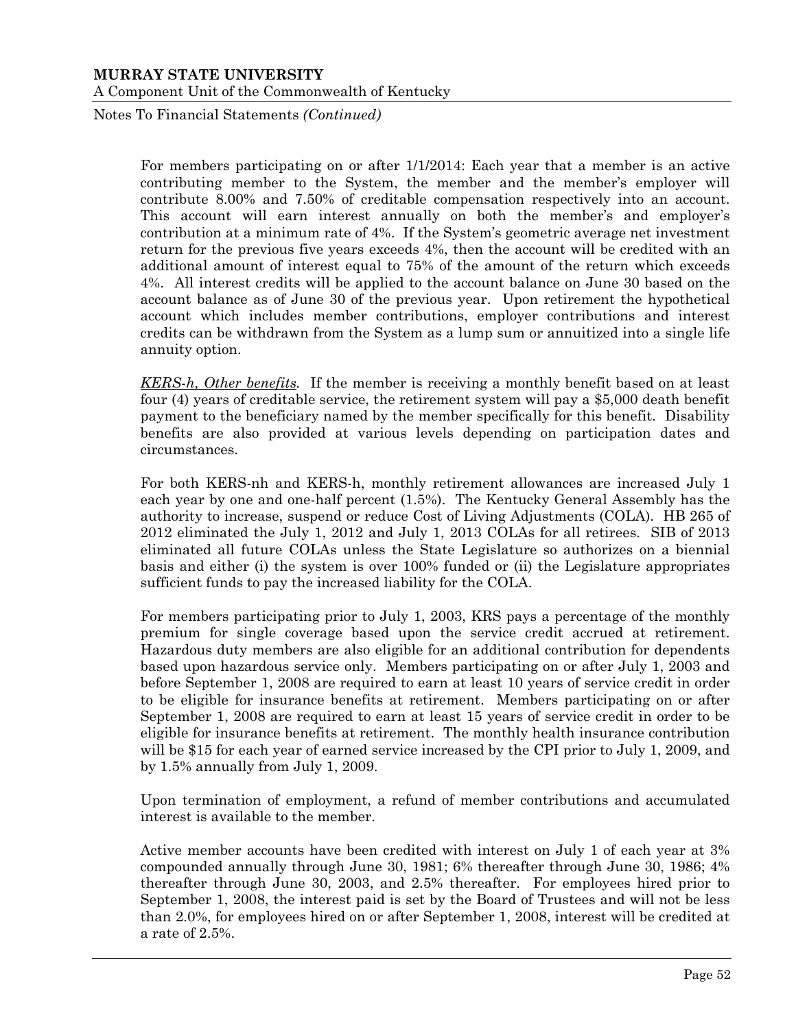For members participating on or after 1/1/2014: Each year that a member is an active contributing member to the System, the member and the member's employer will contribute 8.00% and 7.50% of creditable compensation respectively into an account. This account will earn interest annually on both the member's and employer's contribution at a minimum rate of 4%. If the System's geometric average net investment return for the previous five years exceeds 4%, then the account will be credited with an additional amount of interest equal to 75% of the amount of the return which exceeds 4%. All interest credits will be applied to the account balance on June 30 based on the account balance as of June 30 of the previous year. Upon retirement the hypothetical account which includes member contributions, employer contributions and interest credits can be withdrawn from the System as a lump sum or annuitized into a single life annuity option.

*KERS-h, Other benefits.* If the member is receiving a monthly benefit based on at least four (4) years of creditable service, the retirement system will pay a $5,000 death benefit payment to the beneficiary named by the member specifically for this benefit. Disability benefits are also provided at various levels depending on participation dates and circumstances.

For both KERS-nh and KERS-h, monthly retirement allowances are increased July 1 each year by one and one-half percent (1.5%). The Kentucky General Assembly has the authority to increase, suspend or reduce Cost of Living Adjustments (COLA). HB 265 of 2012 eliminated the July 1, 2012 and July 1, 2013 COLAs for all retirees. SIB of 2013 eliminated all future COLAs unless the State Legislature so authorizes on a biennial basis and either (i) the system is over 100% funded or (ii) the Legislature appropriates sufficient funds to pay the increased liability for the COLA.

For members participating prior to July 1, 2003, KRS pays a percentage of the monthly premium for single coverage based upon the service credit accrued at retirement. Hazardous duty members are also eligible for an additional contribution for dependents based upon hazardous service only. Members participating on or after July 1, 2003 and before September 1, 2008 are required to earn at least 10 years of service credit in order to be eligible for insurance benefits at retirement. Members participating on or after September 1, 2008 are required to earn at least 15 years of service credit in order to be eligible for insurance benefits at retirement. The monthly health insurance contribution will be $15 for each year of earned service increased by the CPI prior to July 1, 2009, and by 1.5% annually from July 1, 2009.

Upon termination of employment, a refund of member contributions and accumulated interest is available to the member.

Active member accounts have been credited with interest on July 1 of each year at 3% compounded annually through June 30, 1981; 6% thereafter through June 30, 1986; 4% thereafter through June 30, 2003, and 2.5% thereafter. For employees hired prior to September 1, 2008, the interest paid is set by the Board of Trustees and will not be less than 2.0%, for employees hired on or after September 1, 2008, interest will be credited at a rate of 2.5%.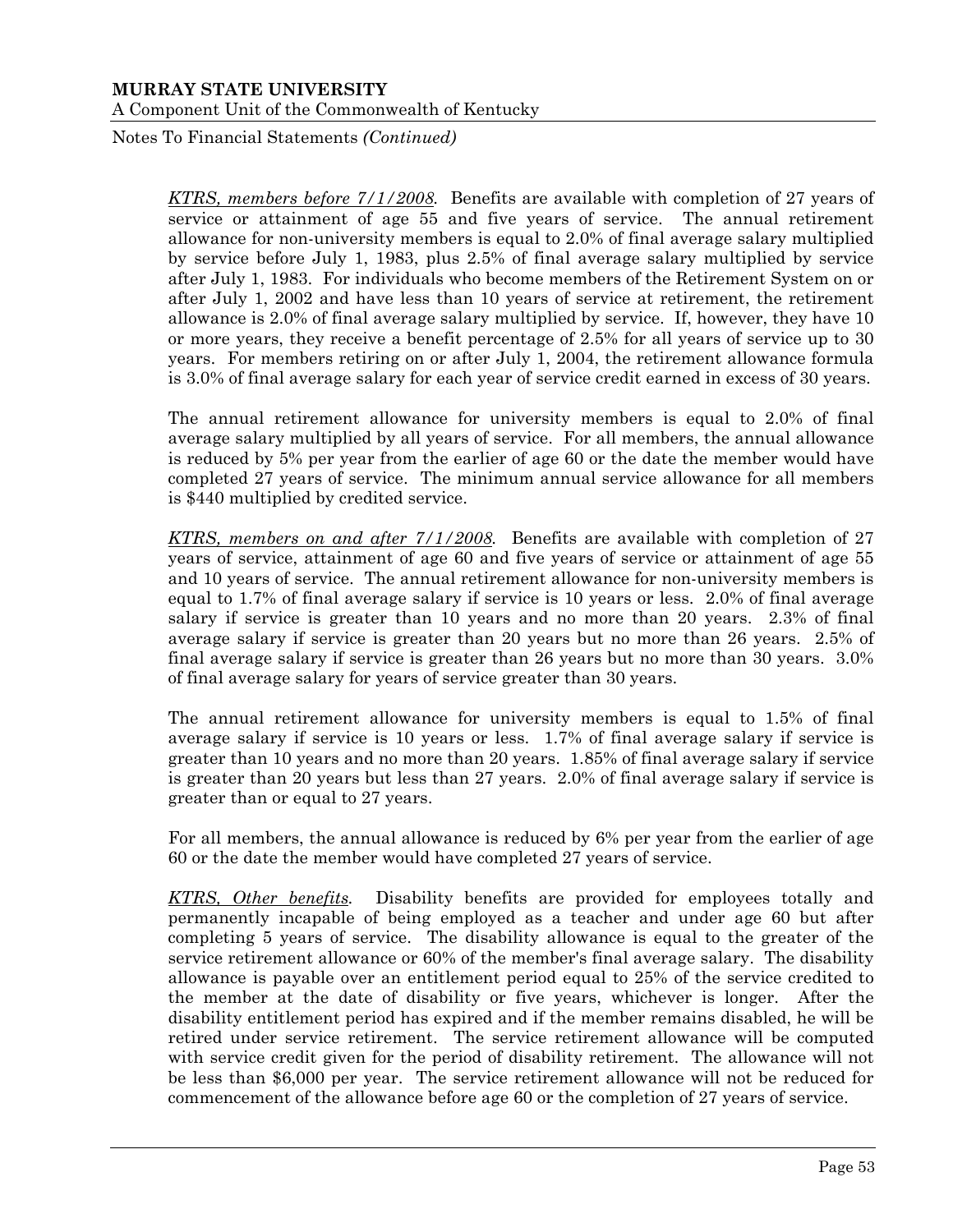*KTRS, members before 7/1/2008.* Benefits are available with completion of 27 years of service or attainment of age 55 and five years of service. The annual retirement allowance for non-university members is equal to 2.0% of final average salary multiplied by service before July 1, 1983, plus 2.5% of final average salary multiplied by service after July 1, 1983. For individuals who become members of the Retirement System on or after July 1, 2002 and have less than 10 years of service at retirement, the retirement allowance is 2.0% of final average salary multiplied by service. If, however, they have 10 or more years, they receive a benefit percentage of 2.5% for all years of service up to 30 years. For members retiring on or after July 1, 2004, the retirement allowance formula is 3.0% of final average salary for each year of service credit earned in excess of 30 years.

The annual retirement allowance for university members is equal to 2.0% of final average salary multiplied by all years of service. For all members, the annual allowance is reduced by 5% per year from the earlier of age 60 or the date the member would have completed 27 years of service. The minimum annual service allowance for all members is $440 multiplied by credited service.

*KTRS, members on and after 7/1/2008.* Benefits are available with completion of 27 years of service, attainment of age 60 and five years of service or attainment of age 55 and 10 years of service. The annual retirement allowance for non-university members is equal to 1.7% of final average salary if service is 10 years or less. 2.0% of final average salary if service is greater than 10 years and no more than 20 years. 2.3% of final average salary if service is greater than 20 years but no more than 26 years. 2.5% of final average salary if service is greater than 26 years but no more than 30 years. 3.0% of final average salary for years of service greater than 30 years.

The annual retirement allowance for university members is equal to 1.5% of final average salary if service is 10 years or less. 1.7% of final average salary if service is greater than 10 years and no more than 20 years. 1.85% of final average salary if service is greater than 20 years but less than 27 years. 2.0% of final average salary if service is greater than or equal to 27 years.

For all members, the annual allowance is reduced by 6% per year from the earlier of age 60 or the date the member would have completed 27 years of service.

*KTRS, Other benefits.* Disability benefits are provided for employees totally and permanently incapable of being employed as a teacher and under age 60 but after completing 5 years of service. The disability allowance is equal to the greater of the service retirement allowance or 60% of the member's final average salary. The disability allowance is payable over an entitlement period equal to 25% of the service credited to the member at the date of disability or five years, whichever is longer. After the disability entitlement period has expired and if the member remains disabled, he will be retired under service retirement. The service retirement allowance will be computed with service credit given for the period of disability retirement. The allowance will not be less than $6,000 per year. The service retirement allowance will not be reduced for commencement of the allowance before age 60 or the completion of 27 years of service.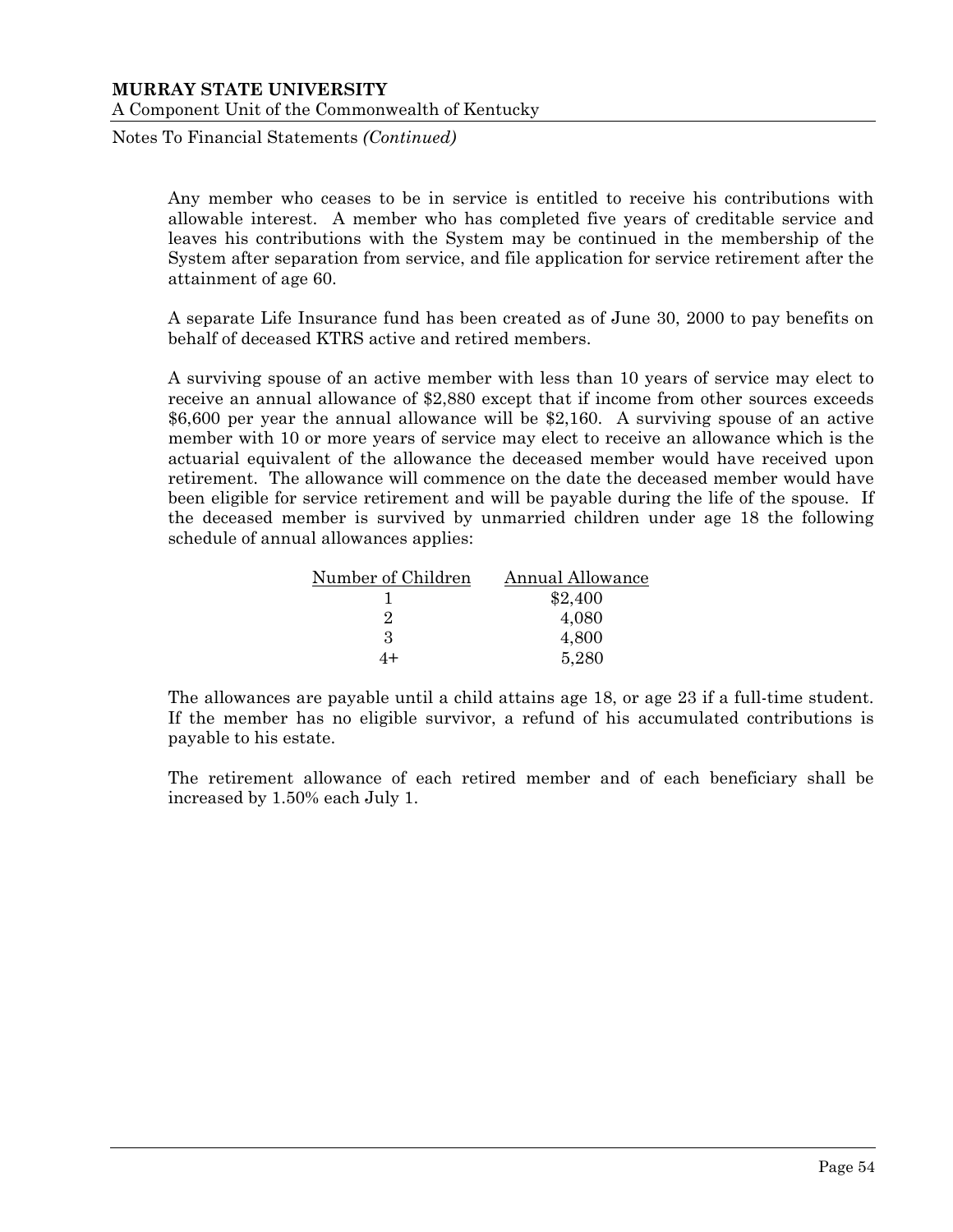Any member who ceases to be in service is entitled to receive his contributions with allowable interest. A member who has completed five years of creditable service and leaves his contributions with the System may be continued in the membership of the System after separation from service, and file application for service retirement after the attainment of age 60.

A separate Life Insurance fund has been created as of June 30, 2000 to pay benefits on behalf of deceased KTRS active and retired members.

A surviving spouse of an active member with less than 10 years of service may elect to receive an annual allowance of $2,880 except that if income from other sources exceeds $6,600 per year the annual allowance will be $2,160. A surviving spouse of an active member with 10 or more years of service may elect to receive an allowance which is the actuarial equivalent of the allowance the deceased member would have received upon retirement. The allowance will commence on the date the deceased member would have been eligible for service retirement and will be payable during the life of the spouse. If the deceased member is survived by unmarried children under age 18 the following schedule of annual allowances applies:

| Number of Children | Annual Allowance |
|---|---|
| 1 | $2,400 |
| 2 | 4,080 |
| 3 | 4,800 |
| 4+ | 5,280 |

The allowances are payable until a child attains age 18, or age 23 if a full-time student. If the member has no eligible survivor, a refund of his accumulated contributions is payable to his estate.

The retirement allowance of each retired member and of each beneficiary shall be increased by 1.50% each July 1.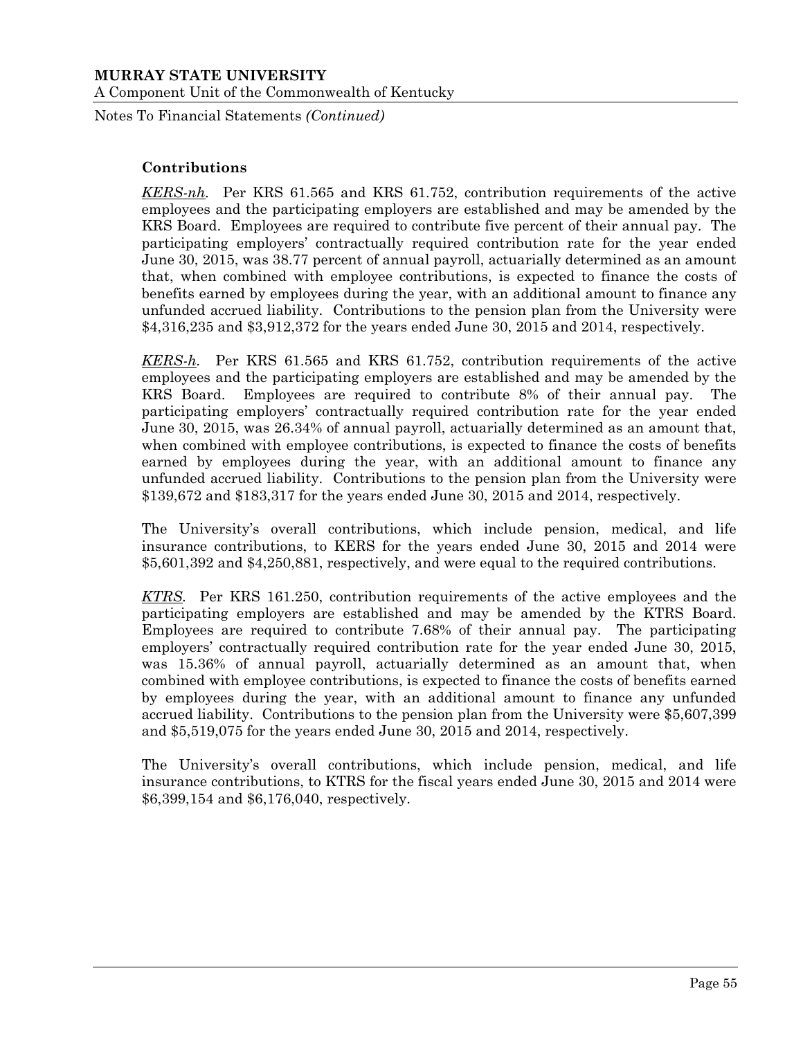### Contributions

*KERS-nh*. Per KRS 61.565 and KRS 61.752, contribution requirements of the active employees and the participating employers are established and may be amended by the KRS Board. Employees are required to contribute five percent of their annual pay. The participating employers' contractually required contribution rate for the year ended June 30, 2015, was 38.77 percent of annual payroll, actuarially determined as an amount that, when combined with employee contributions, is expected to finance the costs of benefits earned by employees during the year, with an additional amount to finance any unfunded accrued liability. Contributions to the pension plan from the University were $4,316,235 and $3,912,372 for the years ended June 30, 2015 and 2014, respectively.

*KERS-h*. Per KRS 61.565 and KRS 61.752, contribution requirements of the active employees and the participating employers are established and may be amended by the KRS Board. Employees are required to contribute 8% of their annual pay. The participating employers' contractually required contribution rate for the year ended June 30, 2015, was 26.34% of annual payroll, actuarially determined as an amount that, when combined with employee contributions, is expected to finance the costs of benefits earned by employees during the year, with an additional amount to finance any unfunded accrued liability. Contributions to the pension plan from the University were $139,672 and $183,317 for the years ended June 30, 2015 and 2014, respectively.

The University's overall contributions, which include pension, medical, and life insurance contributions, to KERS for the years ended June 30, 2015 and 2014 were $5,601,392 and $4,250,881, respectively, and were equal to the required contributions.

*KTRS*. Per KRS 161.250, contribution requirements of the active employees and the participating employers are established and may be amended by the KTRS Board. Employees are required to contribute 7.68% of their annual pay. The participating employers' contractually required contribution rate for the year ended June 30, 2015, was 15.36% of annual payroll, actuarially determined as an amount that, when combined with employee contributions, is expected to finance the costs of benefits earned by employees during the year, with an additional amount to finance any unfunded accrued liability. Contributions to the pension plan from the University were $5,607,399 and $5,519,075 for the years ended June 30, 2015 and 2014, respectively.

The University's overall contributions, which include pension, medical, and life insurance contributions, to KTRS for the fiscal years ended June 30, 2015 and 2014 were $6,399,154 and $6,176,040, respectively.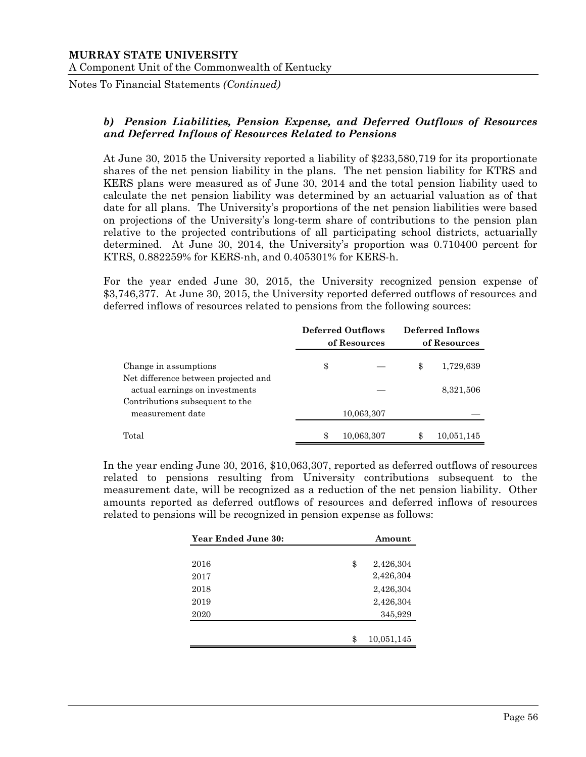### *b) Pension Liabilities, Pension Expense, and Deferred Outflows of Resources and Deferred Inflows of Resources Related to Pensions*

At June 30, 2015 the University reported a liability of $233,580,719 for its proportionate shares of the net pension liability in the plans. The net pension liability for KTRS and KERS plans were measured as of June 30, 2014 and the total pension liability used to calculate the net pension liability was determined by an actuarial valuation as of that date for all plans. The University's proportions of the net pension liabilities were based on projections of the University's long-term share of contributions to the pension plan relative to the projected contributions of all participating school districts, actuarially determined. At June 30, 2014, the University's proportion was 0.710400 percent for KTRS, 0.882259% for KERS-nh, and 0.405301% for KERS-h.

For the year ended June 30, 2015, the University recognized pension expense of $3,746,377. At June 30, 2015, the University reported deferred outflows of resources and deferred inflows of resources related to pensions from the following sources:

| | Deferred Outflows of Resources | Deferred Inflows of Resources |
|---|---|---|
| Change in assumptions | $ — | $ 1,729,639 |
| Net difference between projected and actual earnings on investments | — | 8,321,506 |
| Contributions subsequent to the measurement date | 10,063,307 | — |
| Total | $ 10,063,307 | $ 10,051,145 |

In the year ending June 30, 2016, $10,063,307, reported as deferred outflows of resources related to pensions resulting from University contributions subsequent to the measurement date, will be recognized as a reduction of the net pension liability. Other amounts reported as deferred outflows of resources and deferred inflows of resources related to pensions will be recognized in pension expense as follows:

| Year Ended June 30: | Amount |
|---|---|
| 2016 | $ 2,426,304 |
| 2017 | 2,426,304 |
| 2018 | 2,426,304 |
| 2019 | 2,426,304 |
| 2020 | 345,929 |
| | $ 10,051,145 |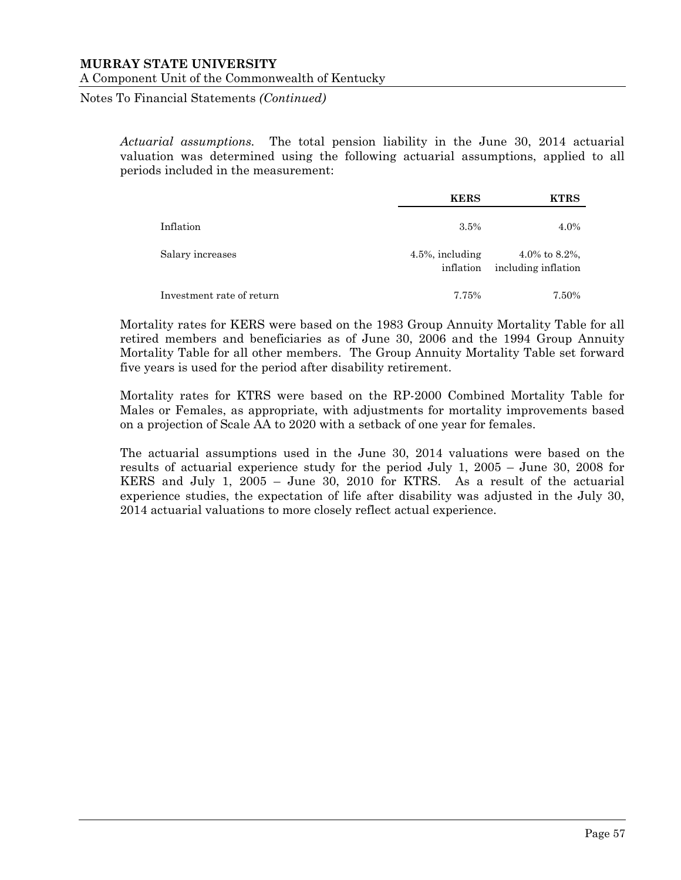*Actuarial assumptions.* The total pension liability in the June 30, 2014 actuarial valuation was determined using the following actuarial assumptions, applied to all periods included in the measurement:

| | **KERS** | **KTRS** |
|---|---|---|
| Inflation | 3.5% | 4.0% |
| Salary increases | 4.5%, including inflation | 4.0% to 8.2%, including inflation |
| Investment rate of return | 7.75% | 7.50% |

Mortality rates for KERS were based on the 1983 Group Annuity Mortality Table for all retired members and beneficiaries as of June 30, 2006 and the 1994 Group Annuity Mortality Table for all other members. The Group Annuity Mortality Table set forward five years is used for the period after disability retirement.

Mortality rates for KTRS were based on the RP-2000 Combined Mortality Table for Males or Females, as appropriate, with adjustments for mortality improvements based on a projection of Scale AA to 2020 with a setback of one year for females.

The actuarial assumptions used in the June 30, 2014 valuations were based on the results of actuarial experience study for the period July 1, 2005 – June 30, 2008 for KERS and July 1, 2005 – June 30, 2010 for KTRS. As a result of the actuarial experience studies, the expectation of life after disability was adjusted in the July 30, 2014 actuarial valuations to more closely reflect actual experience.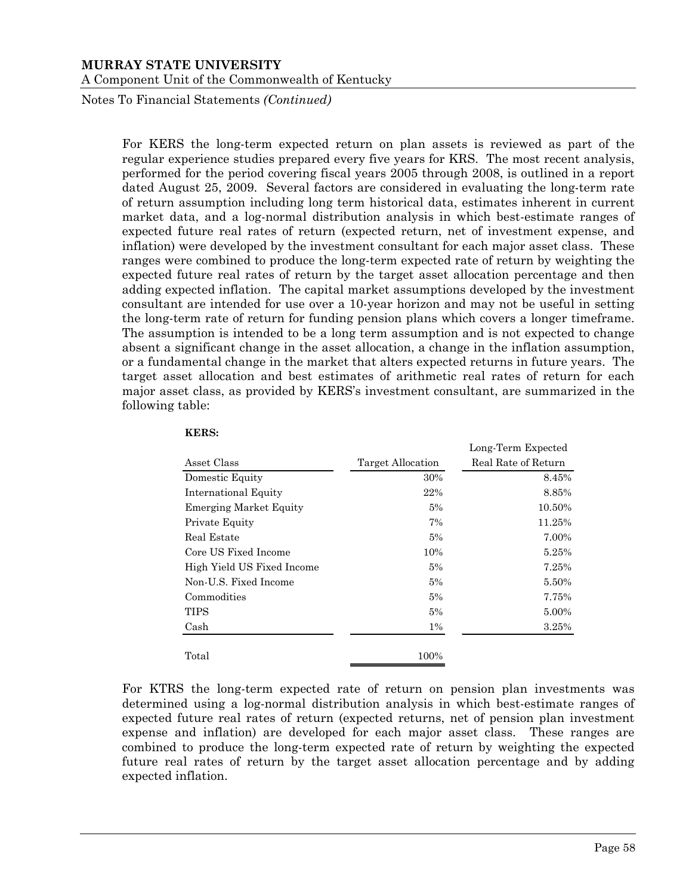For KERS the long-term expected return on plan assets is reviewed as part of the regular experience studies prepared every five years for KRS. The most recent analysis, performed for the period covering fiscal years 2005 through 2008, is outlined in a report dated August 25, 2009. Several factors are considered in evaluating the long-term rate of return assumption including long term historical data, estimates inherent in current market data, and a log-normal distribution analysis in which best-estimate ranges of expected future real rates of return (expected return, net of investment expense, and inflation) were developed by the investment consultant for each major asset class. These ranges were combined to produce the long-term expected rate of return by weighting the expected future real rates of return by the target asset allocation percentage and then adding expected inflation. The capital market assumptions developed by the investment consultant are intended for use over a 10-year horizon and may not be useful in setting the long-term rate of return for funding pension plans which covers a longer timeframe. The assumption is intended to be a long term assumption and is not expected to change absent a significant change in the asset allocation, a change in the inflation assumption, or a fundamental change in the market that alters expected returns in future years. The target asset allocation and best estimates of arithmetic real rates of return for each major asset class, as provided by KERS's investment consultant, are summarized in the following table:

**KERS:**

| Asset Class | Target Allocation | Long-Term Expected Real Rate of Return |
|---|---|---|
| Domestic Equity | 30% | 8.45% |
| International Equity | 22% | 8.85% |
| Emerging Market Equity | 5% | 10.50% |
| Private Equity | 7% | 11.25% |
| Real Estate | 5% | 7.00% |
| Core US Fixed Income | 10% | 5.25% |
| High Yield US Fixed Income | 5% | 7.25% |
| Non-U.S. Fixed Income | 5% | 5.50% |
| Commodities | 5% | 7.75% |
| TIPS | 5% | 5.00% |
| Cash | 1% | 3.25% |
| Total | 100% | |

For KTRS the long-term expected rate of return on pension plan investments was determined using a log-normal distribution analysis in which best-estimate ranges of expected future real rates of return (expected returns, net of pension plan investment expense and inflation) are developed for each major asset class. These ranges are combined to produce the long-term expected rate of return by weighting the expected future real rates of return by the target asset allocation percentage and by adding expected inflation.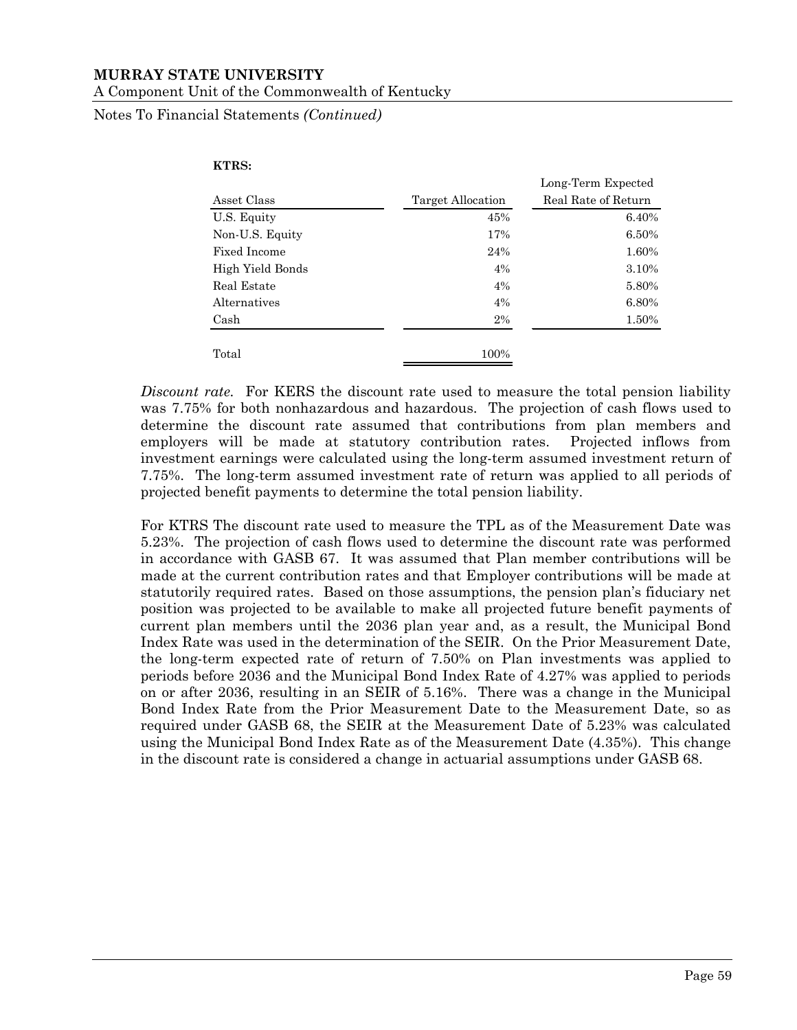**KTRS:**

| Asset Class | Target Allocation | Long-Term Expected Real Rate of Return |
|---|---|---|
| U.S. Equity | 45% | 6.40% |
| Non-U.S. Equity | 17% | 6.50% |
| Fixed Income | 24% | 1.60% |
| High Yield Bonds | 4% | 3.10% |
| Real Estate | 4% | 5.80% |
| Alternatives | 4% | 6.80% |
| Cash | 2% | 1.50% |
| Total | 100% | |

*Discount rate.* For KERS the discount rate used to measure the total pension liability was 7.75% for both nonhazardous and hazardous. The projection of cash flows used to determine the discount rate assumed that contributions from plan members and employers will be made at statutory contribution rates. Projected inflows from investment earnings were calculated using the long-term assumed investment return of 7.75%. The long-term assumed investment rate of return was applied to all periods of projected benefit payments to determine the total pension liability.

For KTRS The discount rate used to measure the TPL as of the Measurement Date was 5.23%. The projection of cash flows used to determine the discount rate was performed in accordance with GASB 67. It was assumed that Plan member contributions will be made at the current contribution rates and that Employer contributions will be made at statutorily required rates. Based on those assumptions, the pension plan's fiduciary net position was projected to be available to make all projected future benefit payments of current plan members until the 2036 plan year and, as a result, the Municipal Bond Index Rate was used in the determination of the SEIR. On the Prior Measurement Date, the long-term expected rate of return of 7.50% on Plan investments was applied to periods before 2036 and the Municipal Bond Index Rate of 4.27% was applied to periods on or after 2036, resulting in an SEIR of 5.16%. There was a change in the Municipal Bond Index Rate from the Prior Measurement Date to the Measurement Date, so as required under GASB 68, the SEIR at the Measurement Date of 5.23% was calculated using the Municipal Bond Index Rate as of the Measurement Date (4.35%). This change in the discount rate is considered a change in actuarial assumptions under GASB 68.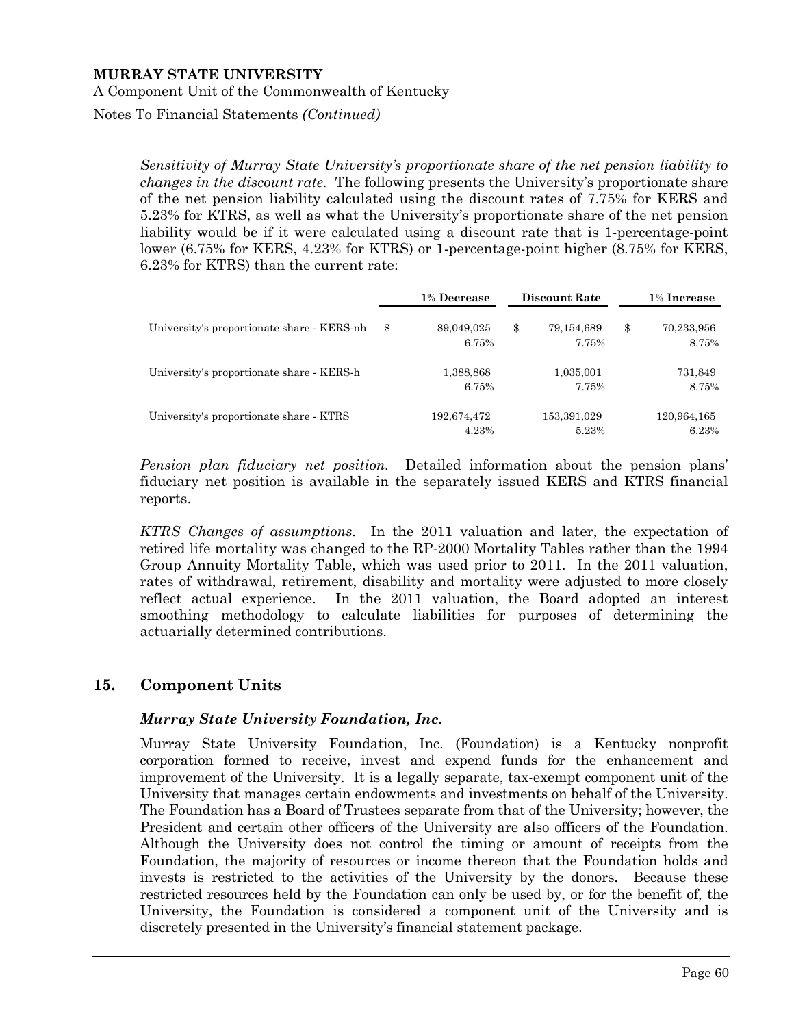*Sensitivity of Murray State University's proportionate share of the net pension liability to changes in the discount rate.* The following presents the University's proportionate share of the net pension liability calculated using the discount rates of 7.75% for KERS and 5.23% for KTRS, as well as what the University's proportionate share of the net pension liability would be if it were calculated using a discount rate that is 1-percentage-point lower (6.75% for KERS, 4.23% for KTRS) or 1-percentage-point higher (8.75% for KERS, 6.23% for KTRS) than the current rate:

| | 1% Decrease | Discount Rate | 1% Increase |
|---|---|---|---|
| University's proportionate share - KERS-nh | $ 89,049,025 | $ 79,154,689 | $ 70,233,956 |
| | 6.75% | 7.75% | 8.75% |
| University's proportionate share - KERS-h | 1,388,868 | 1,035,001 | 731,849 |
| | 6.75% | 7.75% | 8.75% |
| University's proportionate share - KTRS | 192,674,472 | 153,391,029 | 120,964,165 |
| | 4.23% | 5.23% | 6.23% |

*Pension plan fiduciary net position.* Detailed information about the pension plans' fiduciary net position is available in the separately issued KERS and KTRS financial reports.

*KTRS Changes of assumptions.* In the 2011 valuation and later, the expectation of retired life mortality was changed to the RP-2000 Mortality Tables rather than the 1994 Group Annuity Mortality Table, which was used prior to 2011. In the 2011 valuation, rates of withdrawal, retirement, disability and mortality were adjusted to more closely reflect actual experience. In the 2011 valuation, the Board adopted an interest smoothing methodology to calculate liabilities for purposes of determining the actuarially determined contributions.

## 15. Component Units

### *Murray State University Foundation, Inc.*

Murray State University Foundation, Inc. (Foundation) is a Kentucky nonprofit corporation formed to receive, invest and expend funds for the enhancement and improvement of the University. It is a legally separate, tax-exempt component unit of the University that manages certain endowments and investments on behalf of the University. The Foundation has a Board of Trustees separate from that of the University; however, the President and certain other officers of the University are also officers of the Foundation. Although the University does not control the timing or amount of receipts from the Foundation, the majority of resources or income thereon that the Foundation holds and invests is restricted to the activities of the University by the donors. Because these restricted resources held by the Foundation can only be used by, or for the benefit of, the University, the Foundation is considered a component unit of the University and is discretely presented in the University's financial statement package.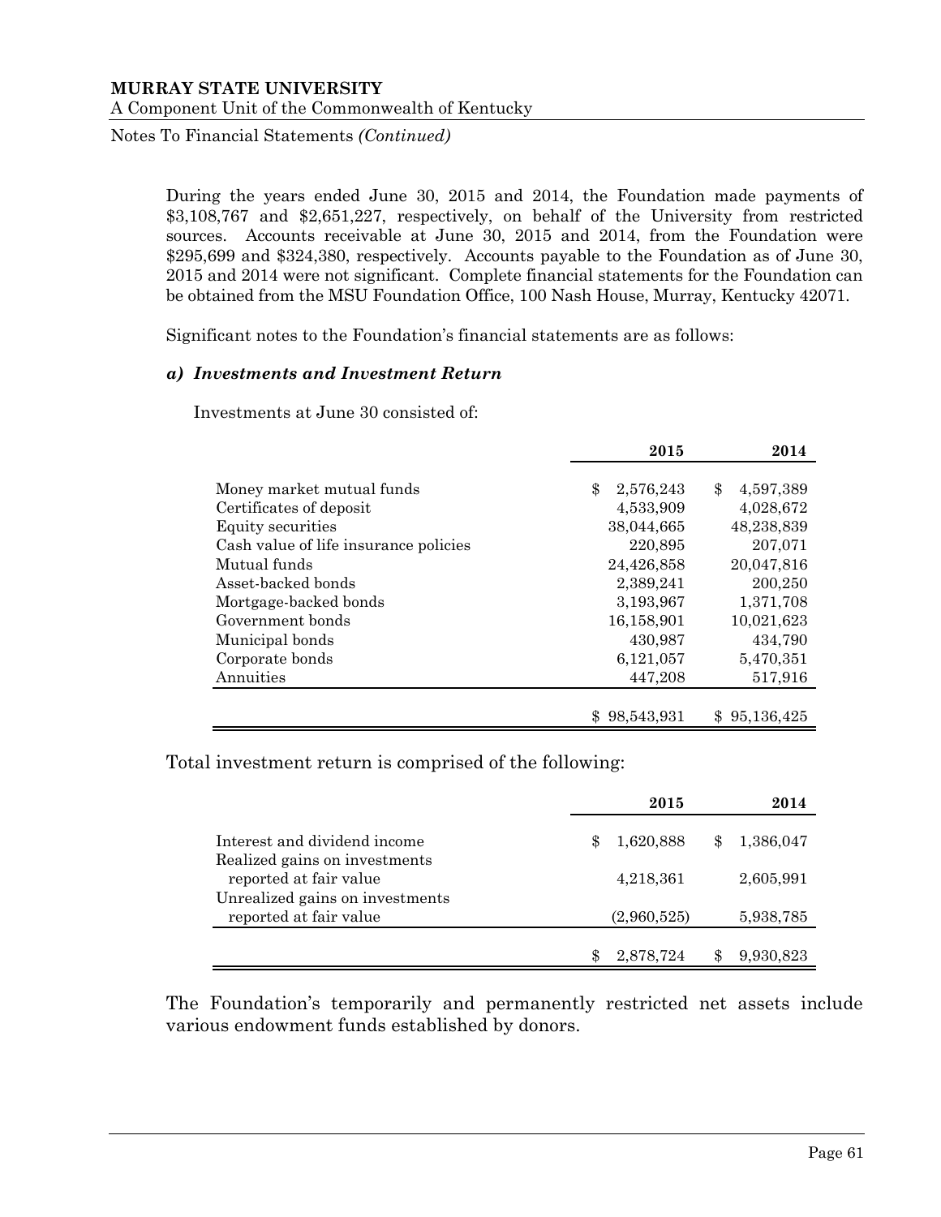During the years ended June 30, 2015 and 2014, the Foundation made payments of $3,108,767 and $2,651,227, respectively, on behalf of the University from restricted sources. Accounts receivable at June 30, 2015 and 2014, from the Foundation were $295,699 and $324,380, respectively. Accounts payable to the Foundation as of June 30, 2015 and 2014 were not significant. Complete financial statements for the Foundation can be obtained from the MSU Foundation Office, 100 Nash House, Murray, Kentucky 42071.

Significant notes to the Foundation's financial statements are as follows:

***a) Investments and Investment Return***

Investments at June 30 consisted of:

| | 2015 | 2014 |
|---|---|---|
| Money market mutual funds | $ 2,576,243 | $ 4,597,389 |
| Certificates of deposit | 4,533,909 | 4,028,672 |
| Equity securities | 38,044,665 | 48,238,839 |
| Cash value of life insurance policies | 220,895 | 207,071 |
| Mutual funds | 24,426,858 | 20,047,816 |
| Asset-backed bonds | 2,389,241 | 200,250 |
| Mortgage-backed bonds | 3,193,967 | 1,371,708 |
| Government bonds | 16,158,901 | 10,021,623 |
| Municipal bonds | 430,987 | 434,790 |
| Corporate bonds | 6,121,057 | 5,470,351 |
| Annuities | 447,208 | 517,916 |
| | $ 98,543,931 | $ 95,136,425 |

Total investment return is comprised of the following:

| | 2015 | 2014 |
|---|---|---|
| Interest and dividend income | $ 1,620,888 | $ 1,386,047 |
| Realized gains on investments reported at fair value | 4,218,361 | 2,605,991 |
| Unrealized gains on investments reported at fair value | (2,960,525) | 5,938,785 |
| | $ 2,878,724 | $ 9,930,823 |

The Foundation's temporarily and permanently restricted net assets include various endowment funds established by donors.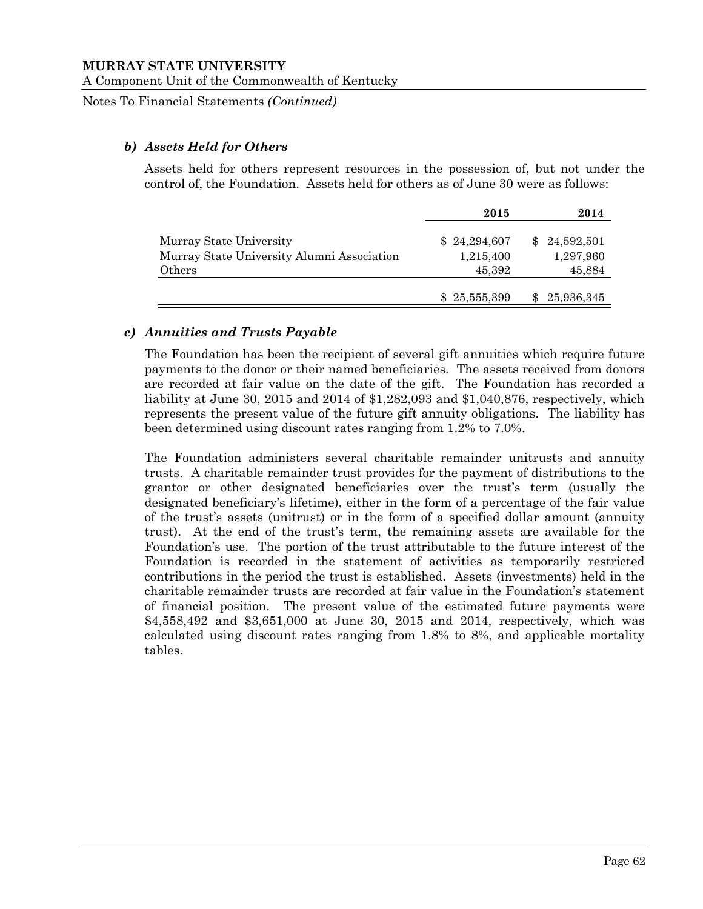### b) *Assets Held for Others*

Assets held for others represent resources in the possession of, but not under the control of, the Foundation. Assets held for others as of June 30 were as follows:

| | 2015 | 2014 |
|---|---|---|
| Murray State University | $ 24,294,607 | $ 24,592,501 |
| Murray State University Alumni Association | 1,215,400 | 1,297,960 |
| Others | 45,392 | 45,884 |
| | $ 25,555,399 | $ 25,936,345 |

### c) *Annuities and Trusts Payable*

The Foundation has been the recipient of several gift annuities which require future payments to the donor or their named beneficiaries. The assets received from donors are recorded at fair value on the date of the gift. The Foundation has recorded a liability at June 30, 2015 and 2014 of $1,282,093 and $1,040,876, respectively, which represents the present value of the future gift annuity obligations. The liability has been determined using discount rates ranging from 1.2% to 7.0%.

The Foundation administers several charitable remainder unitrusts and annuity trusts. A charitable remainder trust provides for the payment of distributions to the grantor or other designated beneficiaries over the trust's term (usually the designated beneficiary's lifetime), either in the form of a percentage of the fair value of the trust's assets (unitrust) or in the form of a specified dollar amount (annuity trust). At the end of the trust's term, the remaining assets are available for the Foundation's use. The portion of the trust attributable to the future interest of the Foundation is recorded in the statement of activities as temporarily restricted contributions in the period the trust is established. Assets (investments) held in the charitable remainder trusts are recorded at fair value in the Foundation's statement of financial position. The present value of the estimated future payments were $4,558,492 and $3,651,000 at June 30, 2015 and 2014, respectively, which was calculated using discount rates ranging from 1.8% to 8%, and applicable mortality tables.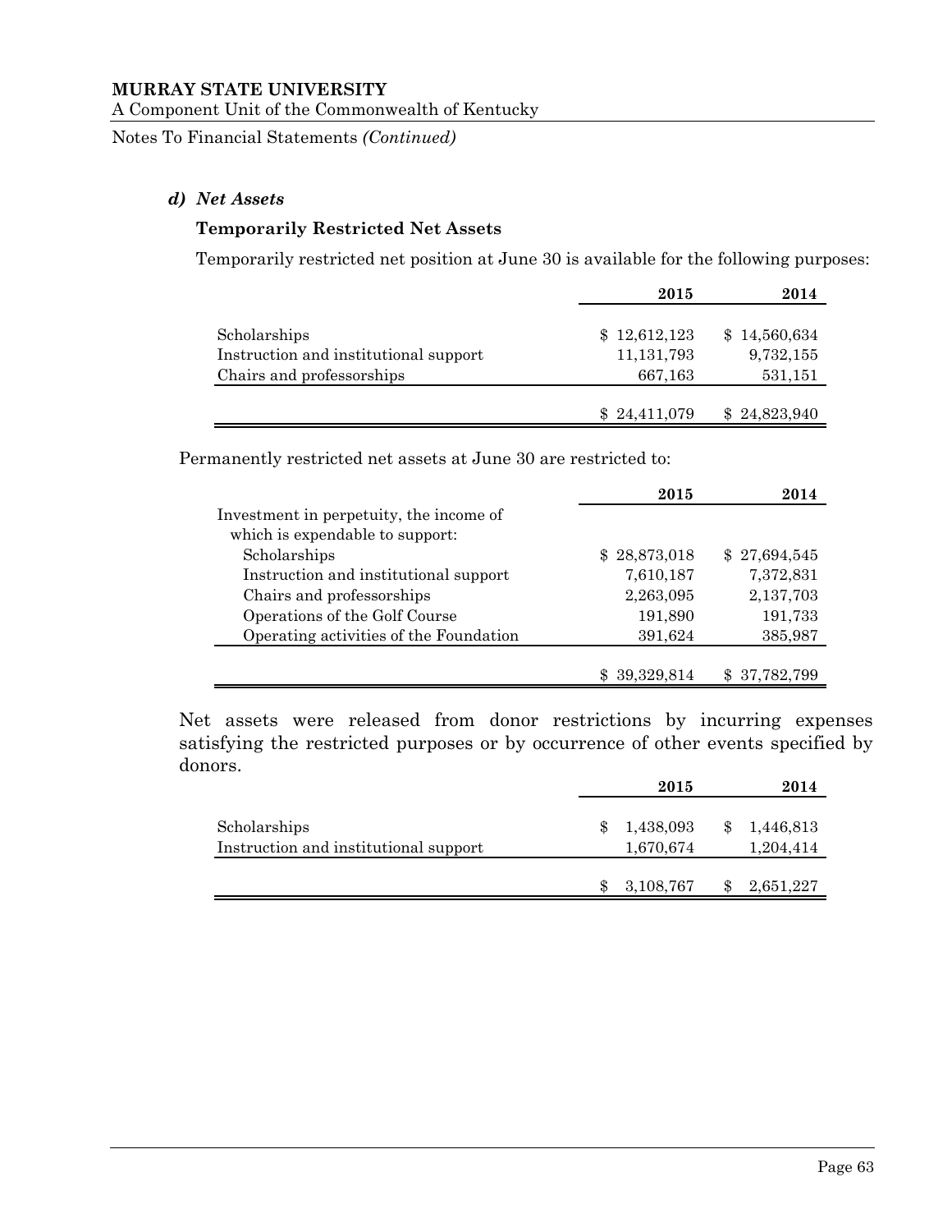### *d) Net Assets*

**Temporarily Restricted Net Assets**

Temporarily restricted net position at June 30 is available for the following purposes:

| | 2015 | 2014 |
|---|---|---|
| Scholarships | $ 12,612,123 | $ 14,560,634 |
| Instruction and institutional support | 11,131,793 | 9,732,155 |
| Chairs and professorships | 667,163 | 531,151 |
| | $ 24,411,079 | $ 24,823,940 |

Permanently restricted net assets at June 30 are restricted to:

| | 2015 | 2014 |
|---|---|---|
| Investment in perpetuity, the income of which is expendable to support: | | |
| Scholarships | $ 28,873,018 | $ 27,694,545 |
| Instruction and institutional support | 7,610,187 | 7,372,831 |
| Chairs and professorships | 2,263,095 | 2,137,703 |
| Operations of the Golf Course | 191,890 | 191,733 |
| Operating activities of the Foundation | 391,624 | 385,987 |
| | $ 39,329,814 | $ 37,782,799 |

Net assets were released from donor restrictions by incurring expenses satisfying the restricted purposes or by occurrence of other events specified by donors.

| | 2015 | 2014 |
|---|---|---|
| Scholarships | $ 1,438,093 | $ 1,446,813 |
| Instruction and institutional support | 1,670,674 | 1,204,414 |
| | $ 3,108,767 | $ 2,651,227 |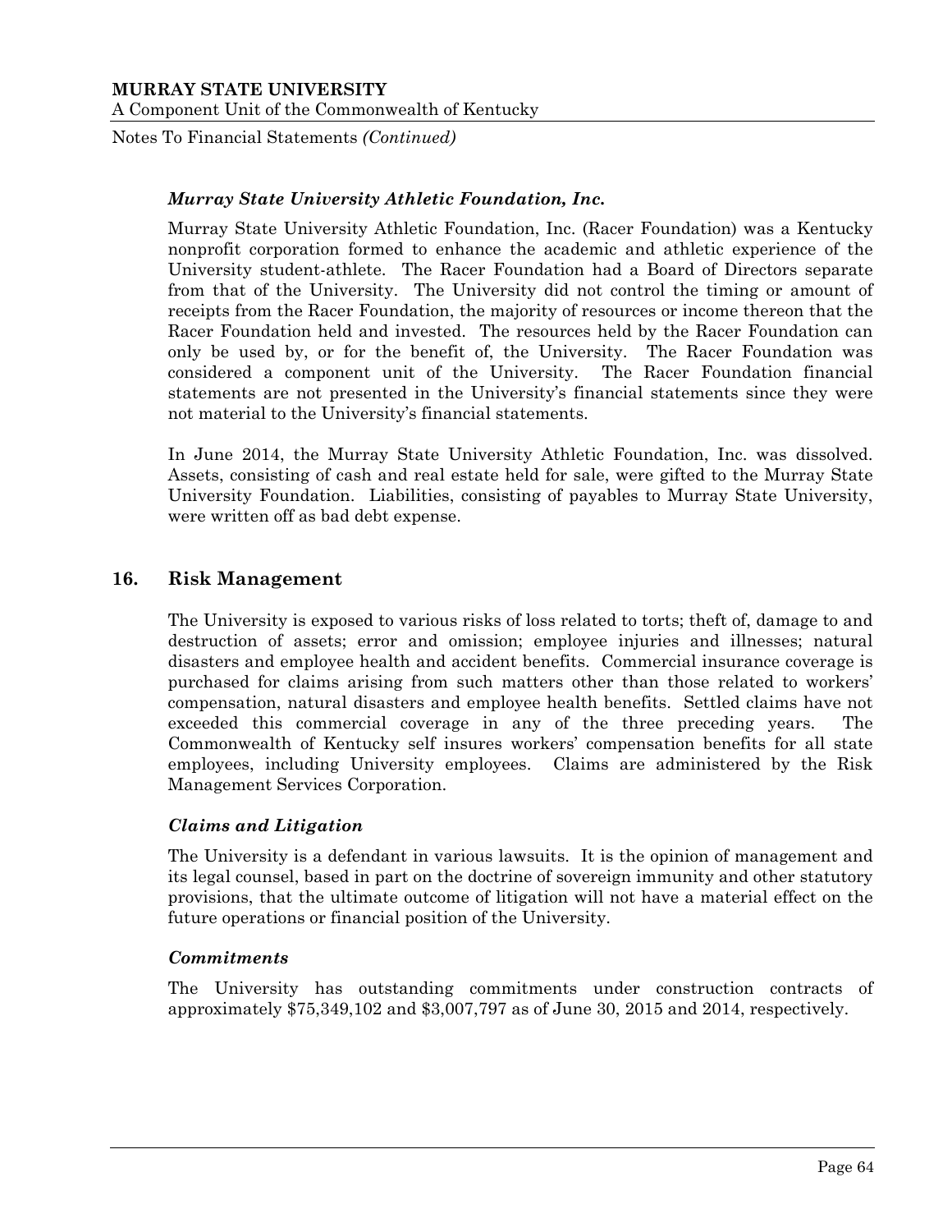### *Murray State University Athletic Foundation, Inc.*

Murray State University Athletic Foundation, Inc. (Racer Foundation) was a Kentucky nonprofit corporation formed to enhance the academic and athletic experience of the University student-athlete. The Racer Foundation had a Board of Directors separate from that of the University. The University did not control the timing or amount of receipts from the Racer Foundation, the majority of resources or income thereon that the Racer Foundation held and invested. The resources held by the Racer Foundation can only be used by, or for the benefit of, the University. The Racer Foundation was considered a component unit of the University. The Racer Foundation financial statements are not presented in the University's financial statements since they were not material to the University's financial statements.

In June 2014, the Murray State University Athletic Foundation, Inc. was dissolved. Assets, consisting of cash and real estate held for sale, were gifted to the Murray State University Foundation. Liabilities, consisting of payables to Murray State University, were written off as bad debt expense.

## 16. Risk Management

The University is exposed to various risks of loss related to torts; theft of, damage to and destruction of assets; error and omission; employee injuries and illnesses; natural disasters and employee health and accident benefits. Commercial insurance coverage is purchased for claims arising from such matters other than those related to workers' compensation, natural disasters and employee health benefits. Settled claims have not exceeded this commercial coverage in any of the three preceding years. The Commonwealth of Kentucky self insures workers' compensation benefits for all state employees, including University employees. Claims are administered by the Risk Management Services Corporation.

### *Claims and Litigation*

The University is a defendant in various lawsuits. It is the opinion of management and its legal counsel, based in part on the doctrine of sovereign immunity and other statutory provisions, that the ultimate outcome of litigation will not have a material effect on the future operations or financial position of the University.

### *Commitments*

The University has outstanding commitments under construction contracts of approximately $75,349,102 and $3,007,797 as of June 30, 2015 and 2014, respectively.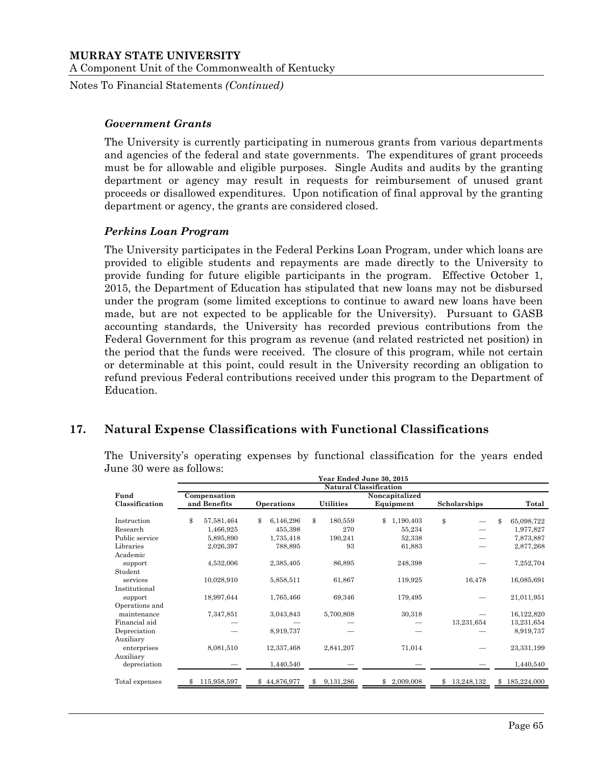### *Government Grants*

The University is currently participating in numerous grants from various departments and agencies of the federal and state governments. The expenditures of grant proceeds must be for allowable and eligible purposes. Single Audits and audits by the granting department or agency may result in requests for reimbursement of unused grant proceeds or disallowed expenditures. Upon notification of final approval by the granting department or agency, the grants are considered closed.

### *Perkins Loan Program*

The University participates in the Federal Perkins Loan Program, under which loans are provided to eligible students and repayments are made directly to the University to provide funding for future eligible participants in the program. Effective October 1, 2015, the Department of Education has stipulated that new loans may not be disbursed under the program (some limited exceptions to continue to award new loans have been made, but are not expected to be applicable for the University). Pursuant to GASB accounting standards, the University has recorded previous contributions from the Federal Government for this program as revenue (and related restricted net position) in the period that the funds were received. The closure of this program, while not certain or determinable at this point, could result in the University recording an obligation to refund previous Federal contributions received under this program to the Department of Education.

## 17. Natural Expense Classifications with Functional Classifications

The University's operating expenses by functional classification for the years ended June 30 were as follows:

| | Year Ended June 30, 2015 | | | | | |
|---|---|---|---|---|---|---|
| | Natural Classification | | | | | |
| Fund Classification | Compensation and Benefits | Operations | Utilities | Noncapitalized Equipment | Scholarships | Total |
| Instruction | $ 57,581,464 | $ 6,146,296 | $ 180,559 | $ 1,190,403 | $ — | $ 65,098,722 |
| Research | 1,466,925 | 455,398 | 270 | 55,234 | — | 1,977,827 |
| Public service | 5,895,890 | 1,735,418 | 190,241 | 52,338 | — | 7,873,887 |
| Libraries | 2,026,397 | 788,895 | 93 | 61,883 | — | 2,877,268 |
| Academic support | 4,532,006 | 2,385,405 | 86,895 | 248,398 | — | 7,252,704 |
| Student services | 10,028,910 | 5,858,511 | 61,867 | 119,925 | 16,478 | 16,085,691 |
| Institutional support | 18,997,644 | 1,765,466 | 69,346 | 179,495 | — | 21,011,951 |
| Operations and maintenance | 7,347,851 | 3,043,843 | 5,700,808 | 30,318 | — | 16,122,820 |
| Financial aid | — | — | — | — | 13,231,654 | 13,231,654 |
| Depreciation | — | 8,919,737 | — | — | — | 8,919,737 |
| Auxiliary enterprises | 8,081,510 | 12,337,468 | 2,841,207 | 71,014 | — | 23,331,199 |
| Auxiliary depreciation | — | 1,440,540 | — | — | — | 1,440,540 |
| Total expenses | $ 115,958,597 | $ 44,876,977 | $ 9,131,286 | $ 2,009,008 | $ 13,248,132 | $ 185,224,000 |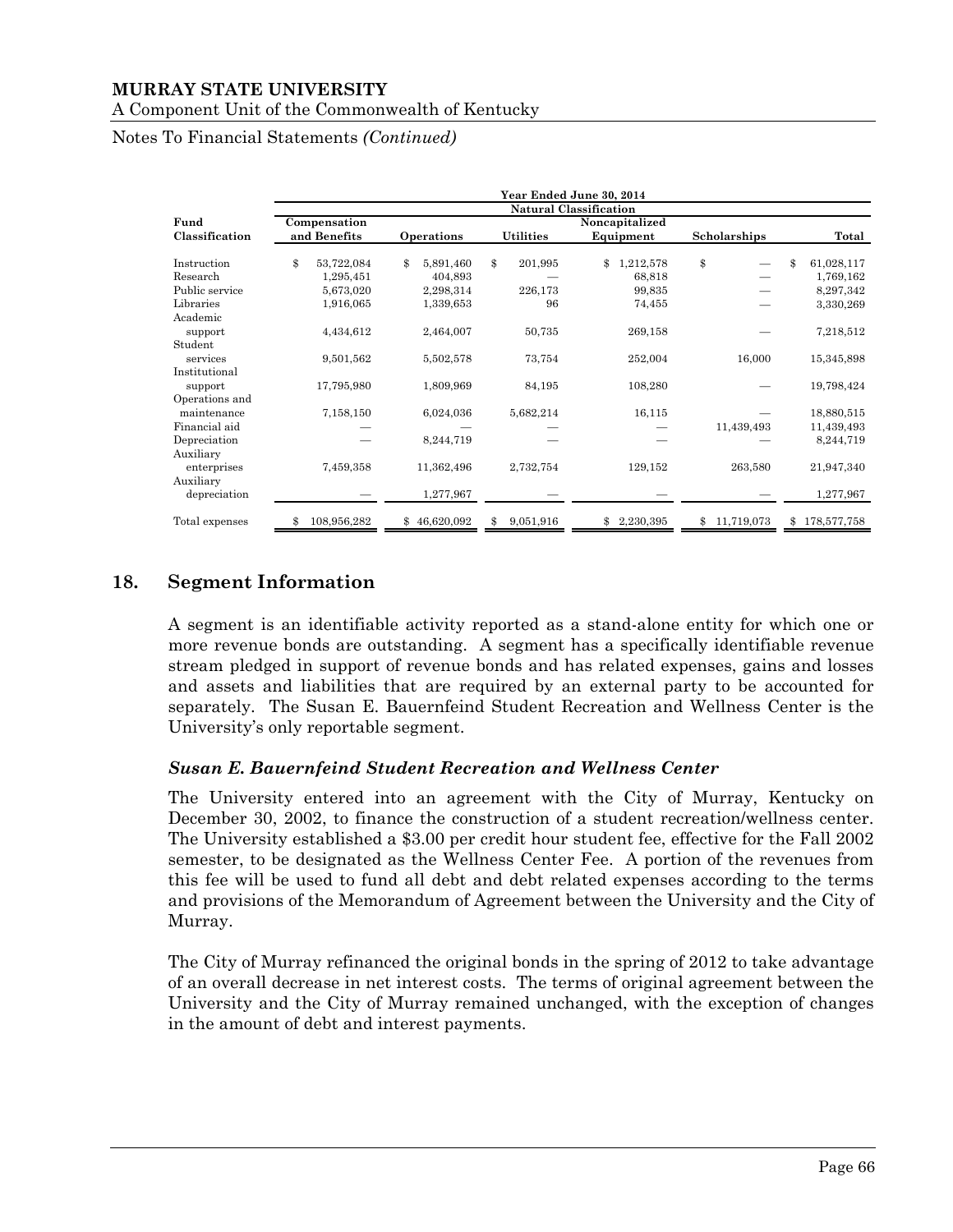Notes To Financial Statements *(Continued)*

| Fund Classification | Compensation and Benefits | Operations | Utilities | Noncapitalized Equipment | Scholarships | Total |
|---|---|---|---|---|---|---|
| | Year Ended June 30, 2014 | | | | | |
| | Natural Classification | | | | | |
| Instruction | $ 53,722,084 | $ 5,891,460 | $ 201,995 | $ 1,212,578 | $ — | $ 61,028,117 |
| Research | 1,295,451 | 404,893 | — | 68,818 | — | 1,769,162 |
| Public service | 5,673,020 | 2,298,314 | 226,173 | 99,835 | — | 8,297,342 |
| Libraries | 1,916,065 | 1,339,653 | 96 | 74,455 | — | 3,330,269 |
| Academic support | 4,434,612 | 2,464,007 | 50,735 | 269,158 | — | 7,218,512 |
| Student services | 9,501,562 | 5,502,578 | 73,754 | 252,004 | 16,000 | 15,345,898 |
| Institutional support | 17,795,980 | 1,809,969 | 84,195 | 108,280 | — | 19,798,424 |
| Operations and maintenance | 7,158,150 | 6,024,036 | 5,682,214 | 16,115 | — | 18,880,515 |
| Financial aid | — | — | — | — | 11,439,493 | 11,439,493 |
| Depreciation | — | 8,244,719 | — | — | — | 8,244,719 |
| Auxiliary enterprises | 7,459,358 | 11,362,496 | 2,732,754 | 129,152 | 263,580 | 21,947,340 |
| Auxiliary depreciation | — | 1,277,967 | — | — | — | 1,277,967 |
| Total expenses | $ 108,956,282 | $ 46,620,092 | $ 9,051,916 | $ 2,230,395 | $ 11,719,073 | $ 178,577,758 |

## 18. Segment Information

A segment is an identifiable activity reported as a stand-alone entity for which one or more revenue bonds are outstanding. A segment has a specifically identifiable revenue stream pledged in support of revenue bonds and has related expenses, gains and losses and assets and liabilities that are required by an external party to be accounted for separately. The Susan E. Bauernfeind Student Recreation and Wellness Center is the University's only reportable segment.

### *Susan E. Bauernfeind Student Recreation and Wellness Center*

The University entered into an agreement with the City of Murray, Kentucky on December 30, 2002, to finance the construction of a student recreation/wellness center. The University established a $3.00 per credit hour student fee, effective for the Fall 2002 semester, to be designated as the Wellness Center Fee. A portion of the revenues from this fee will be used to fund all debt and debt related expenses according to the terms and provisions of the Memorandum of Agreement between the University and the City of Murray.

The City of Murray refinanced the original bonds in the spring of 2012 to take advantage of an overall decrease in net interest costs. The terms of original agreement between the University and the City of Murray remained unchanged, with the exception of changes in the amount of debt and interest payments.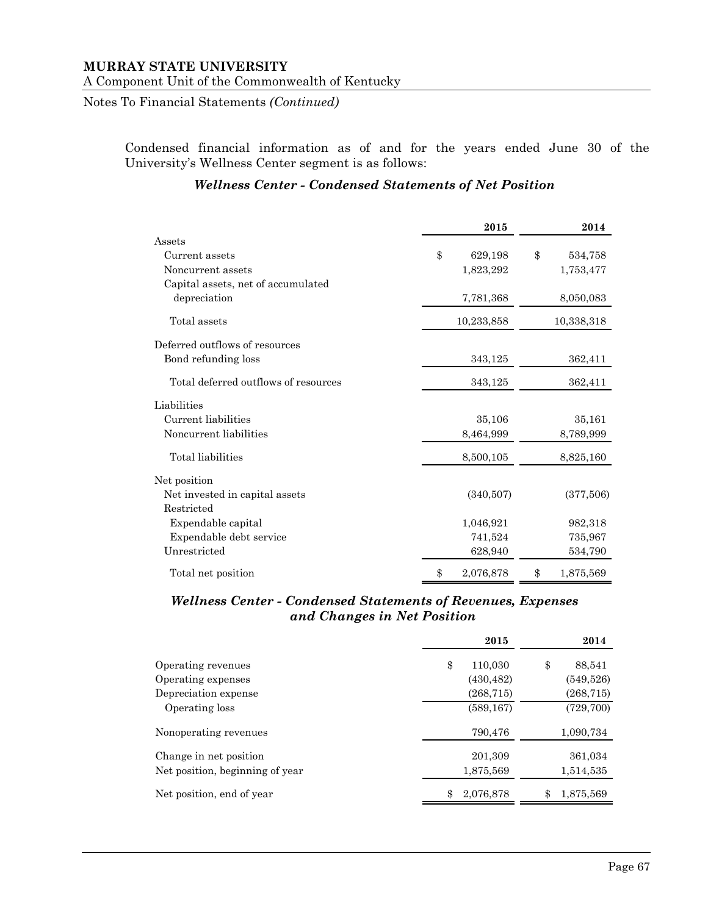Condensed financial information as of and for the years ended June 30 of the University's Wellness Center segment is as follows:

### *Wellness Center - Condensed Statements of Net Position*

| | 2015 | 2014 |
|---|---|---|
| Assets | | |
| Current assets | $ 629,198 | $ 534,758 |
| Noncurrent assets | 1,823,292 | 1,753,477 |
| Capital assets, net of accumulated depreciation | 7,781,368 | 8,050,083 |
| Total assets | 10,233,858 | 10,338,318 |
| Deferred outflows of resources | | |
| Bond refunding loss | 343,125 | 362,411 |
| Total deferred outflows of resources | 343,125 | 362,411 |
| Liabilities | | |
| Current liabilities | 35,106 | 35,161 |
| Noncurrent liabilities | 8,464,999 | 8,789,999 |
| Total liabilities | 8,500,105 | 8,825,160 |
| Net position | | |
| Net invested in capital assets | (340,507) | (377,506) |
| Restricted | | |
| Expendable capital | 1,046,921 | 982,318 |
| Expendable debt service | 741,524 | 735,967 |
| Unrestricted | 628,940 | 534,790 |
| Total net position | $ 2,076,878 | $ 1,875,569 |

### *Wellness Center - Condensed Statements of Revenues, Expenses and Changes in Net Position*

| | 2015 | 2014 |
|---|---|---|
| Operating revenues | $ 110,030 | $ 88,541 |
| Operating expenses | (430,482) | (549,526) |
| Depreciation expense | (268,715) | (268,715) |
| Operating loss | (589,167) | (729,700) |
| Nonoperating revenues | 790,476 | 1,090,734 |
| Change in net position | 201,309 | 361,034 |
| Net position, beginning of year | 1,875,569 | 1,514,535 |
| Net position, end of year | $ 2,076,878 | $ 1,875,569 |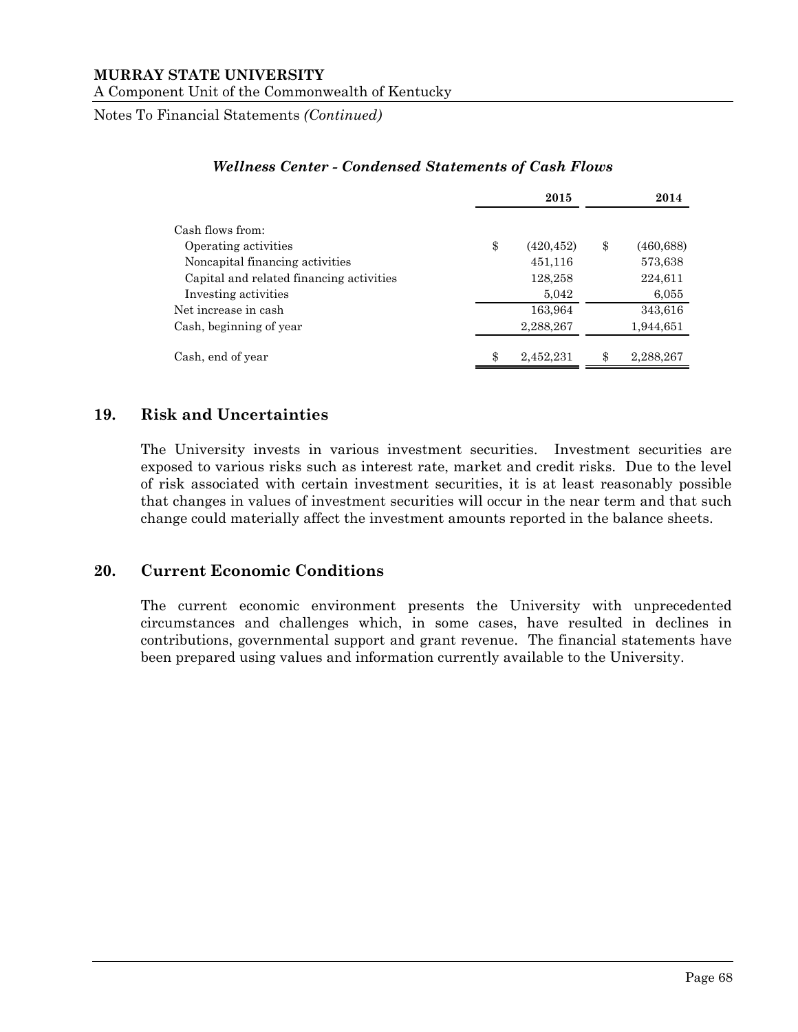*Wellness Center - Condensed Statements of Cash Flows*

| | 2015 | 2014 |
|---|---|---|
| Cash flows from: | | |
| Operating activities | $ (420,452) | $ (460,688) |
| Noncapital financing activities | 451,116 | 573,638 |
| Capital and related financing activities | 128,258 | 224,611 |
| Investing activities | 5,042 | 6,055 |
| Net increase in cash | 163,964 | 343,616 |
| Cash, beginning of year | 2,288,267 | 1,944,651 |
| Cash, end of year | $ 2,452,231 | $ 2,288,267 |

## 19. Risk and Uncertainties

The University invests in various investment securities. Investment securities are exposed to various risks such as interest rate, market and credit risks. Due to the level of risk associated with certain investment securities, it is at least reasonably possible that changes in values of investment securities will occur in the near term and that such change could materially affect the investment amounts reported in the balance sheets.

## 20. Current Economic Conditions

The current economic environment presents the University with unprecedented circumstances and challenges which, in some cases, have resulted in declines in contributions, governmental support and grant revenue. The financial statements have been prepared using values and information currently available to the University.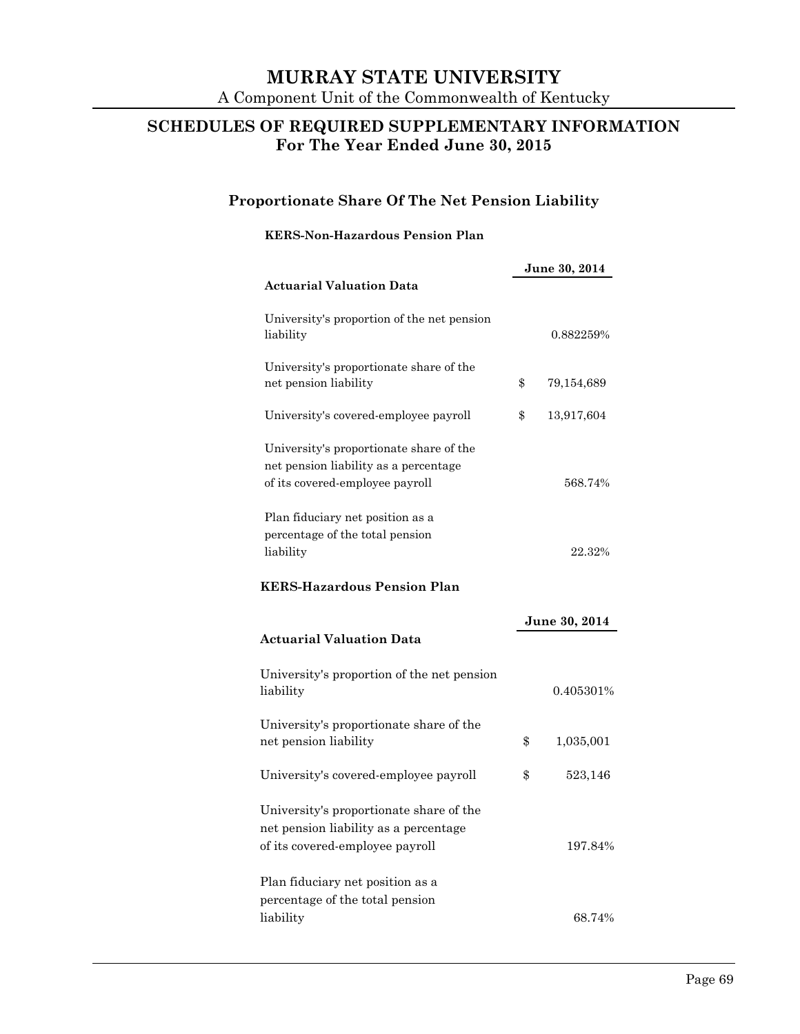# MURRAY STATE UNIVERSITY

A Component Unit of the Commonwealth of Kentucky

## SCHEDULES OF REQUIRED SUPPLEMENTARY INFORMATION
## For The Year Ended June 30, 2015

### Proportionate Share Of The Net Pension Liability

**KERS-Non-Hazardous Pension Plan**

| Actuarial Valuation Data | June 30, 2014 |
|---|---|
| University's proportion of the net pension liability | 0.882259% |
| University's proportionate share of the net pension liability | $ 79,154,689 |
| University's covered-employee payroll | $ 13,917,604 |
| University's proportionate share of the net pension liability as a percentage of its covered-employee payroll | 568.74% |
| Plan fiduciary net position as a percentage of the total pension liability | 22.32% |

**KERS-Hazardous Pension Plan**

| Actuarial Valuation Data | June 30, 2014 |
|---|---|
| University's proportion of the net pension liability | 0.405301% |
| University's proportionate share of the net pension liability | $ 1,035,001 |
| University's covered-employee payroll | $ 523,146 |
| University's proportionate share of the net pension liability as a percentage of its covered-employee payroll | 197.84% |
| Plan fiduciary net position as a percentage of the total pension liability | 68.74% |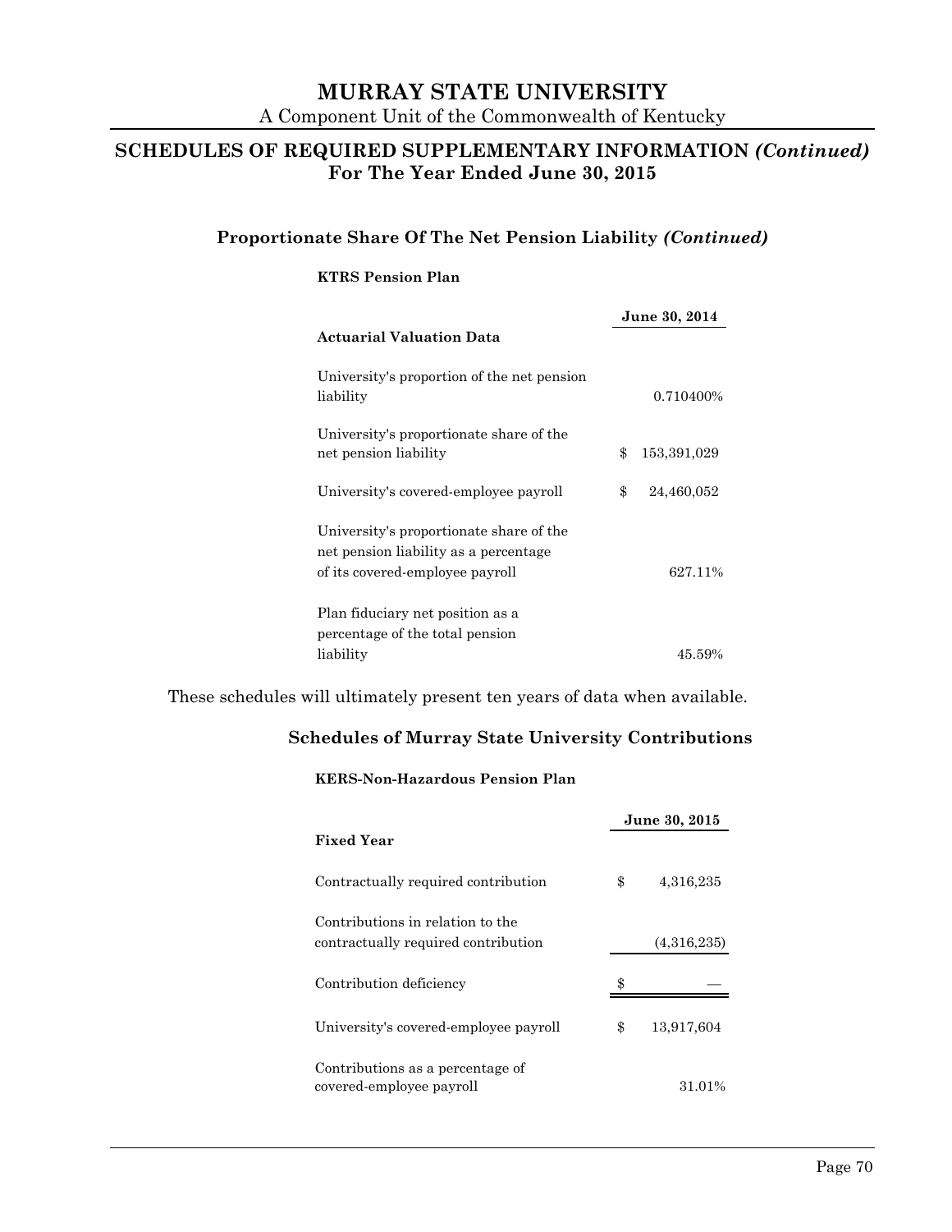# MURRAY STATE UNIVERSITY

A Component Unit of the Commonwealth of Kentucky

## SCHEDULES OF REQUIRED SUPPLEMENTARY INFORMATION *(Continued)*
## For The Year Ended June 30, 2015

### Proportionate Share Of The Net Pension Liability *(Continued)*

**KTRS Pension Plan**

| **Actuarial Valuation Data** | **June 30, 2014** |
|---|---|
| University's proportion of the net pension liability | 0.710400% |
| University's proportionate share of the net pension liability | $ 153,391,029 |
| University's covered-employee payroll | $ 24,460,052 |
| University's proportionate share of the net pension liability as a percentage of its covered-employee payroll | 627.11% |
| Plan fiduciary net position as a percentage of the total pension liability | 45.59% |

These schedules will ultimately present ten years of data when available.

### Schedules of Murray State University Contributions

**KERS-Non-Hazardous Pension Plan**

| **Fixed Year** | **June 30, 2015** |
|---|---|
| Contractually required contribution | $ 4,316,235 |
| Contributions in relation to the contractually required contribution | (4,316,235) |
| Contribution deficiency | $ — |
| University's covered-employee payroll | $ 13,917,604 |
| Contributions as a percentage of covered-employee payroll | 31.01% |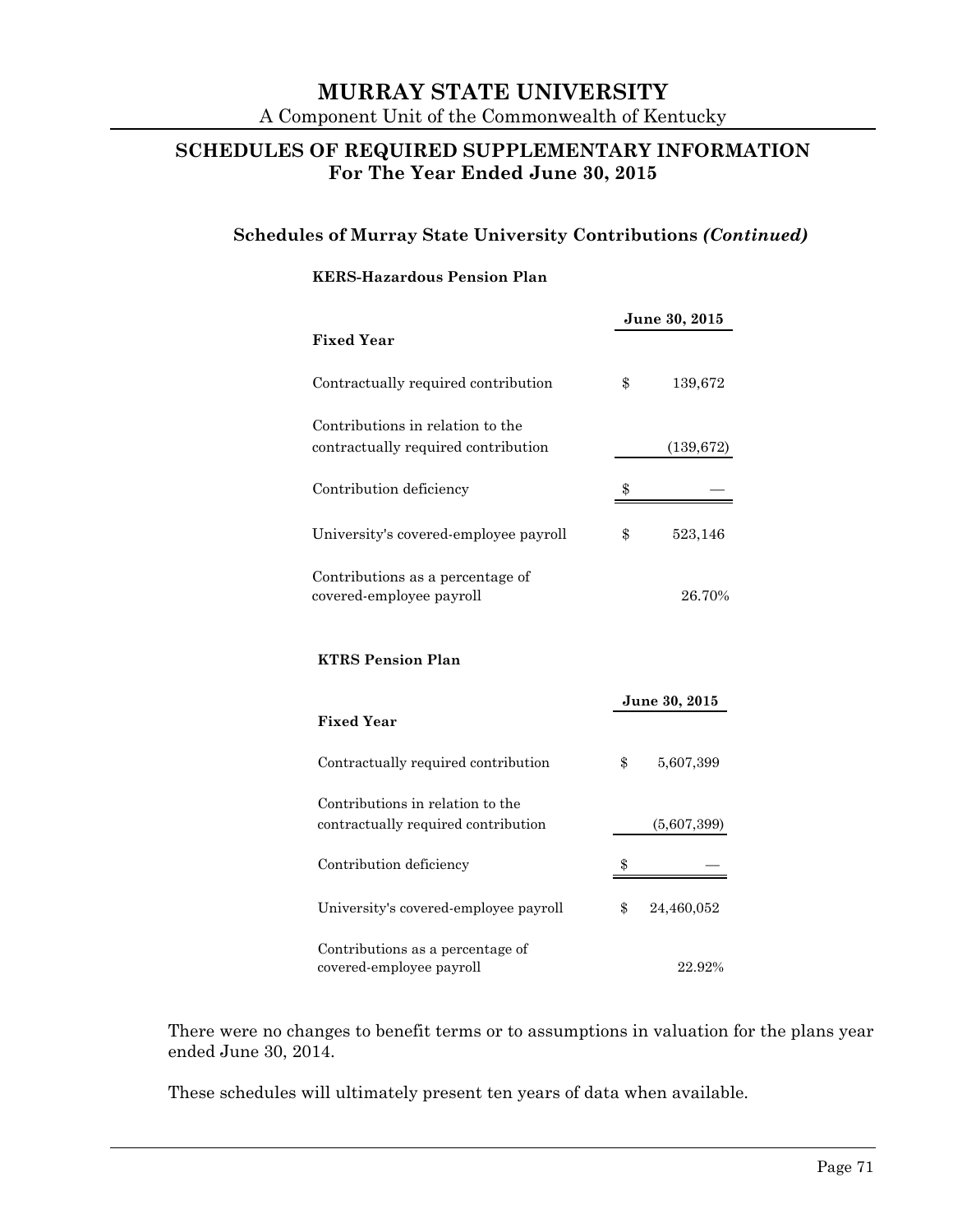# MURRAY STATE UNIVERSITY

A Component Unit of the Commonwealth of Kentucky

## SCHEDULES OF REQUIRED SUPPLEMENTARY INFORMATION
## For The Year Ended June 30, 2015

### Schedules of Murray State University Contributions *(Continued)*

**KERS-Hazardous Pension Plan**

| **Fixed Year** | **June 30, 2015** |
|---|---|
| Contractually required contribution | $ 139,672 |
| Contributions in relation to the contractually required contribution | (139,672) |
| Contribution deficiency | $ — |
| University's covered-employee payroll | $ 523,146 |
| Contributions as a percentage of covered-employee payroll | 26.70% |

**KTRS Pension Plan**

| **Fixed Year** | **June 30, 2015** |
|---|---|
| Contractually required contribution | $ 5,607,399 |
| Contributions in relation to the contractually required contribution | (5,607,399) |
| Contribution deficiency | $ — |
| University's covered-employee payroll | $ 24,460,052 |
| Contributions as a percentage of covered-employee payroll | 22.92% |

There were no changes to benefit terms or to assumptions in valuation for the plans year ended June 30, 2014.

These schedules will ultimately present ten years of data when available.